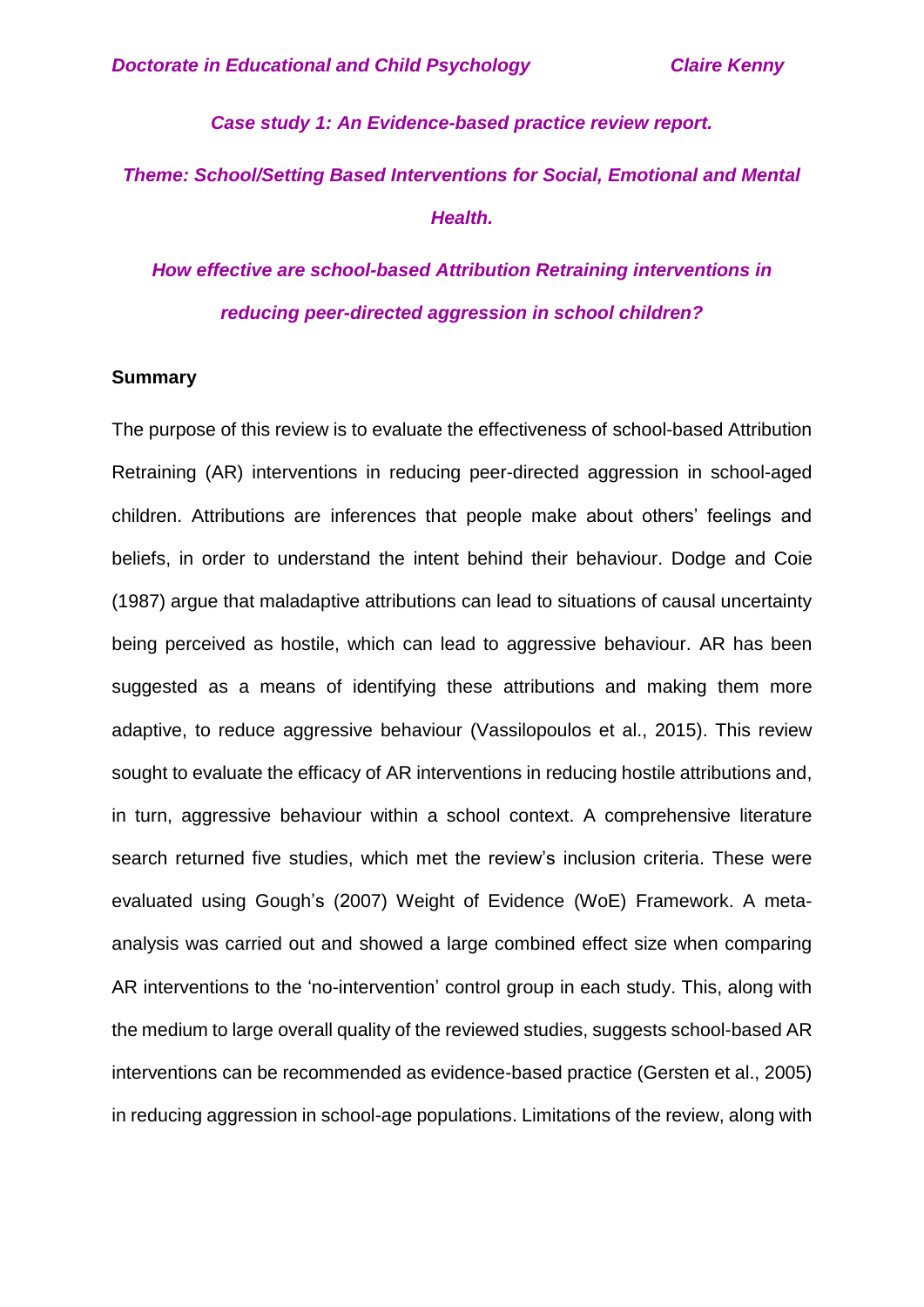*Case study 1: An Evidence-based practice review report.*

*Theme: School/Setting Based Interventions for Social, Emotional and Mental Health.*

# *How effective are school-based Attribution Retraining interventions in reducing peer-directed aggression in school children?*

## Summary

The purpose of this review is to evaluate the effectiveness of school-based Attribution Retraining (AR) interventions in reducing peer-directed aggression in school-aged children. Attributions are inferences that people make about others' feelings and beliefs, in order to understand the intent behind their behaviour. Dodge and Coie (1987) argue that maladaptive attributions can lead to situations of causal uncertainty being perceived as hostile, which can lead to aggressive behaviour. AR has been suggested as a means of identifying these attributions and making them more adaptive, to reduce aggressive behaviour (Vassilopoulos et al., 2015). This review sought to evaluate the efficacy of AR interventions in reducing hostile attributions and, in turn, aggressive behaviour within a school context. A comprehensive literature search returned five studies, which met the review's inclusion criteria. These were evaluated using Gough's (2007) Weight of Evidence (WoE) Framework. A meta-analysis was carried out and showed a large combined effect size when comparing AR interventions to the 'no-intervention' control group in each study. This, along with the medium to large overall quality of the reviewed studies, suggests school-based AR interventions can be recommended as evidence-based practice (Gersten et al., 2005) in reducing aggression in school-age populations. Limitations of the review, along with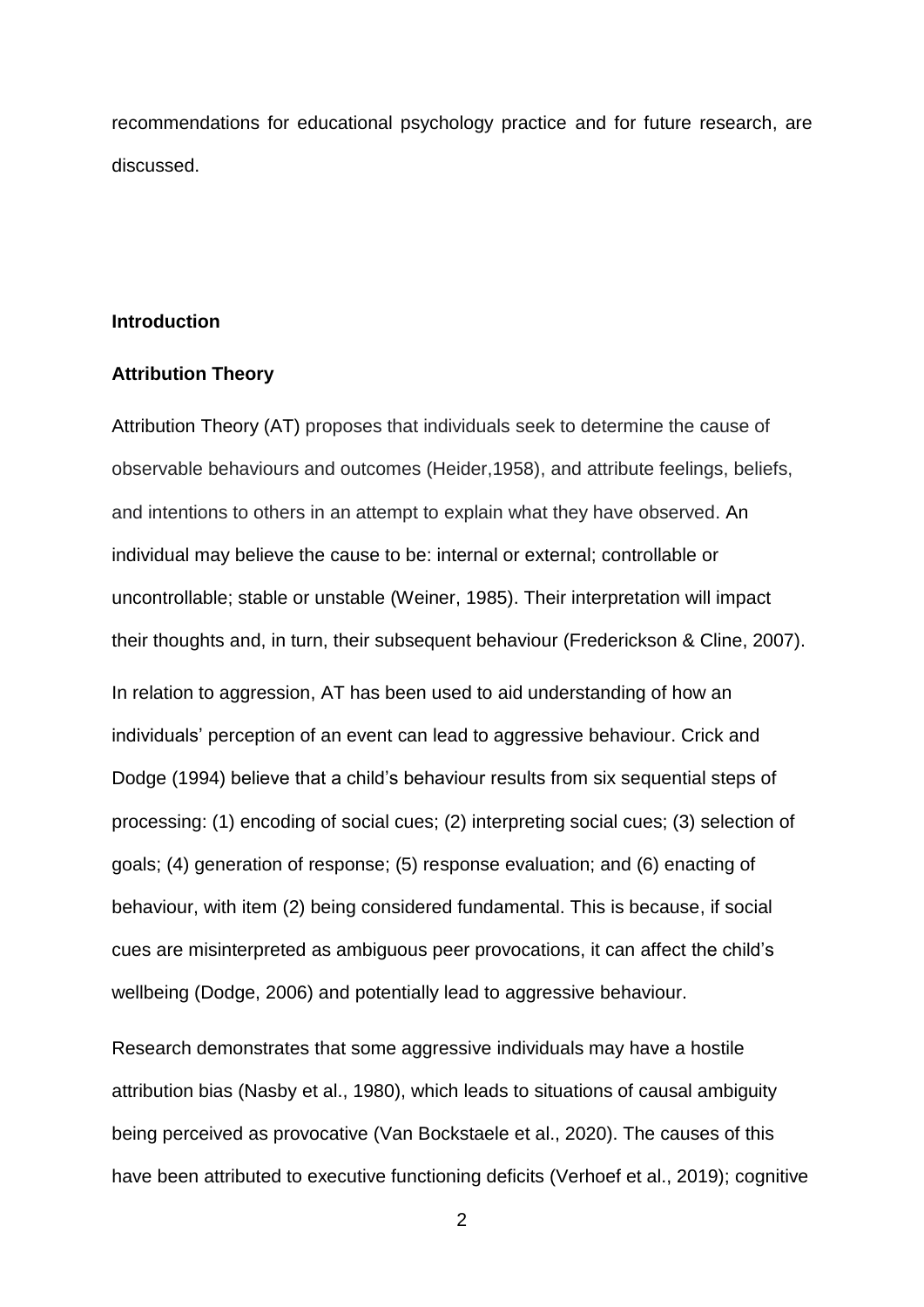recommendations for educational psychology practice and for future research, are discussed.

## Introduction

### Attribution Theory

Attribution Theory (AT) proposes that individuals seek to determine the cause of observable behaviours and outcomes (Heider,1958), and attribute feelings, beliefs, and intentions to others in an attempt to explain what they have observed. An individual may believe the cause to be: internal or external; controllable or uncontrollable; stable or unstable (Weiner, 1985). Their interpretation will impact their thoughts and, in turn, their subsequent behaviour (Frederickson & Cline, 2007).

In relation to aggression, AT has been used to aid understanding of how an individuals' perception of an event can lead to aggressive behaviour. Crick and Dodge (1994) believe that a child's behaviour results from six sequential steps of processing: (1) encoding of social cues; (2) interpreting social cues; (3) selection of goals; (4) generation of response; (5) response evaluation; and (6) enacting of behaviour, with item (2) being considered fundamental. This is because, if social cues are misinterpreted as ambiguous peer provocations, it can affect the child's wellbeing (Dodge, 2006) and potentially lead to aggressive behaviour.

Research demonstrates that some aggressive individuals may have a hostile attribution bias (Nasby et al., 1980), which leads to situations of causal ambiguity being perceived as provocative (Van Bockstaele et al., 2020). The causes of this have been attributed to executive functioning deficits (Verhoef et al., 2019); cognitive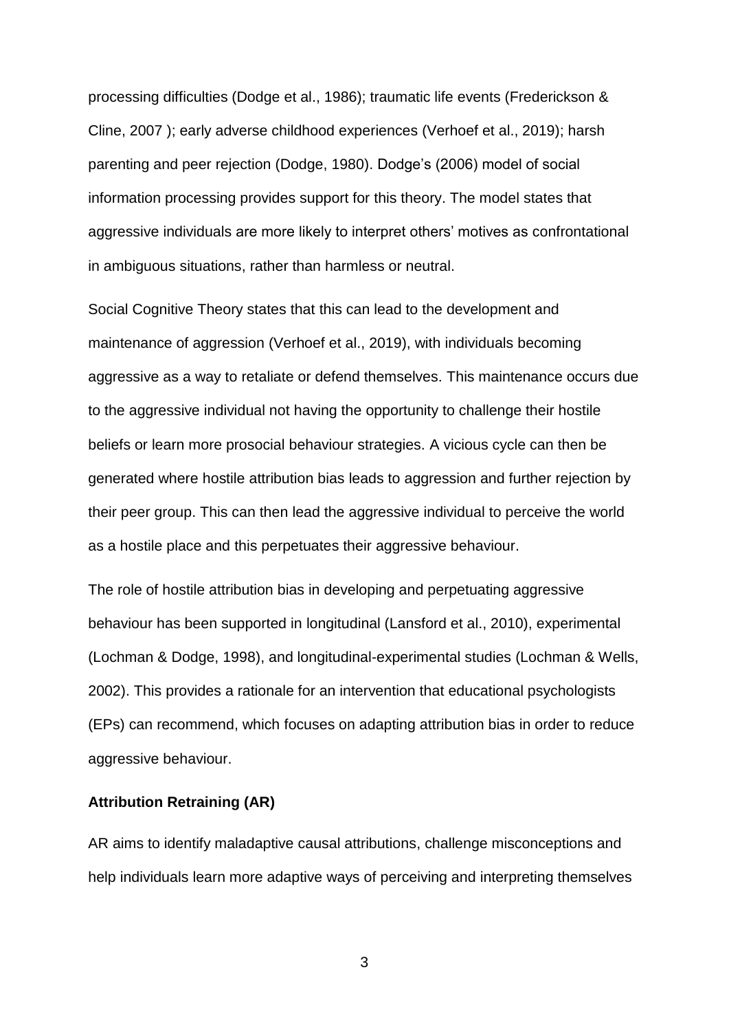processing difficulties (Dodge et al., 1986); traumatic life events (Frederickson & Cline, 2007 ); early adverse childhood experiences (Verhoef et al., 2019); harsh parenting and peer rejection (Dodge, 1980). Dodge's (2006) model of social information processing provides support for this theory. The model states that aggressive individuals are more likely to interpret others' motives as confrontational in ambiguous situations, rather than harmless or neutral.

Social Cognitive Theory states that this can lead to the development and maintenance of aggression (Verhoef et al., 2019), with individuals becoming aggressive as a way to retaliate or defend themselves. This maintenance occurs due to the aggressive individual not having the opportunity to challenge their hostile beliefs or learn more prosocial behaviour strategies. A vicious cycle can then be generated where hostile attribution bias leads to aggression and further rejection by their peer group. This can then lead the aggressive individual to perceive the world as a hostile place and this perpetuates their aggressive behaviour.

The role of hostile attribution bias in developing and perpetuating aggressive behaviour has been supported in longitudinal (Lansford et al., 2010), experimental (Lochman & Dodge, 1998), and longitudinal-experimental studies (Lochman & Wells, 2002). This provides a rationale for an intervention that educational psychologists (EPs) can recommend, which focuses on adapting attribution bias in order to reduce aggressive behaviour.

### Attribution Retraining (AR)

AR aims to identify maladaptive causal attributions, challenge misconceptions and help individuals learn more adaptive ways of perceiving and interpreting themselves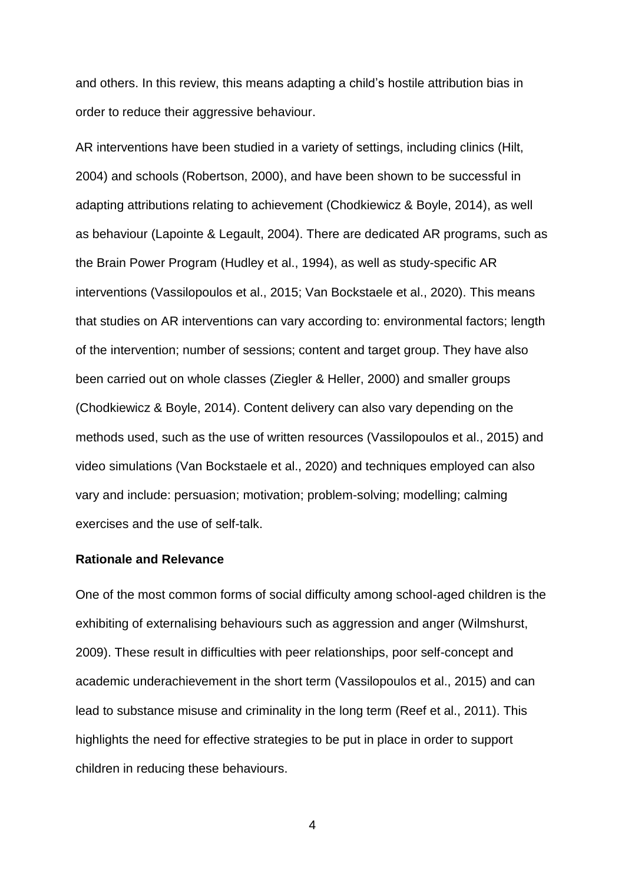and others. In this review, this means adapting a child's hostile attribution bias in order to reduce their aggressive behaviour.

AR interventions have been studied in a variety of settings, including clinics (Hilt, 2004) and schools (Robertson, 2000), and have been shown to be successful in adapting attributions relating to achievement (Chodkiewicz & Boyle, 2014), as well as behaviour (Lapointe & Legault, 2004). There are dedicated AR programs, such as the Brain Power Program (Hudley et al., 1994), as well as study-specific AR interventions (Vassilopoulos et al., 2015; Van Bockstaele et al., 2020). This means that studies on AR interventions can vary according to: environmental factors; length of the intervention; number of sessions; content and target group. They have also been carried out on whole classes (Ziegler & Heller, 2000) and smaller groups (Chodkiewicz & Boyle, 2014). Content delivery can also vary depending on the methods used, such as the use of written resources (Vassilopoulos et al., 2015) and video simulations (Van Bockstaele et al., 2020) and techniques employed can also vary and include: persuasion; motivation; problem-solving; modelling; calming exercises and the use of self-talk.

**Rationale and Relevance**

One of the most common forms of social difficulty among school-aged children is the exhibiting of externalising behaviours such as aggression and anger (Wilmshurst, 2009). These result in difficulties with peer relationships, poor self-concept and academic underachievement in the short term (Vassilopoulos et al., 2015) and can lead to substance misuse and criminality in the long term (Reef et al., 2011). This highlights the need for effective strategies to be put in place in order to support children in reducing these behaviours.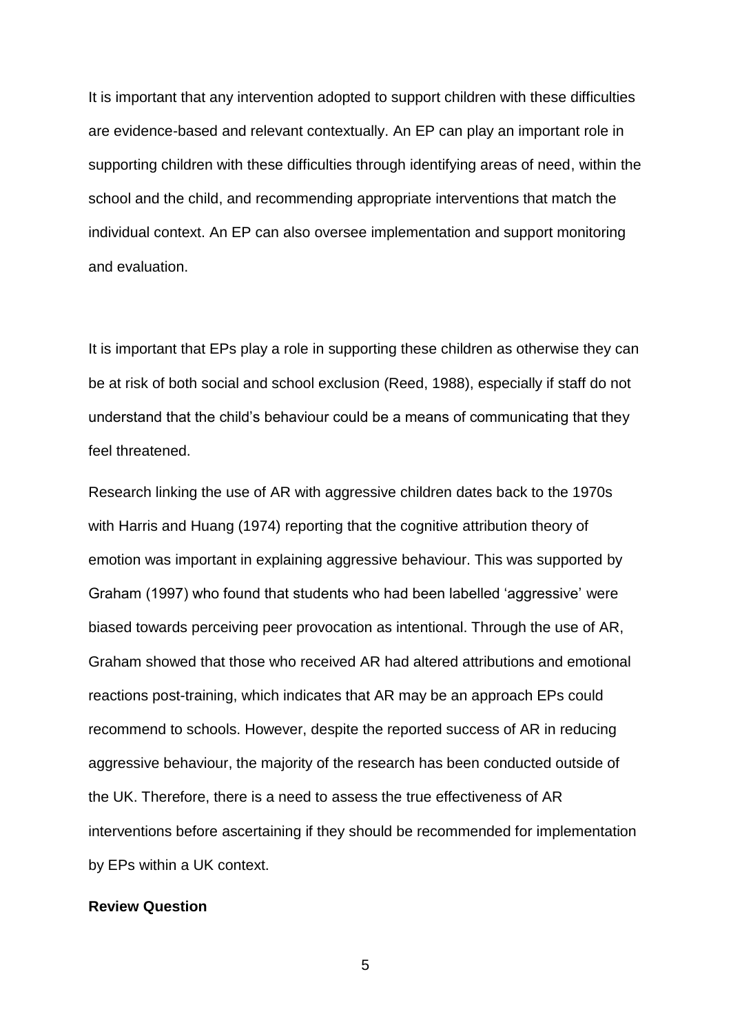It is important that any intervention adopted to support children with these difficulties are evidence-based and relevant contextually. An EP can play an important role in supporting children with these difficulties through identifying areas of need, within the school and the child, and recommending appropriate interventions that match the individual context. An EP can also oversee implementation and support monitoring and evaluation.

It is important that EPs play a role in supporting these children as otherwise they can be at risk of both social and school exclusion (Reed, 1988), especially if staff do not understand that the child's behaviour could be a means of communicating that they feel threatened.

Research linking the use of AR with aggressive children dates back to the 1970s with Harris and Huang (1974) reporting that the cognitive attribution theory of emotion was important in explaining aggressive behaviour. This was supported by Graham (1997) who found that students who had been labelled 'aggressive' were biased towards perceiving peer provocation as intentional. Through the use of AR, Graham showed that those who received AR had altered attributions and emotional reactions post-training, which indicates that AR may be an approach EPs could recommend to schools. However, despite the reported success of AR in reducing aggressive behaviour, the majority of the research has been conducted outside of the UK. Therefore, there is a need to assess the true effectiveness of AR interventions before ascertaining if they should be recommended for implementation by EPs within a UK context.

**Review Question**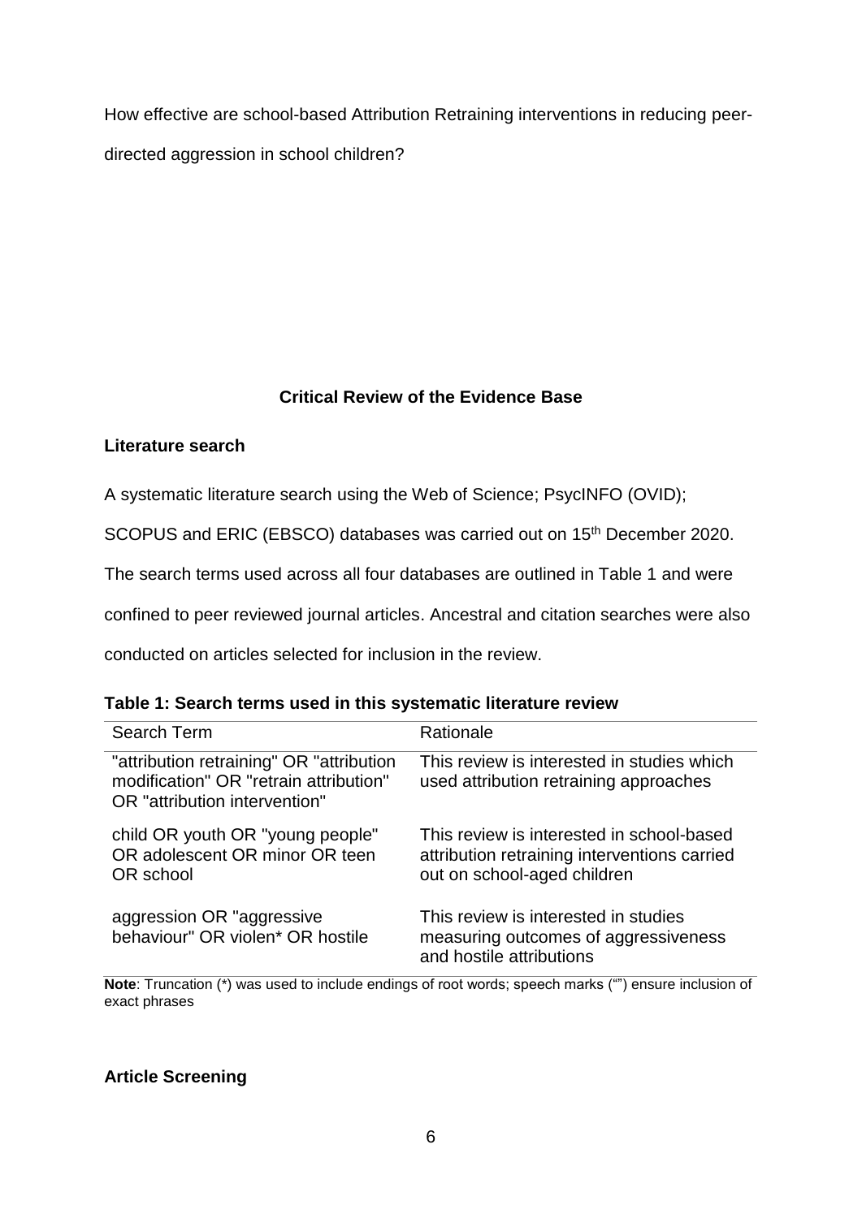How effective are school-based Attribution Retraining interventions in reducing peer-directed aggression in school children?

## Critical Review of the Evidence Base

### Literature search

A systematic literature search using the Web of Science; PsycINFO (OVID); SCOPUS and ERIC (EBSCO) databases was carried out on 15th December 2020. The search terms used across all four databases are outlined in Table 1 and were confined to peer reviewed journal articles. Ancestral and citation searches were also conducted on articles selected for inclusion in the review.

**Table 1: Search terms used in this systematic literature review**

| Search Term | Rationale |
| --- | --- |
| "attribution retraining" OR "attribution modification" OR "retrain attribution" OR "attribution intervention" | This review is interested in studies which used attribution retraining approaches |
| child OR youth OR "young people" OR adolescent OR minor OR teen OR school | This review is interested in school-based attribution retraining interventions carried out on school-aged children |
| aggression OR "aggressive behaviour" OR violen* OR hostile | This review is interested in studies measuring outcomes of aggressiveness and hostile attributions |

**Note**: Truncation (*) was used to include endings of root words; speech marks ("") ensure inclusion of exact phrases

### Article Screening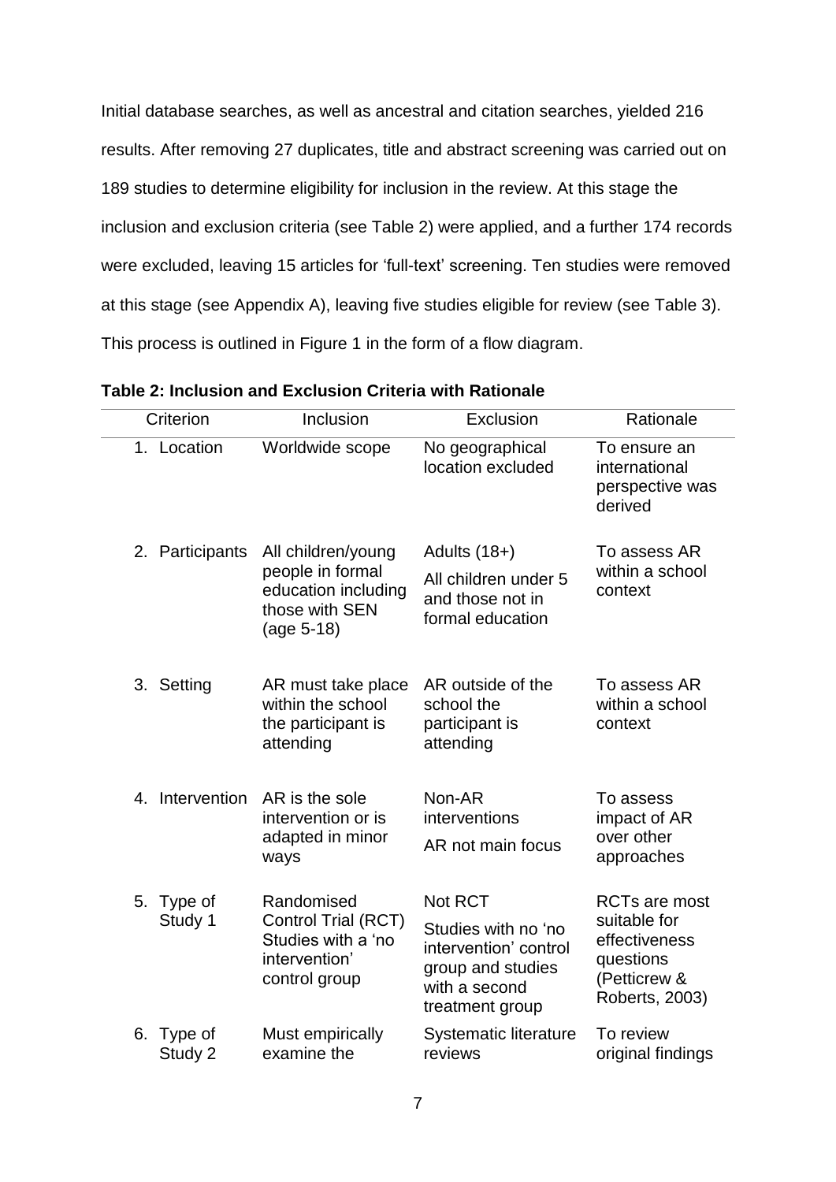Initial database searches, as well as ancestral and citation searches, yielded 216 results. After removing 27 duplicates, title and abstract screening was carried out on 189 studies to determine eligibility for inclusion in the review. At this stage the inclusion and exclusion criteria (see Table 2) were applied, and a further 174 records were excluded, leaving 15 articles for 'full-text' screening. Ten studies were removed at this stage (see Appendix A), leaving five studies eligible for review (see Table 3). This process is outlined in Figure 1 in the form of a flow diagram.

**Table 2: Inclusion and Exclusion Criteria with Rationale**

| Criterion | Inclusion | Exclusion | Rationale |
|---|---|---|---|
| 1. Location | Worldwide scope | No geographical location excluded | To ensure an international perspective was derived |
| 2. Participants | All children/young people in formal education including those with SEN (age 5-18) | Adults (18+)<br>All children under 5 and those not in formal education | To assess AR within a school context |
| 3. Setting | AR must take place within the school the participant is attending | AR outside of the school the participant is attending | To assess AR within a school context |
| 4. Intervention | AR is the sole intervention or is adapted in minor ways | Non-AR interventions<br>AR not main focus | To assess impact of AR over other approaches |
| 5. Type of Study 1 | Randomised Control Trial (RCT) Studies with a 'no intervention' control group | Not RCT<br>Studies with no 'no intervention' control group and studies with a second treatment group | RCTs are most suitable for effectiveness questions (Petticrew & Roberts, 2003) |
| 6. Type of Study 2 | Must empirically examine the | Systematic literature reviews | To review original findings |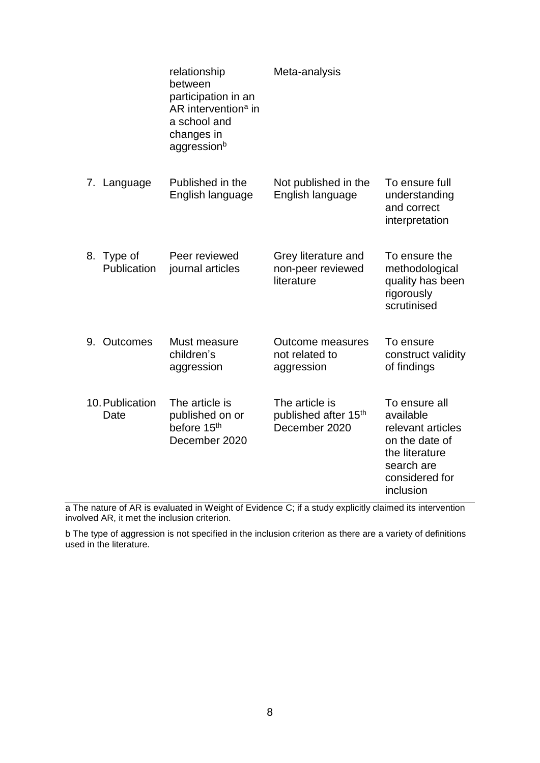| | | | |
|---|---|---|---|
| | relationship between participation in an AR intervention[a] in a school and changes in aggression[b] | Meta-analysis | |
| 7. Language | Published in the English language | Not published in the English language | To ensure full understanding and correct interpretation |
| 8. Type of Publication | Peer reviewed journal articles | Grey literature and non-peer reviewed literature | To ensure the methodological quality has been rigorously scrutinised |
| 9. Outcomes | Must measure children's aggression | Outcome measures not related to aggression | To ensure construct validity of findings |
| 10. Publication Date | The article is published on or before 15th December 2020 | The article is published after 15th December 2020 | To ensure all available relevant articles on the date of the literature search are considered for inclusion |

a The nature of AR is evaluated in Weight of Evidence C; if a study explicitly claimed its intervention involved AR, it met the inclusion criterion.

b The type of aggression is not specified in the inclusion criterion as there are a variety of definitions used in the literature.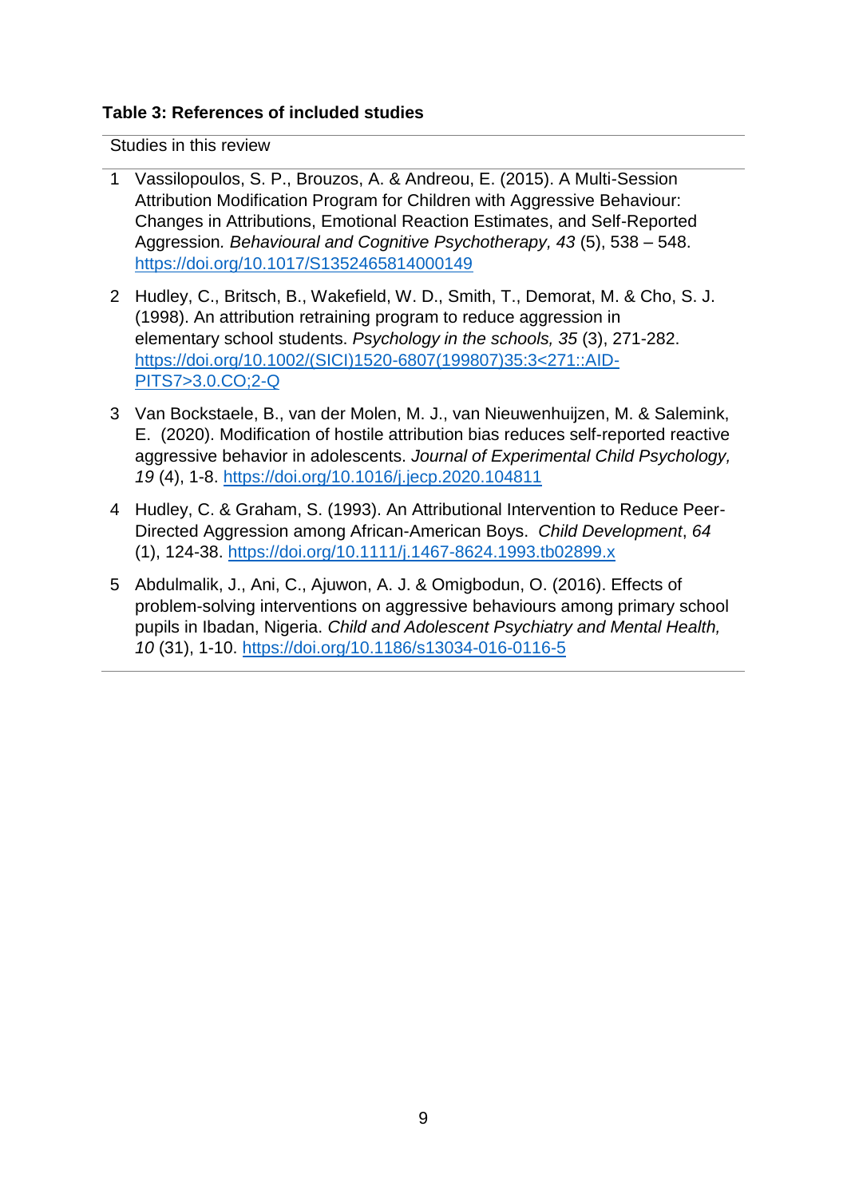**Table 3: References of included studies**

| | Studies in this review |
|---|---|
| 1 | Vassilopoulos, S. P., Brouzos, A. & Andreou, E. (2015). A Multi-Session Attribution Modification Program for Children with Aggressive Behaviour: Changes in Attributions, Emotional Reaction Estimates, and Self-Reported Aggression. *Behavioural and Cognitive Psychotherapy, 43* (5), 538 – 548. https://doi.org/10.1017/S1352465814000149 |
| 2 | Hudley, C., Britsch, B., Wakefield, W. D., Smith, T., Demorat, M. & Cho, S. J. (1998). An attribution retraining program to reduce aggression in elementary school students. *Psychology in the schools, 35* (3), 271-282. https://doi.org/10.1002/(SICI)1520-6807(199807)35:3<271::AID-PITS7>3.0.CO;2-Q |
| 3 | Van Bockstaele, B., van der Molen, M. J., van Nieuwenhuijzen, M. & Salemink, E. (2020). Modification of hostile attribution bias reduces self-reported reactive aggressive behavior in adolescents. *Journal of Experimental Child Psychology, 19* (4), 1-8. https://doi.org/10.1016/j.jecp.2020.104811 |
| 4 | Hudley, C. & Graham, S. (1993). An Attributional Intervention to Reduce Peer-Directed Aggression among African-American Boys. *Child Development*, *64* (1), 124-38. https://doi.org/10.1111/j.1467-8624.1993.tb02899.x |
| 5 | Abdulmalik, J., Ani, C., Ajuwon, A. J. & Omigbodun, O. (2016). Effects of problem-solving interventions on aggressive behaviours among primary school pupils in Ibadan, Nigeria. *Child and Adolescent Psychiatry and Mental Health, 10* (31), 1-10. https://doi.org/10.1186/s13034-016-0116-5 |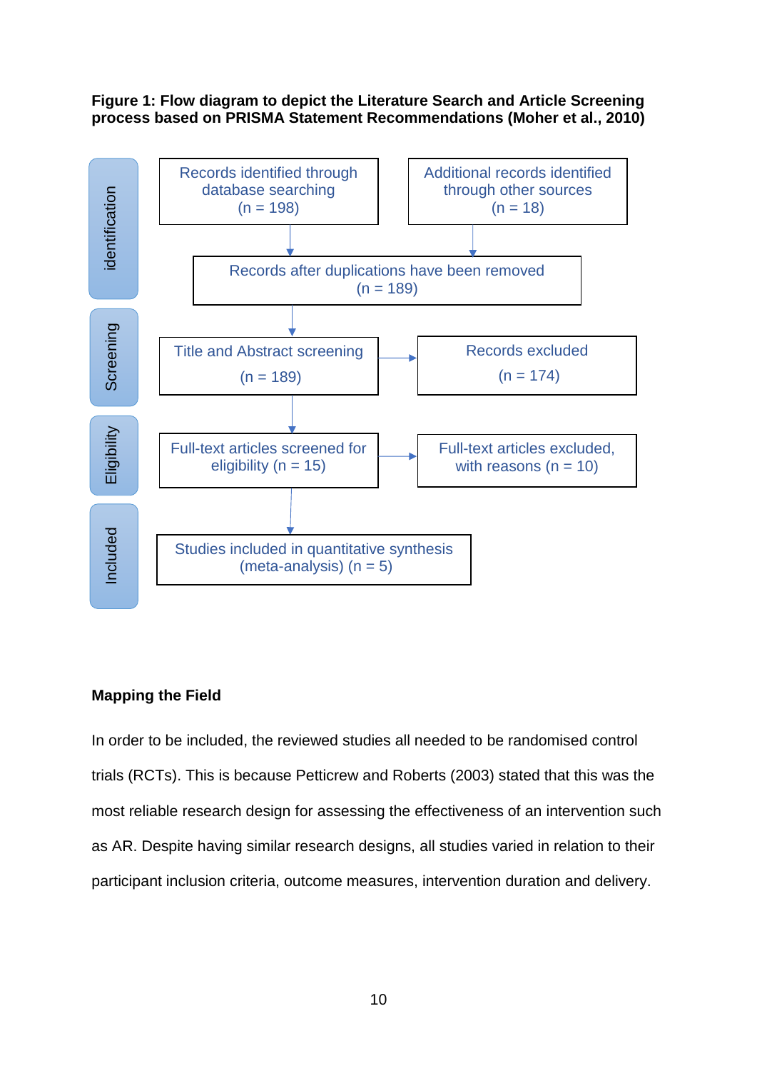**Figure 1: Flow diagram to depict the Literature Search and Article Screening process based on PRISMA Statement Recommendations (Moher et al., 2010)**

| Stage | | |
|---|---|---|
| identification | Records identified through database searching (n = 198) | Additional records identified through other sources (n = 18) |
| identification | Records after duplications have been removed (n = 189) | |
| Screening | Title and Abstract screening (n = 189) | Records excluded (n = 174) |
| Eligibility | Full-text articles screened for eligibility (n = 15) | Full-text articles excluded, with reasons (n = 10) |
| Included | Studies included in quantitative synthesis (meta-analysis) (n = 5) | |

**Mapping the Field**

In order to be included, the reviewed studies all needed to be randomised control trials (RCTs). This is because Petticrew and Roberts (2003) stated that this was the most reliable research design for assessing the effectiveness of an intervention such as AR. Despite having similar research designs, all studies varied in relation to their participant inclusion criteria, outcome measures, intervention duration and delivery.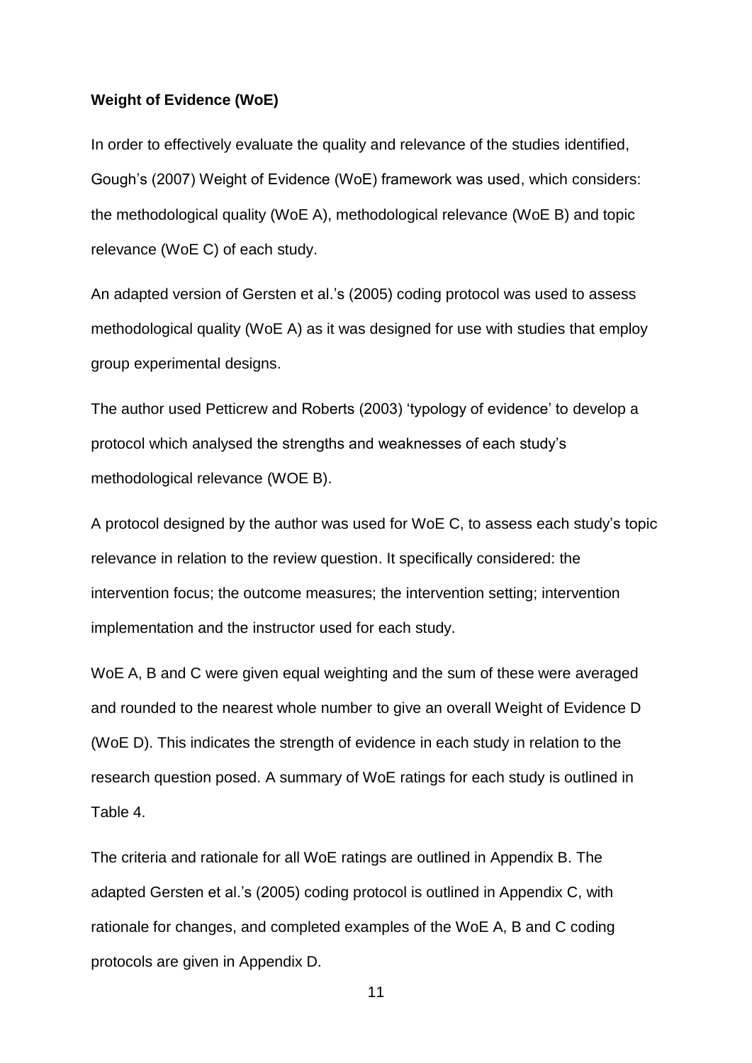**Weight of Evidence (WoE)**

In order to effectively evaluate the quality and relevance of the studies identified, Gough's (2007) Weight of Evidence (WoE) framework was used, which considers: the methodological quality (WoE A), methodological relevance (WoE B) and topic relevance (WoE C) of each study.

An adapted version of Gersten et al.'s (2005) coding protocol was used to assess methodological quality (WoE A) as it was designed for use with studies that employ group experimental designs.

The author used Petticrew and Roberts (2003) 'typology of evidence' to develop a protocol which analysed the strengths and weaknesses of each study's methodological relevance (WOE B).

A protocol designed by the author was used for WoE C, to assess each study's topic relevance in relation to the review question. It specifically considered: the intervention focus; the outcome measures; the intervention setting; intervention implementation and the instructor used for each study.

WoE A, B and C were given equal weighting and the sum of these were averaged and rounded to the nearest whole number to give an overall Weight of Evidence D (WoE D). This indicates the strength of evidence in each study in relation to the research question posed. A summary of WoE ratings for each study is outlined in Table 4.

The criteria and rationale for all WoE ratings are outlined in Appendix B. The adapted Gersten et al.'s (2005) coding protocol is outlined in Appendix C, with rationale for changes, and completed examples of the WoE A, B and C coding protocols are given in Appendix D.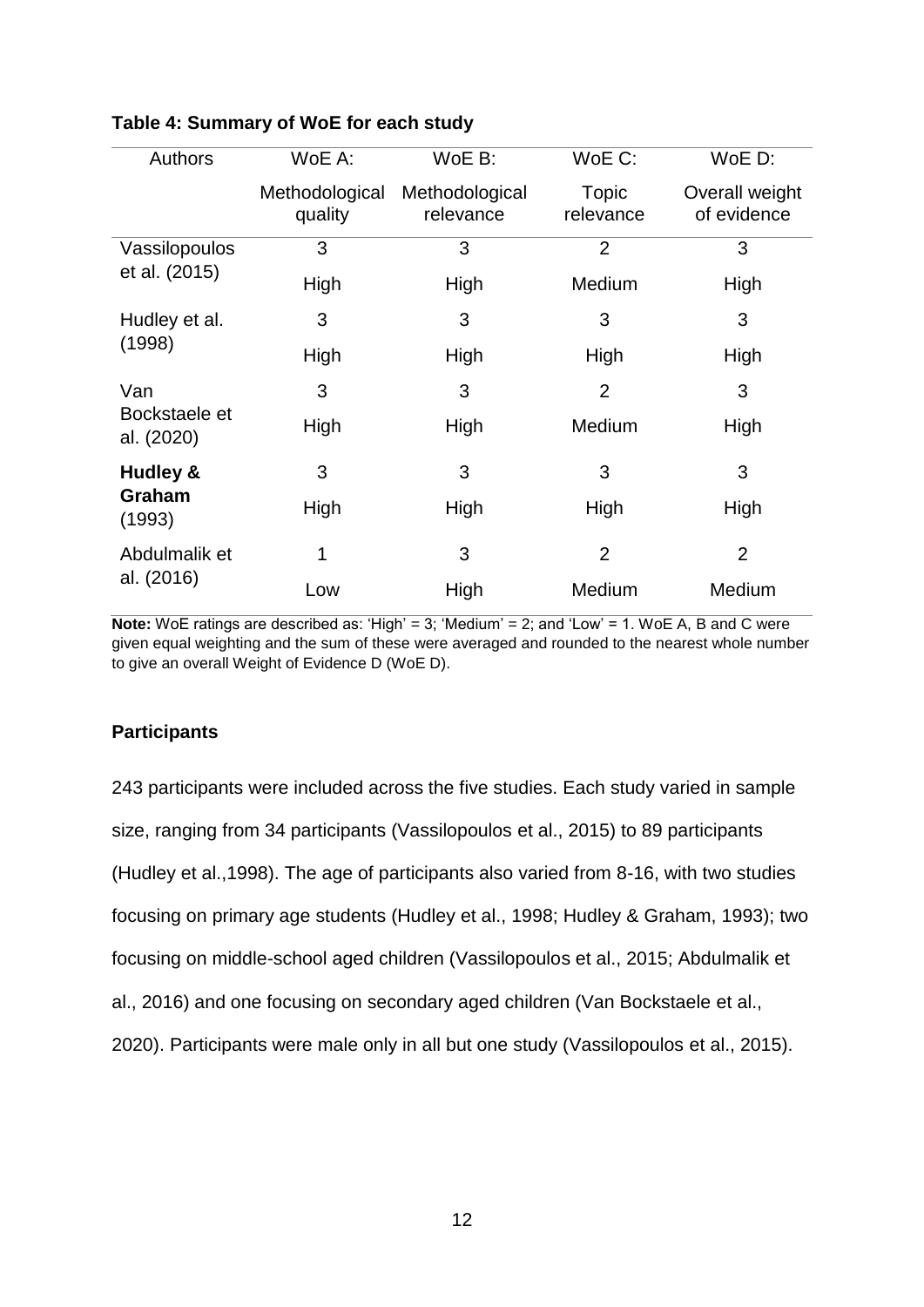**Table 4: Summary of WoE for each study**

| Authors | WoE A: Methodological quality | WoE B: Methodological relevance | WoE C: Topic relevance | WoE D: Overall weight of evidence |
|---|---|---|---|---|
| Vassilopoulos et al. (2015) | 3 High | 3 High | 2 Medium | 3 High |
| Hudley et al. (1998) | 3 High | 3 High | 3 High | 3 High |
| Van Bockstaele et al. (2020) | 3 High | 3 High | 2 Medium | 3 High |
| **Hudley & Graham** (1993) | 3 High | 3 High | 3 High | 3 High |
| Abdulmalik et al. (2016) | 1 Low | 3 High | 2 Medium | 2 Medium |

**Note:** WoE ratings are described as: 'High' = 3; 'Medium' = 2; and 'Low' = 1. WoE A, B and C were given equal weighting and the sum of these were averaged and rounded to the nearest whole number to give an overall Weight of Evidence D (WoE D).

### Participants

243 participants were included across the five studies. Each study varied in sample size, ranging from 34 participants (Vassilopoulos et al., 2015) to 89 participants (Hudley et al.,1998). The age of participants also varied from 8-16, with two studies focusing on primary age students (Hudley et al., 1998; Hudley & Graham, 1993); two focusing on middle-school aged children (Vassilopoulos et al., 2015; Abdulmalik et al., 2016) and one focusing on secondary aged children (Van Bockstaele et al., 2020). Participants were male only in all but one study (Vassilopoulos et al., 2015).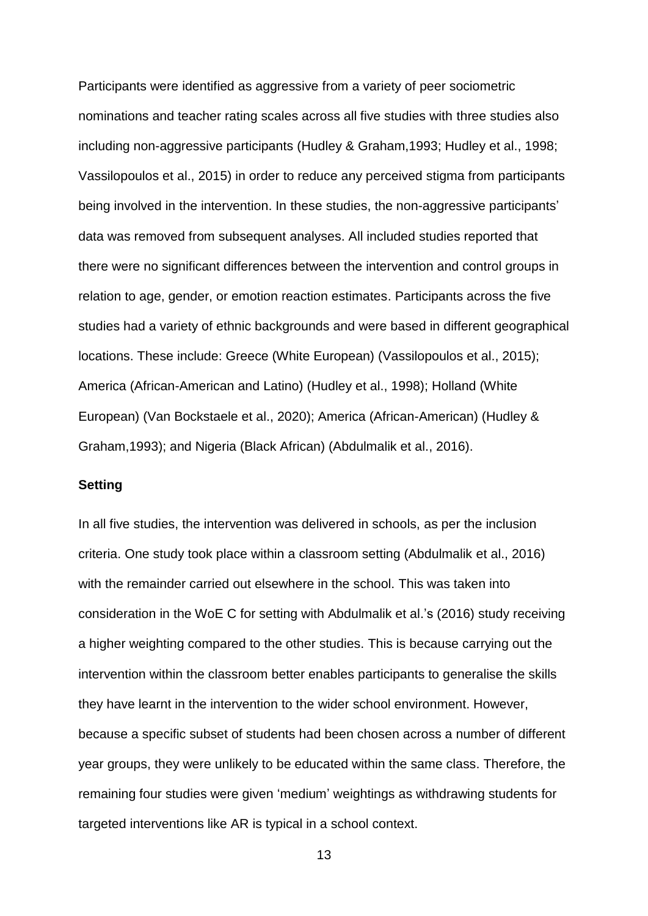Participants were identified as aggressive from a variety of peer sociometric nominations and teacher rating scales across all five studies with three studies also including non-aggressive participants (Hudley & Graham,1993; Hudley et al., 1998; Vassilopoulos et al., 2015) in order to reduce any perceived stigma from participants being involved in the intervention. In these studies, the non-aggressive participants' data was removed from subsequent analyses. All included studies reported that there were no significant differences between the intervention and control groups in relation to age, gender, or emotion reaction estimates. Participants across the five studies had a variety of ethnic backgrounds and were based in different geographical locations. These include: Greece (White European) (Vassilopoulos et al., 2015); America (African-American and Latino) (Hudley et al., 1998); Holland (White European) (Van Bockstaele et al., 2020); America (African-American) (Hudley & Graham,1993); and Nigeria (Black African) (Abdulmalik et al., 2016).

**Setting**

In all five studies, the intervention was delivered in schools, as per the inclusion criteria. One study took place within a classroom setting (Abdulmalik et al., 2016) with the remainder carried out elsewhere in the school. This was taken into consideration in the WoE C for setting with Abdulmalik et al.'s (2016) study receiving a higher weighting compared to the other studies. This is because carrying out the intervention within the classroom better enables participants to generalise the skills they have learnt in the intervention to the wider school environment. However, because a specific subset of students had been chosen across a number of different year groups, they were unlikely to be educated within the same class. Therefore, the remaining four studies were given 'medium' weightings as withdrawing students for targeted interventions like AR is typical in a school context.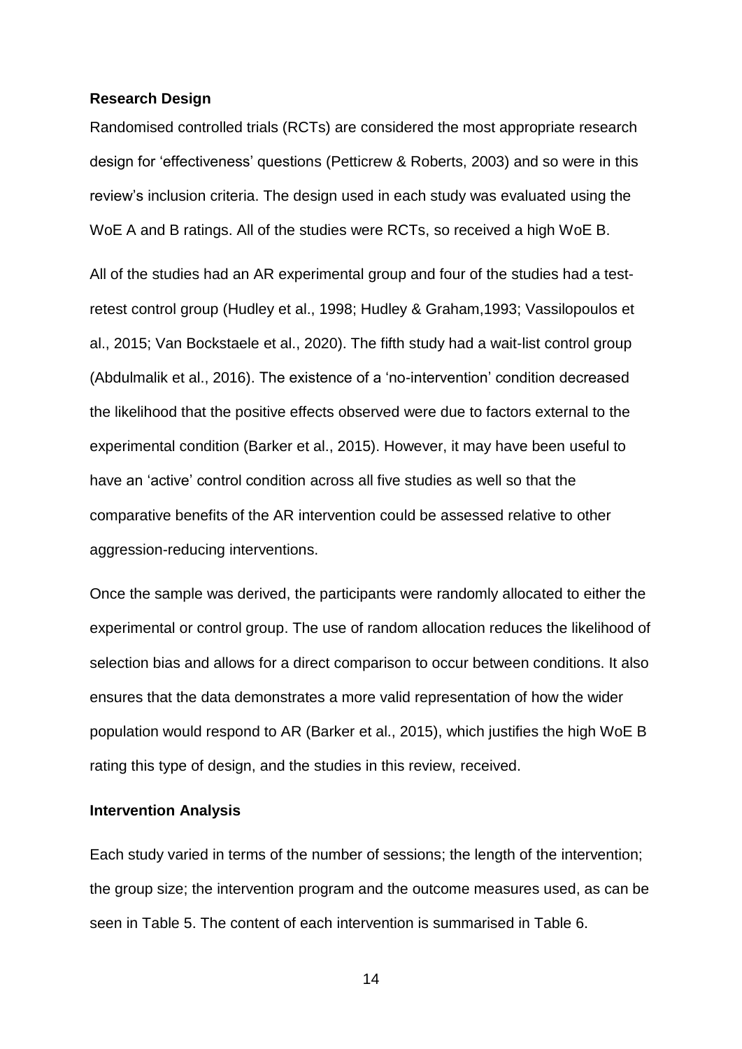**Research Design**

Randomised controlled trials (RCTs) are considered the most appropriate research design for 'effectiveness' questions (Petticrew & Roberts, 2003) and so were in this review's inclusion criteria. The design used in each study was evaluated using the WoE A and B ratings. All of the studies were RCTs, so received a high WoE B.

All of the studies had an AR experimental group and four of the studies had a test-retest control group (Hudley et al., 1998; Hudley & Graham,1993; Vassilopoulos et al., 2015; Van Bockstaele et al., 2020). The fifth study had a wait-list control group (Abdulmalik et al., 2016). The existence of a 'no-intervention' condition decreased the likelihood that the positive effects observed were due to factors external to the experimental condition (Barker et al., 2015). However, it may have been useful to have an 'active' control condition across all five studies as well so that the comparative benefits of the AR intervention could be assessed relative to other aggression-reducing interventions.

Once the sample was derived, the participants were randomly allocated to either the experimental or control group. The use of random allocation reduces the likelihood of selection bias and allows for a direct comparison to occur between conditions. It also ensures that the data demonstrates a more valid representation of how the wider population would respond to AR (Barker et al., 2015), which justifies the high WoE B rating this type of design, and the studies in this review, received.

**Intervention Analysis**

Each study varied in terms of the number of sessions; the length of the intervention; the group size; the intervention program and the outcome measures used, as can be seen in Table 5. The content of each intervention is summarised in Table 6.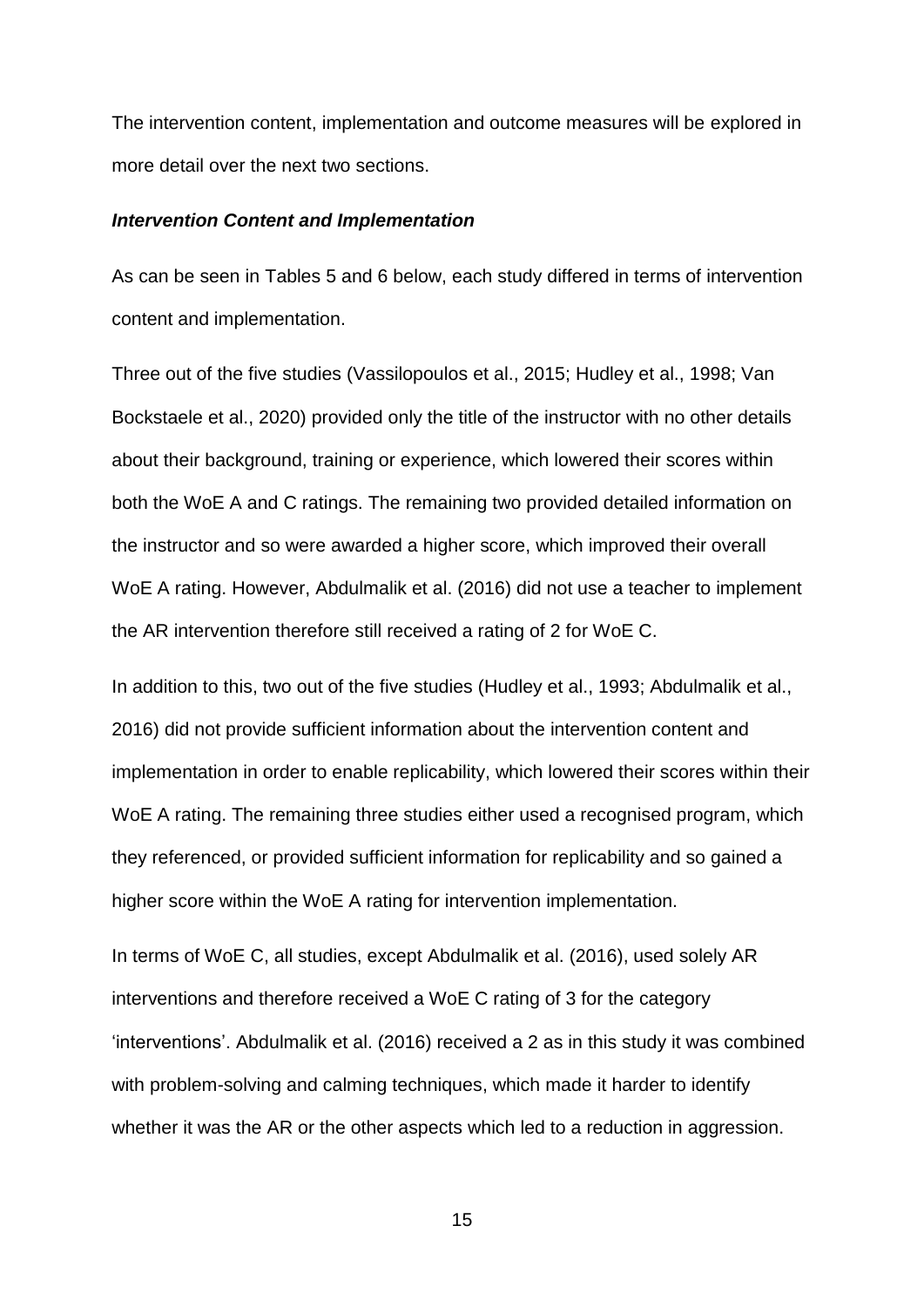The intervention content, implementation and outcome measures will be explored in more detail over the next two sections.

### *Intervention Content and Implementation*

As can be seen in Tables 5 and 6 below, each study differed in terms of intervention content and implementation.

Three out of the five studies (Vassilopoulos et al., 2015; Hudley et al., 1998; Van Bockstaele et al., 2020) provided only the title of the instructor with no other details about their background, training or experience, which lowered their scores within both the WoE A and C ratings. The remaining two provided detailed information on the instructor and so were awarded a higher score, which improved their overall WoE A rating. However, Abdulmalik et al. (2016) did not use a teacher to implement the AR intervention therefore still received a rating of 2 for WoE C.

In addition to this, two out of the five studies (Hudley et al., 1993; Abdulmalik et al., 2016) did not provide sufficient information about the intervention content and implementation in order to enable replicability, which lowered their scores within their WoE A rating. The remaining three studies either used a recognised program, which they referenced, or provided sufficient information for replicability and so gained a higher score within the WoE A rating for intervention implementation.

In terms of WoE C, all studies, except Abdulmalik et al. (2016), used solely AR interventions and therefore received a WoE C rating of 3 for the category 'interventions'. Abdulmalik et al. (2016) received a 2 as in this study it was combined with problem-solving and calming techniques, which made it harder to identify whether it was the AR or the other aspects which led to a reduction in aggression.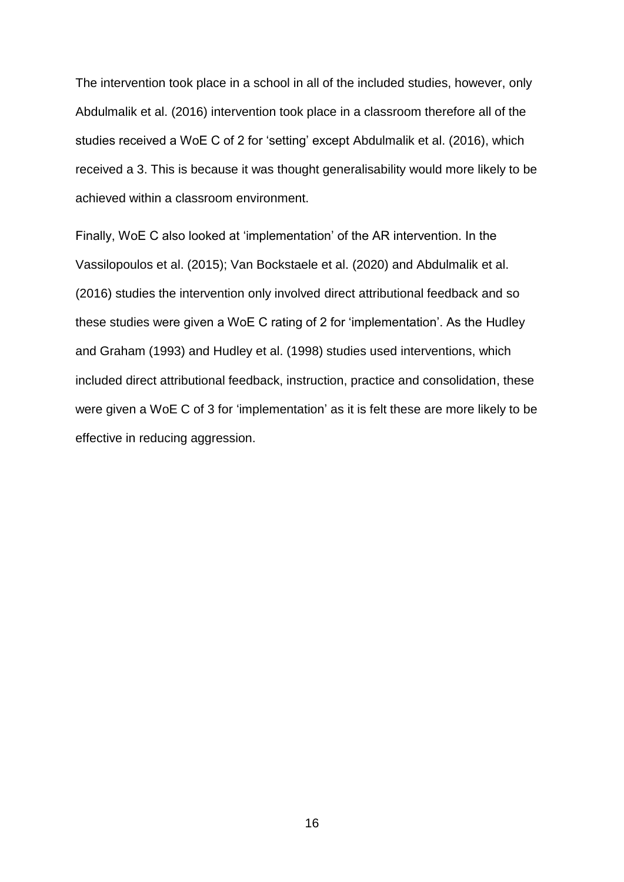The intervention took place in a school in all of the included studies, however, only Abdulmalik et al. (2016) intervention took place in a classroom therefore all of the studies received a WoE C of 2 for 'setting' except Abdulmalik et al. (2016), which received a 3. This is because it was thought generalisability would more likely to be achieved within a classroom environment.

Finally, WoE C also looked at 'implementation' of the AR intervention. In the Vassilopoulos et al. (2015); Van Bockstaele et al. (2020) and Abdulmalik et al. (2016) studies the intervention only involved direct attributional feedback and so these studies were given a WoE C rating of 2 for 'implementation'. As the Hudley and Graham (1993) and Hudley et al. (1998) studies used interventions, which included direct attributional feedback, instruction, practice and consolidation, these were given a WoE C of 3 for 'implementation' as it is felt these are more likely to be effective in reducing aggression.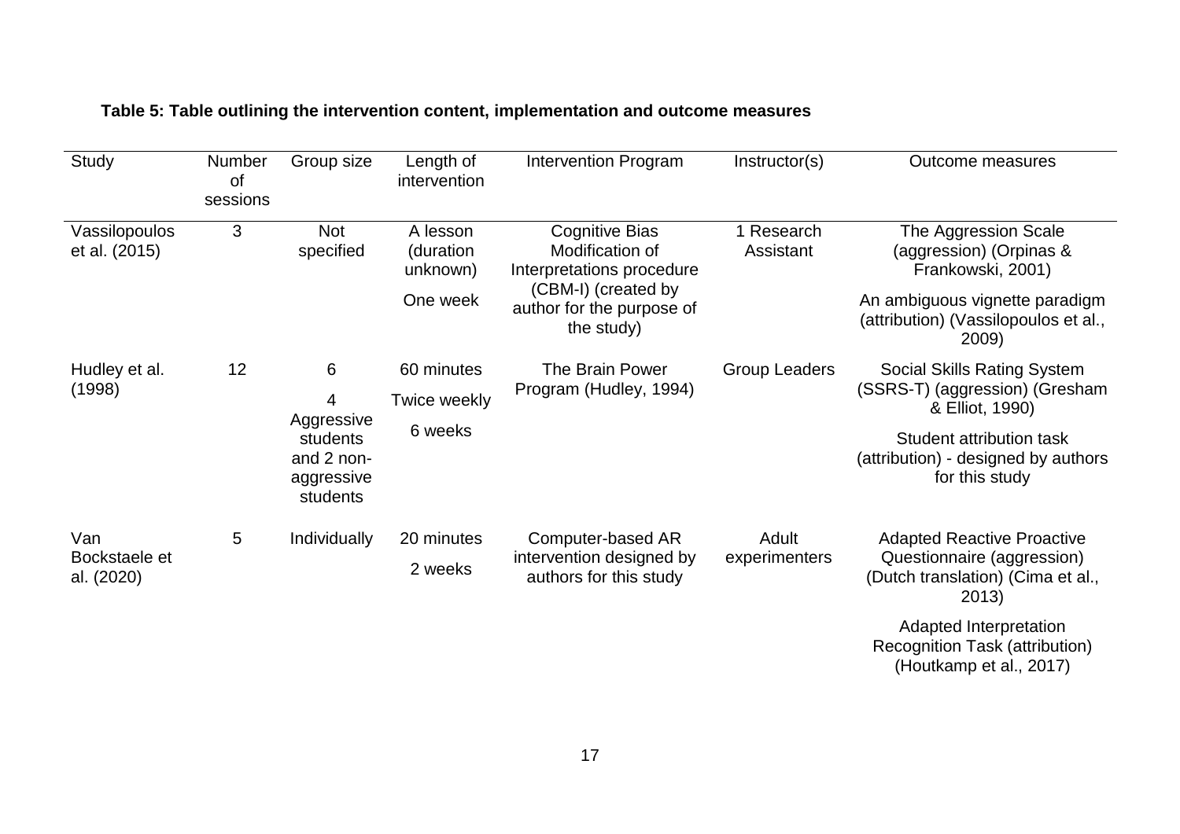**Table 5: Table outlining the intervention content, implementation and outcome measures**

| Study | Number of sessions | Group size | Length of intervention | Intervention Program | Instructor(s) | Outcome measures |
|---|---|---|---|---|---|---|
| Vassilopoulos et al. (2015) | 3 | Not specified | A lesson (duration unknown)<br>One week | Cognitive Bias Modification of Interpretations procedure (CBM-I) (created by author for the purpose of the study) | 1 Research Assistant | The Aggression Scale (aggression) (Orpinas & Frankowski, 2001)<br>An ambiguous vignette paradigm (attribution) (Vassilopoulos et al., 2009) |
| Hudley et al. (1998) | 12 | 6<br>4 Aggressive students and 2 non-aggressive students | 60 minutes<br>Twice weekly<br>6 weeks | The Brain Power Program (Hudley, 1994) | Group Leaders | Social Skills Rating System (SSRS-T) (aggression) (Gresham & Elliot, 1990)<br>Student attribution task (attribution) - designed by authors for this study |
| Van Bockstaele et al. (2020) | 5 | Individually | 20 minutes<br>2 weeks | Computer-based AR intervention designed by authors for this study | Adult experimenters | Adapted Reactive Proactive Questionnaire (aggression) (Dutch translation) (Cima et al., 2013)<br>Adapted Interpretation Recognition Task (attribution) (Houtkamp et al., 2017) |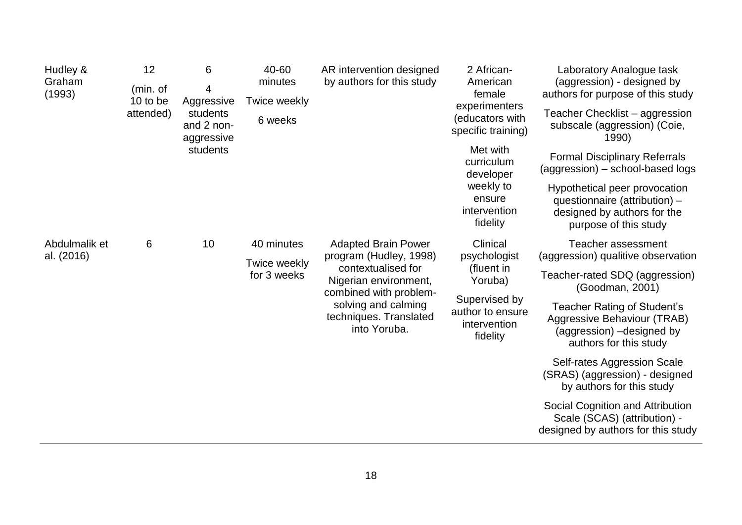| | | | | | | |
|---|---|---|---|---|---|---|
| Hudley & Graham (1993) | 12 (min. of 10 to be attended) | 6<br>4 Aggressive students and 2 non-aggressive students | 40-60 minutes<br>Twice weekly<br>6 weeks | AR intervention designed by authors for this study | 2 African-American female experimenters (educators with specific training)<br>Met with curriculum developer weekly to ensure intervention fidelity | Laboratory Analogue task (aggression) - designed by authors for purpose of this study<br>Teacher Checklist – aggression subscale (aggression) (Coie, 1990)<br>Formal Disciplinary Referrals (aggression) – school-based logs<br>Hypothetical peer provocation questionnaire (attribution) – designed by authors for the purpose of this study |
| Abdulmalik et al. (2016) | 6 | 10 | 40 minutes<br>Twice weekly for 3 weeks | Adapted Brain Power program (Hudley, 1998) contextualised for Nigerian environment, combined with problem-solving and calming techniques. Translated into Yoruba. | Clinical psychologist (fluent in Yoruba)<br>Supervised by author to ensure intervention fidelity | Teacher assessment (aggression) qualitive observation<br>Teacher-rated SDQ (aggression) (Goodman, 2001)<br>Teacher Rating of Student's Aggressive Behaviour (TRAB) (aggression) –designed by authors for this study<br>Self-rates Aggression Scale (SRAS) (aggression) - designed by authors for this study<br>Social Cognition and Attribution Scale (SCAS) (attribution) - designed by authors for this study |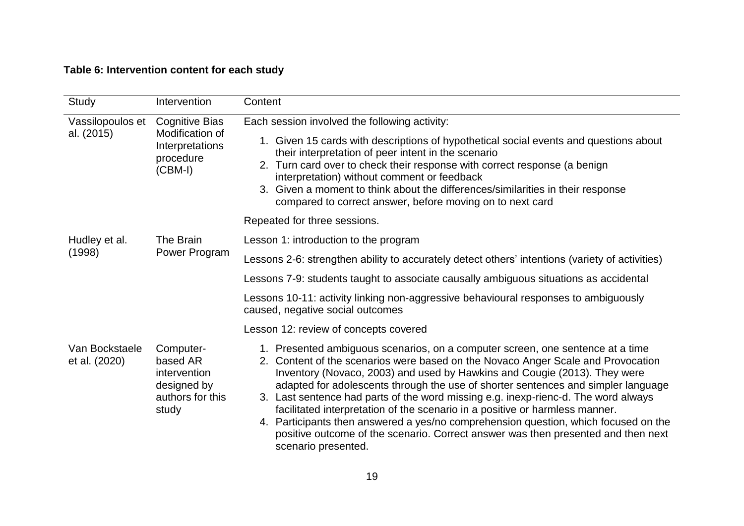**Table 6: Intervention content for each study**

| Study | Intervention | Content |
|---|---|---|
| Vassilopoulos et al. (2015) | Cognitive Bias Modification of Interpretations procedure (CBM-I) | Each session involved the following activity:<br>1. Given 15 cards with descriptions of hypothetical social events and questions about their interpretation of peer intent in the scenario<br>2. Turn card over to check their response with correct response (a benign interpretation) without comment or feedback<br>3. Given a moment to think about the differences/similarities in their response compared to correct answer, before moving on to next card |
| | | Repeated for three sessions. |
| Hudley et al. (1998) | The Brain Power Program | Lesson 1: introduction to the program |
| | | Lessons 2-6: strengthen ability to accurately detect others' intentions (variety of activities) |
| | | Lessons 7-9: students taught to associate causally ambiguous situations as accidental |
| | | Lessons 10-11: activity linking non-aggressive behavioural responses to ambiguously caused, negative social outcomes |
| | | Lesson 12: review of concepts covered |
| Van Bockstaele et al. (2020) | Computer-based AR intervention designed by authors for this study | 1. Presented ambiguous scenarios, on a computer screen, one sentence at a time<br>2. Content of the scenarios were based on the Novaco Anger Scale and Provocation Inventory (Novaco, 2003) and used by Hawkins and Cougie (2013). They were adapted for adolescents through the use of shorter sentences and simpler language<br>3. Last sentence had parts of the word missing e.g. inexp-rienc-d. The word always facilitated interpretation of the scenario in a positive or harmless manner.<br>4. Participants then answered a yes/no comprehension question, which focused on the positive outcome of the scenario. Correct answer was then presented and then next scenario presented. |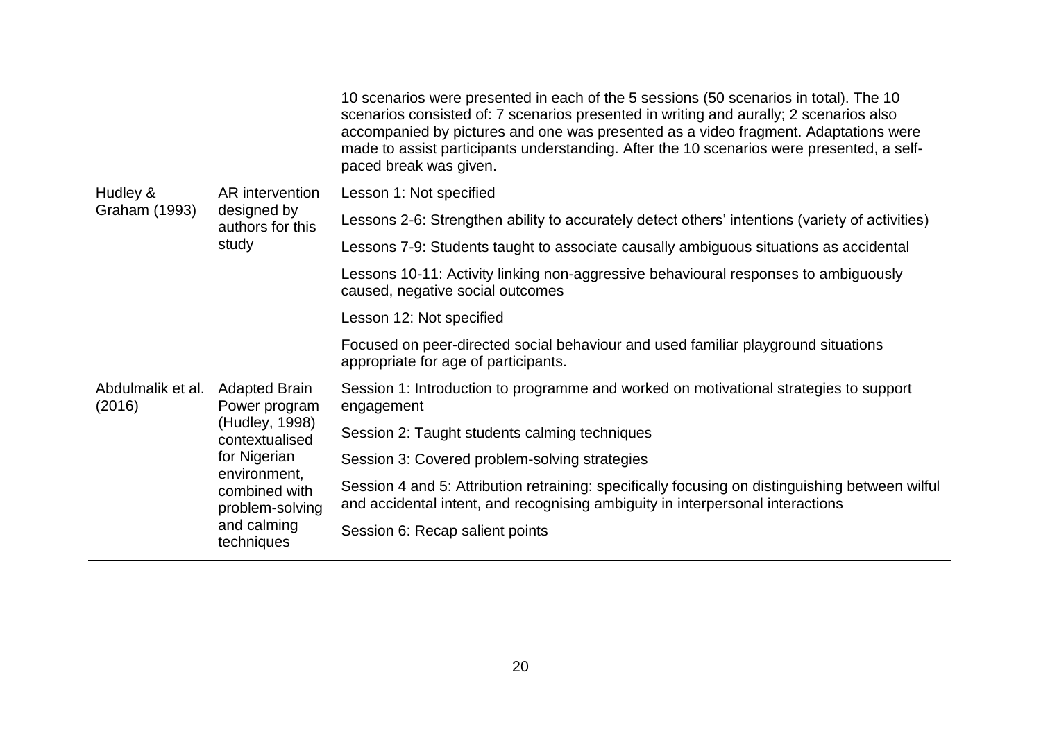| | | |
|---|---|---|
| | | 10 scenarios were presented in each of the 5 sessions (50 scenarios in total). The 10 scenarios consisted of: 7 scenarios presented in writing and aurally; 2 scenarios also accompanied by pictures and one was presented as a video fragment. Adaptations were made to assist participants understanding. After the 10 scenarios were presented, a self-paced break was given. |
| Hudley & Graham (1993) | AR intervention designed by authors for this study | Lesson 1: Not specified |
| | | Lessons 2-6: Strengthen ability to accurately detect others' intentions (variety of activities) |
| | | Lessons 7-9: Students taught to associate causally ambiguous situations as accidental |
| | | Lessons 10-11: Activity linking non-aggressive behavioural responses to ambiguously caused, negative social outcomes |
| | | Lesson 12: Not specified |
| | | Focused on peer-directed social behaviour and used familiar playground situations appropriate for age of participants. |
| Abdulmalik et al. (2016) | Adapted Brain Power program (Hudley, 1998) contextualised for Nigerian environment, combined with problem-solving and calming techniques | Session 1: Introduction to programme and worked on motivational strategies to support engagement |
| | | Session 2: Taught students calming techniques |
| | | Session 3: Covered problem-solving strategies |
| | | Session 4 and 5: Attribution retraining: specifically focusing on distinguishing between wilful and accidental intent, and recognising ambiguity in interpersonal interactions |
| | | Session 6: Recap salient points |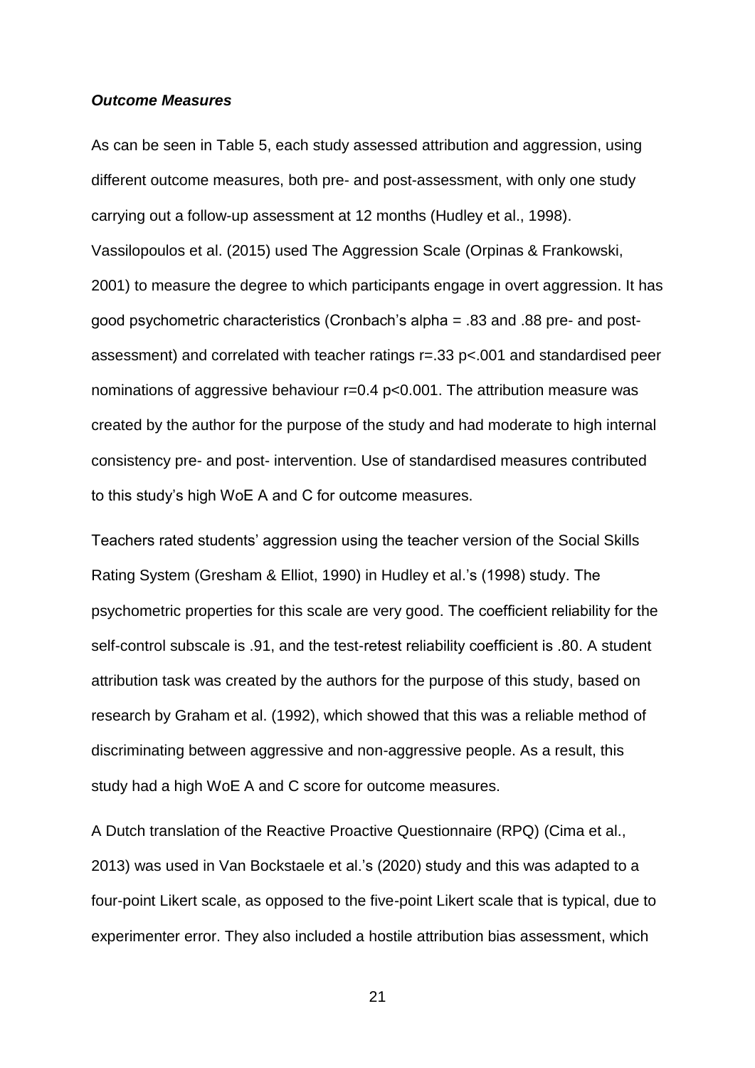### ***Outcome Measures***

As can be seen in Table 5, each study assessed attribution and aggression, using different outcome measures, both pre- and post-assessment, with only one study carrying out a follow-up assessment at 12 months (Hudley et al., 1998). Vassilopoulos et al. (2015) used The Aggression Scale (Orpinas & Frankowski, 2001) to measure the degree to which participants engage in overt aggression. It has good psychometric characteristics (Cronbach's alpha = .83 and .88 pre- and post-assessment) and correlated with teacher ratings $r=.33$ $p<.001$ and standardised peer nominations of aggressive behaviour $r=0.4$ $p<0.001$. The attribution measure was created by the author for the purpose of the study and had moderate to high internal consistency pre- and post- intervention. Use of standardised measures contributed to this study's high WoE A and C for outcome measures.

Teachers rated students' aggression using the teacher version of the Social Skills Rating System (Gresham & Elliot, 1990) in Hudley et al.'s (1998) study. The psychometric properties for this scale are very good. The coefficient reliability for the self-control subscale is .91, and the test-retest reliability coefficient is .80. A student attribution task was created by the authors for the purpose of this study, based on research by Graham et al. (1992), which showed that this was a reliable method of discriminating between aggressive and non-aggressive people. As a result, this study had a high WoE A and C score for outcome measures.

A Dutch translation of the Reactive Proactive Questionnaire (RPQ) (Cima et al., 2013) was used in Van Bockstaele et al.'s (2020) study and this was adapted to a four-point Likert scale, as opposed to the five-point Likert scale that is typical, due to experimenter error. They also included a hostile attribution bias assessment, which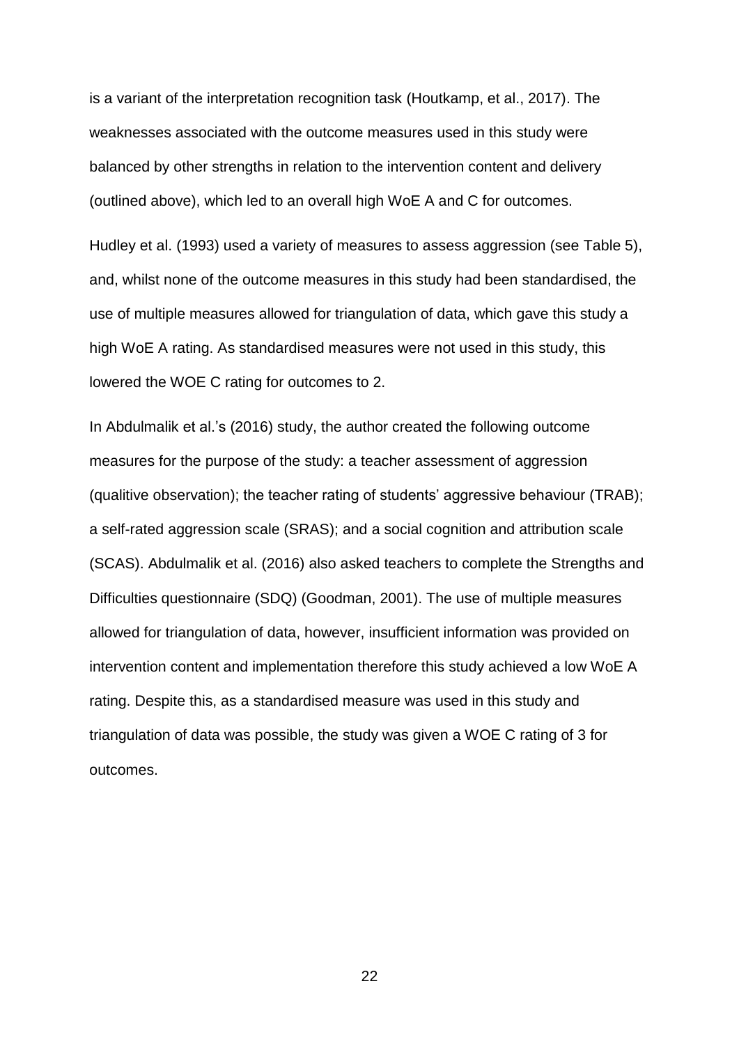is a variant of the interpretation recognition task (Houtkamp, et al., 2017). The weaknesses associated with the outcome measures used in this study were balanced by other strengths in relation to the intervention content and delivery (outlined above), which led to an overall high WoE A and C for outcomes.

Hudley et al. (1993) used a variety of measures to assess aggression (see Table 5), and, whilst none of the outcome measures in this study had been standardised, the use of multiple measures allowed for triangulation of data, which gave this study a high WoE A rating. As standardised measures were not used in this study, this lowered the WOE C rating for outcomes to 2.

In Abdulmalik et al.'s (2016) study, the author created the following outcome measures for the purpose of the study: a teacher assessment of aggression (qualitive observation); the teacher rating of students' aggressive behaviour (TRAB); a self-rated aggression scale (SRAS); and a social cognition and attribution scale (SCAS). Abdulmalik et al. (2016) also asked teachers to complete the Strengths and Difficulties questionnaire (SDQ) (Goodman, 2001). The use of multiple measures allowed for triangulation of data, however, insufficient information was provided on intervention content and implementation therefore this study achieved a low WoE A rating. Despite this, as a standardised measure was used in this study and triangulation of data was possible, the study was given a WOE C rating of 3 for outcomes.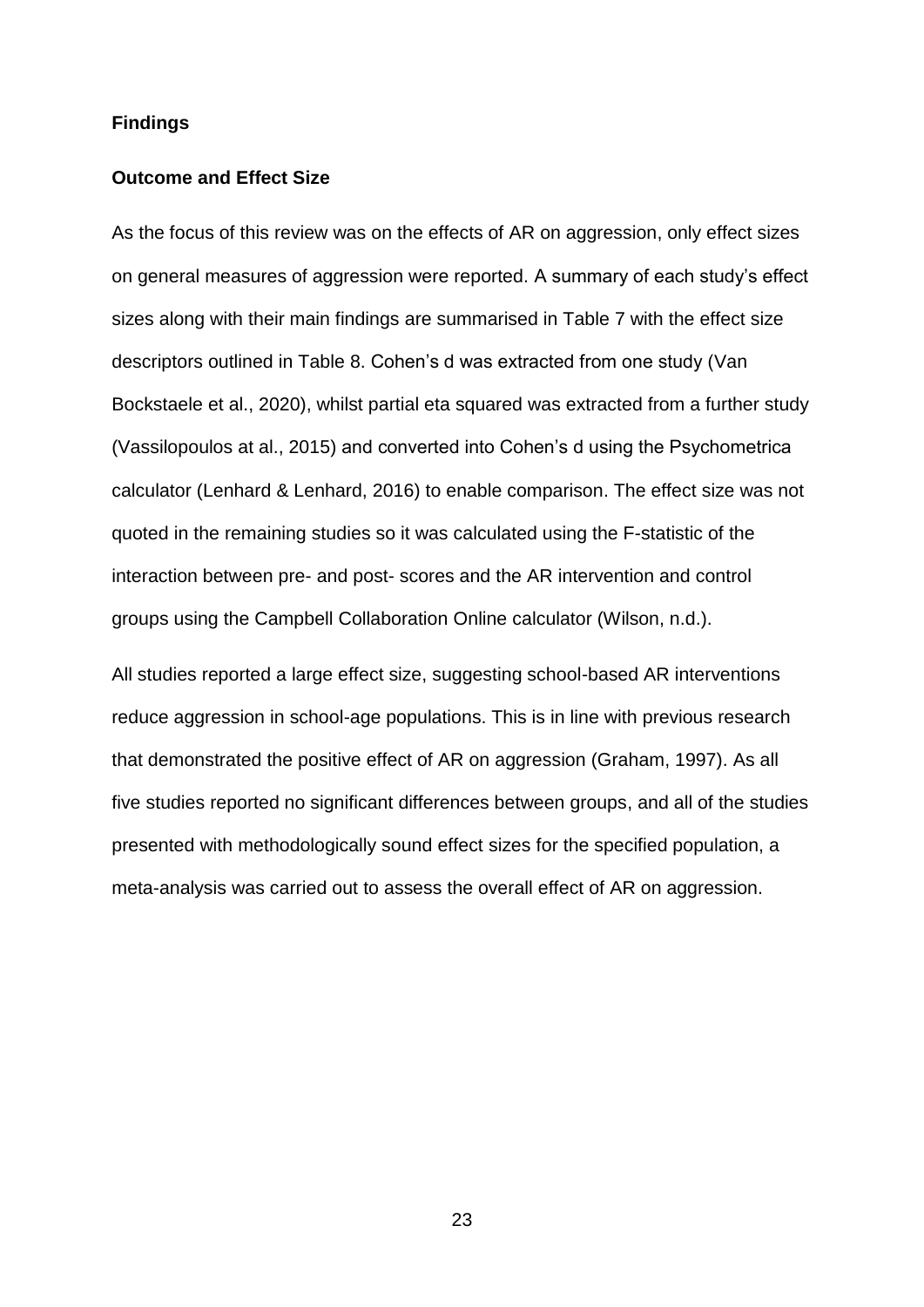## Findings

### Outcome and Effect Size

As the focus of this review was on the effects of AR on aggression, only effect sizes on general measures of aggression were reported. A summary of each study's effect sizes along with their main findings are summarised in Table 7 with the effect size descriptors outlined in Table 8. Cohen's d was extracted from one study (Van Bockstaele et al., 2020), whilst partial eta squared was extracted from a further study (Vassilopoulos at al., 2015) and converted into Cohen's d using the Psychometrica calculator (Lenhard & Lenhard, 2016) to enable comparison. The effect size was not quoted in the remaining studies so it was calculated using the F-statistic of the interaction between pre- and post- scores and the AR intervention and control groups using the Campbell Collaboration Online calculator (Wilson, n.d.).

All studies reported a large effect size, suggesting school-based AR interventions reduce aggression in school-age populations. This is in line with previous research that demonstrated the positive effect of AR on aggression (Graham, 1997). As all five studies reported no significant differences between groups, and all of the studies presented with methodologically sound effect sizes for the specified population, a meta-analysis was carried out to assess the overall effect of AR on aggression.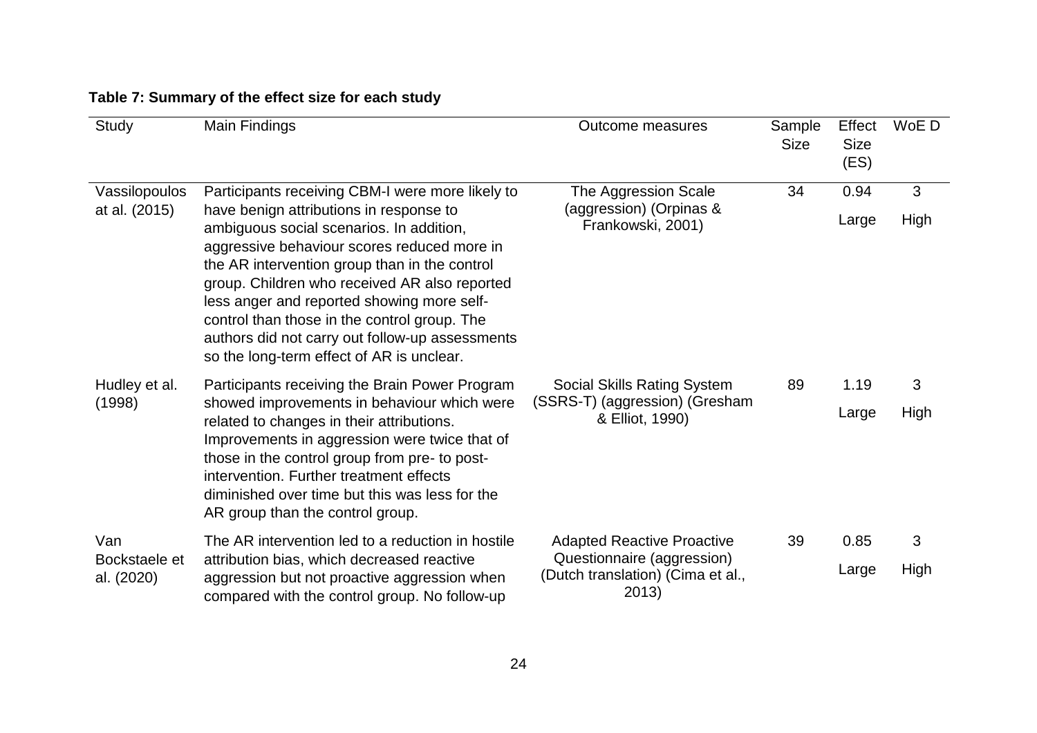**Table 7: Summary of the effect size for each study**

| Study | Main Findings | Outcome measures | Sample Size | Effect Size (ES) | WoE D |
|---|---|---|---|---|---|
| Vassilopoulos at al. (2015) | Participants receiving CBM-I were more likely to have benign attributions in response to ambiguous social scenarios. In addition, aggressive behaviour scores reduced more in the AR intervention group than in the control group. Children who received AR also reported less anger and reported showing more self-control than those in the control group. The authors did not carry out follow-up assessments so the long-term effect of AR is unclear. | The Aggression Scale (aggression) (Orpinas & Frankowski, 2001) | 34 | 0.94 Large | 3 High |
| Hudley et al. (1998) | Participants receiving the Brain Power Program showed improvements in behaviour which were related to changes in their attributions. Improvements in aggression were twice that of those in the control group from pre- to post-intervention. Further treatment effects diminished over time but this was less for the AR group than the control group. | Social Skills Rating System (SSRS-T) (aggression) (Gresham & Elliot, 1990) | 89 | 1.19 Large | 3 High |
| Van Bockstaele et al. (2020) | The AR intervention led to a reduction in hostile attribution bias, which decreased reactive aggression but not proactive aggression when compared with the control group. No follow-up | Adapted Reactive Proactive Questionnaire (aggression) (Dutch translation) (Cima et al., 2013) | 39 | 0.85 Large | 3 High |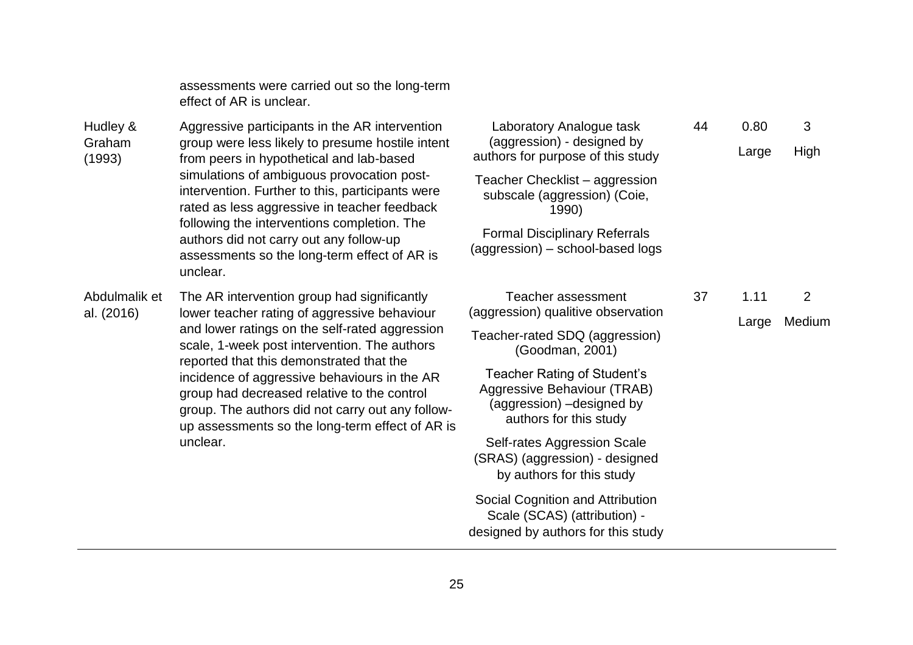| | | | | | |
|---|---|---|---|---|---|
| | assessments were carried out so the long-term effect of AR is unclear. | | | | |
| Hudley & Graham (1993) | Aggressive participants in the AR intervention group were less likely to presume hostile intent from peers in hypothetical and lab-based simulations of ambiguous provocation post-intervention. Further to this, participants were rated as less aggressive in teacher feedback following the interventions completion. The authors did not carry out any follow-up assessments so the long-term effect of AR is unclear. | Laboratory Analogue task (aggression) - designed by authors for purpose of this study<br><br>Teacher Checklist – aggression subscale (aggression) (Coie, 1990)<br><br>Formal Disciplinary Referrals (aggression) – school-based logs | 44 | 0.80<br>Large | 3<br>High |
| Abdulmalik et al. (2016) | The AR intervention group had significantly lower teacher rating of aggressive behaviour and lower ratings on the self-rated aggression scale, 1-week post intervention. The authors reported that this demonstrated that the incidence of aggressive behaviours in the AR group had decreased relative to the control group. The authors did not carry out any follow-up assessments so the long-term effect of AR is unclear. | Teacher assessment (aggression) qualitive observation<br><br>Teacher-rated SDQ (aggression) (Goodman, 2001)<br><br>Teacher Rating of Student's Aggressive Behaviour (TRAB) (aggression) –designed by authors for this study<br><br>Self-rates Aggression Scale (SRAS) (aggression) - designed by authors for this study<br><br>Social Cognition and Attribution Scale (SCAS) (attribution) - designed by authors for this study | 37 | 1.11<br>Large | 2<br>Medium |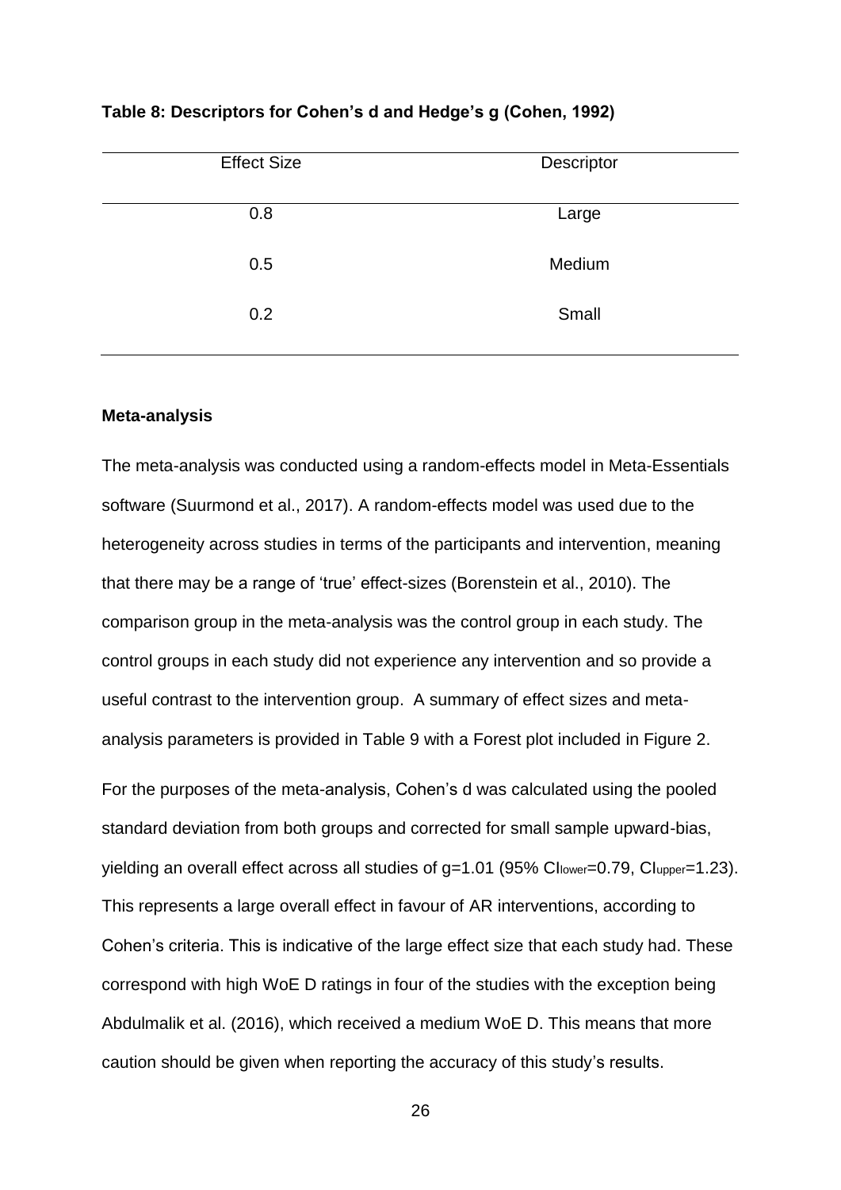**Table 8: Descriptors for Cohen's d and Hedge's g (Cohen, 1992)**

| Effect Size | Descriptor |
|---|---|
| 0.8 | Large |
| 0.5 | Medium |
| 0.2 | Small |

**Meta-analysis**

The meta-analysis was conducted using a random-effects model in Meta-Essentials software (Suurmond et al., 2017). A random-effects model was used due to the heterogeneity across studies in terms of the participants and intervention, meaning that there may be a range of 'true' effect-sizes (Borenstein et al., 2010). The comparison group in the meta-analysis was the control group in each study. The control groups in each study did not experience any intervention and so provide a useful contrast to the intervention group. A summary of effect sizes and meta-analysis parameters is provided in Table 9 with a Forest plot included in Figure 2.

For the purposes of the meta-analysis, Cohen's d was calculated using the pooled standard deviation from both groups and corrected for small sample upward-bias, yielding an overall effect across all studies of g=1.01 (95% $CI_{lower}$=0.79, $CI_{upper}$=1.23). This represents a large overall effect in favour of AR interventions, according to Cohen's criteria. This is indicative of the large effect size that each study had. These correspond with high WoE D ratings in four of the studies with the exception being Abdulmalik et al. (2016), which received a medium WoE D. This means that more caution should be given when reporting the accuracy of this study's results.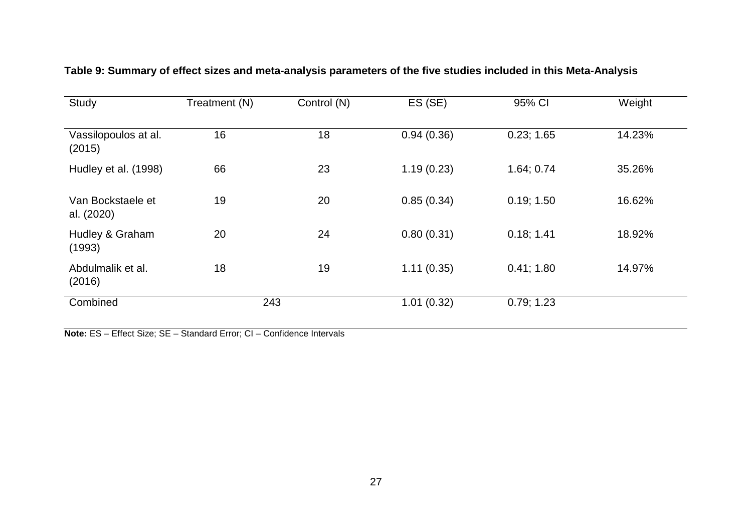**Table 9: Summary of effect sizes and meta-analysis parameters of the five studies included in this Meta-Analysis**

| Study | Treatment (N) | Control (N) | ES (SE) | 95% CI | Weight |
|---|---|---|---|---|---|
| Vassilopoulos at al. (2015) | 16 | 18 | 0.94 (0.36) | 0.23; 1.65 | 14.23% |
| Hudley et al. (1998) | 66 | 23 | 1.19 (0.23) | 1.64; 0.74 | 35.26% |
| Van Bockstaele et al. (2020) | 19 | 20 | 0.85 (0.34) | 0.19; 1.50 | 16.62% |
| Hudley & Graham (1993) | 20 | 24 | 0.80 (0.31) | 0.18; 1.41 | 18.92% |
| Abdulmalik et al. (2016) | 18 | 19 | 1.11 (0.35) | 0.41; 1.80 | 14.97% |
| Combined | 243 | | 1.01 (0.32) | 0.79; 1.23 | |

**Note:** ES – Effect Size; SE – Standard Error; CI – Confidence Intervals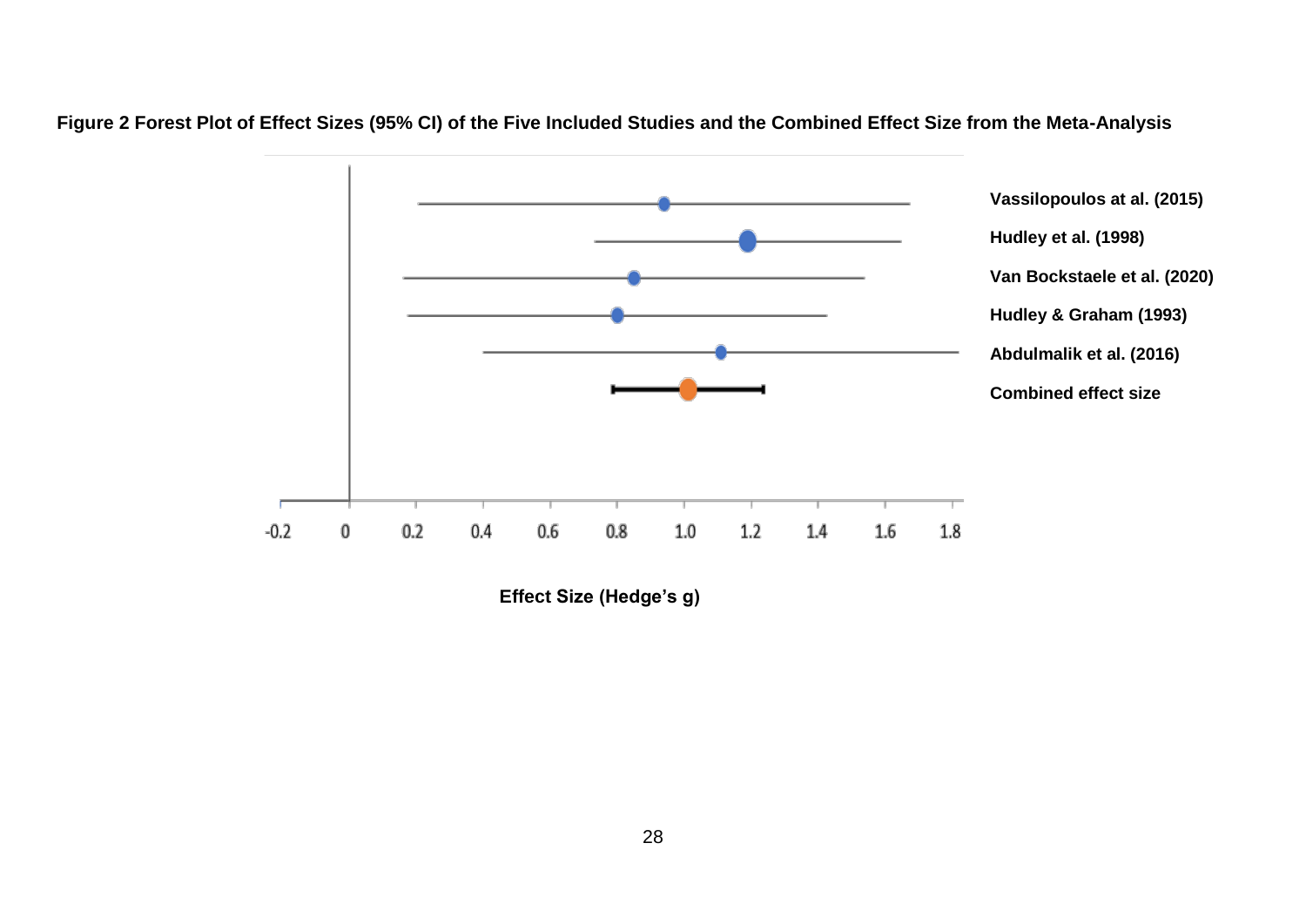**Figure 2 Forest Plot of Effect Sizes (95% CI) of the Five Included Studies and the Combined Effect Size from the Meta-Analysis**

Vassilopoulos at al. (2015)

Hudley et al. (1998)

Van Bockstaele et al. (2020)

Hudley & Graham (1993)

Abdulmalik et al. (2016)

Combined effect size

-0.2 0 0.2 0.4 0.6 0.8 1.0 1.2 1.4 1.6 1.8

**Effect Size (Hedge's g)**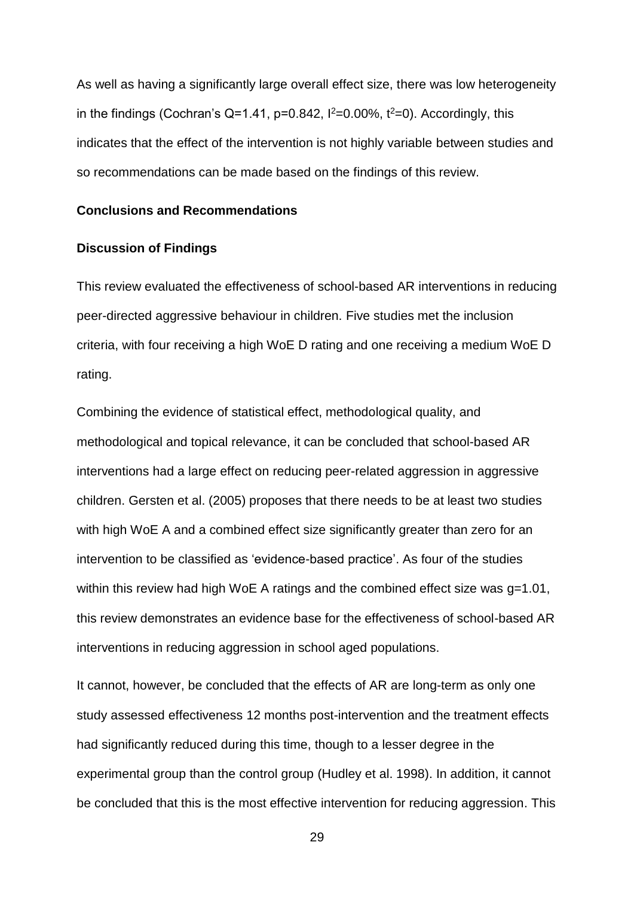As well as having a significantly large overall effect size, there was low heterogeneity in the findings (Cochran's Q=1.41, p=0.842, $I^2$=0.00%, $t^2$=0). Accordingly, this indicates that the effect of the intervention is not highly variable between studies and so recommendations can be made based on the findings of this review.

**Conclusions and Recommendations**

**Discussion of Findings**

This review evaluated the effectiveness of school-based AR interventions in reducing peer-directed aggressive behaviour in children. Five studies met the inclusion criteria, with four receiving a high WoE D rating and one receiving a medium WoE D rating.

Combining the evidence of statistical effect, methodological quality, and methodological and topical relevance, it can be concluded that school-based AR interventions had a large effect on reducing peer-related aggression in aggressive children. Gersten et al. (2005) proposes that there needs to be at least two studies with high WoE A and a combined effect size significantly greater than zero for an intervention to be classified as 'evidence-based practice'. As four of the studies within this review had high WoE A ratings and the combined effect size was g=1.01, this review demonstrates an evidence base for the effectiveness of school-based AR interventions in reducing aggression in school aged populations.

It cannot, however, be concluded that the effects of AR are long-term as only one study assessed effectiveness 12 months post-intervention and the treatment effects had significantly reduced during this time, though to a lesser degree in the experimental group than the control group (Hudley et al. 1998). In addition, it cannot be concluded that this is the most effective intervention for reducing aggression. This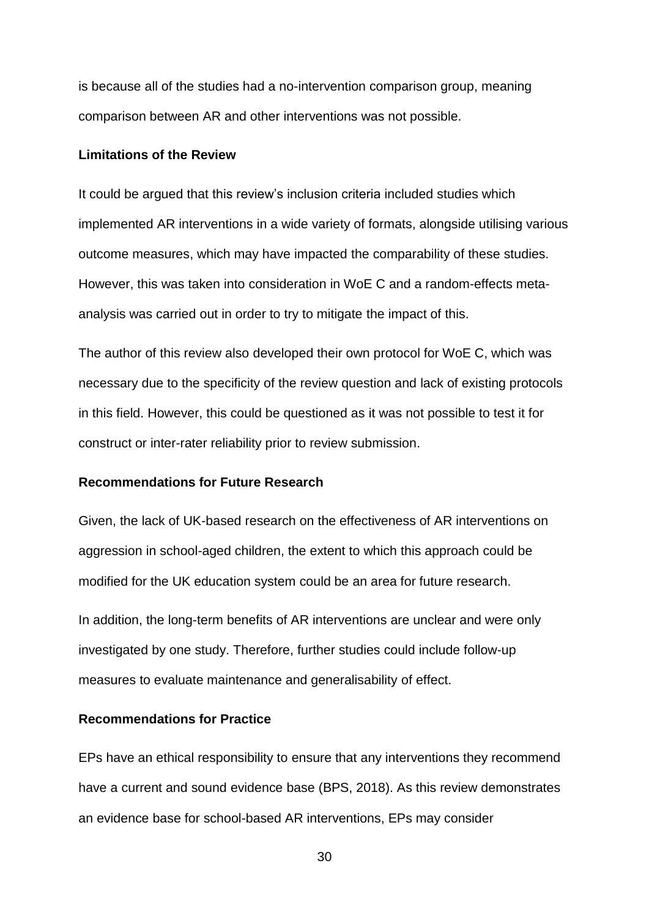is because all of the studies had a no-intervention comparison group, meaning comparison between AR and other interventions was not possible.

**Limitations of the Review**

It could be argued that this review's inclusion criteria included studies which implemented AR interventions in a wide variety of formats, alongside utilising various outcome measures, which may have impacted the comparability of these studies. However, this was taken into consideration in WoE C and a random-effects meta-analysis was carried out in order to try to mitigate the impact of this.

The author of this review also developed their own protocol for WoE C, which was necessary due to the specificity of the review question and lack of existing protocols in this field. However, this could be questioned as it was not possible to test it for construct or inter-rater reliability prior to review submission.

**Recommendations for Future Research**

Given, the lack of UK-based research on the effectiveness of AR interventions on aggression in school-aged children, the extent to which this approach could be modified for the UK education system could be an area for future research.

In addition, the long-term benefits of AR interventions are unclear and were only investigated by one study. Therefore, further studies could include follow-up measures to evaluate maintenance and generalisability of effect.

**Recommendations for Practice**

EPs have an ethical responsibility to ensure that any interventions they recommend have a current and sound evidence base (BPS, 2018). As this review demonstrates an evidence base for school-based AR interventions, EPs may consider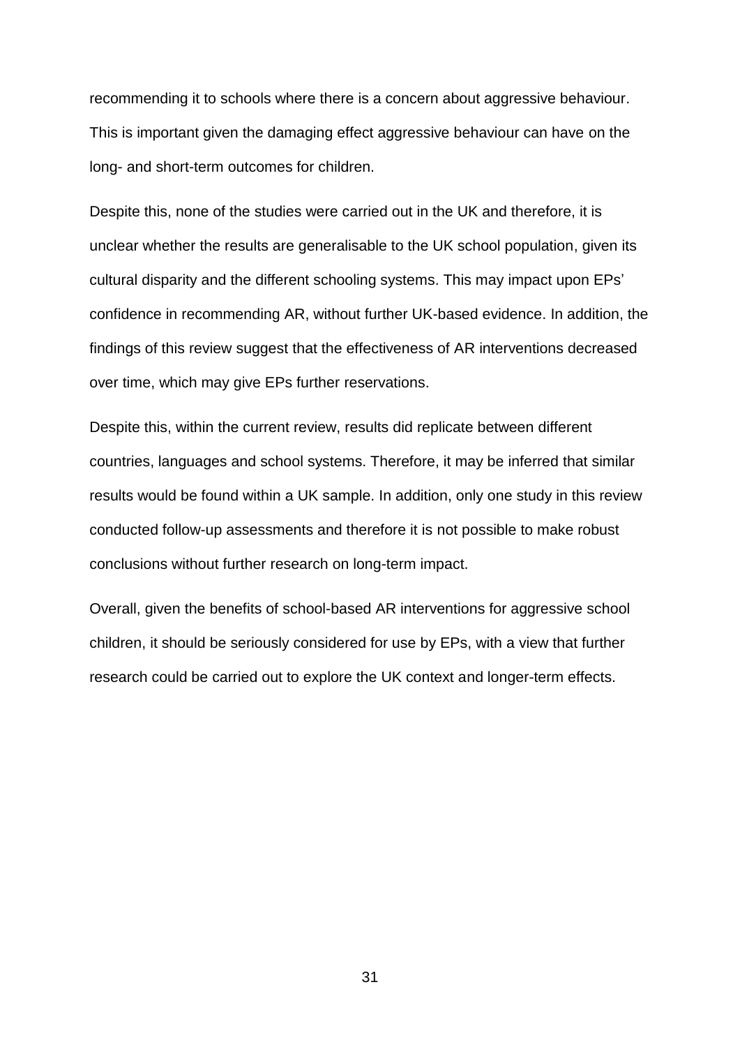recommending it to schools where there is a concern about aggressive behaviour. This is important given the damaging effect aggressive behaviour can have on the long- and short-term outcomes for children.

Despite this, none of the studies were carried out in the UK and therefore, it is unclear whether the results are generalisable to the UK school population, given its cultural disparity and the different schooling systems. This may impact upon EPs' confidence in recommending AR, without further UK-based evidence. In addition, the findings of this review suggest that the effectiveness of AR interventions decreased over time, which may give EPs further reservations.

Despite this, within the current review, results did replicate between different countries, languages and school systems. Therefore, it may be inferred that similar results would be found within a UK sample. In addition, only one study in this review conducted follow-up assessments and therefore it is not possible to make robust conclusions without further research on long-term impact.

Overall, given the benefits of school-based AR interventions for aggressive school children, it should be seriously considered for use by EPs, with a view that further research could be carried out to explore the UK context and longer-term effects.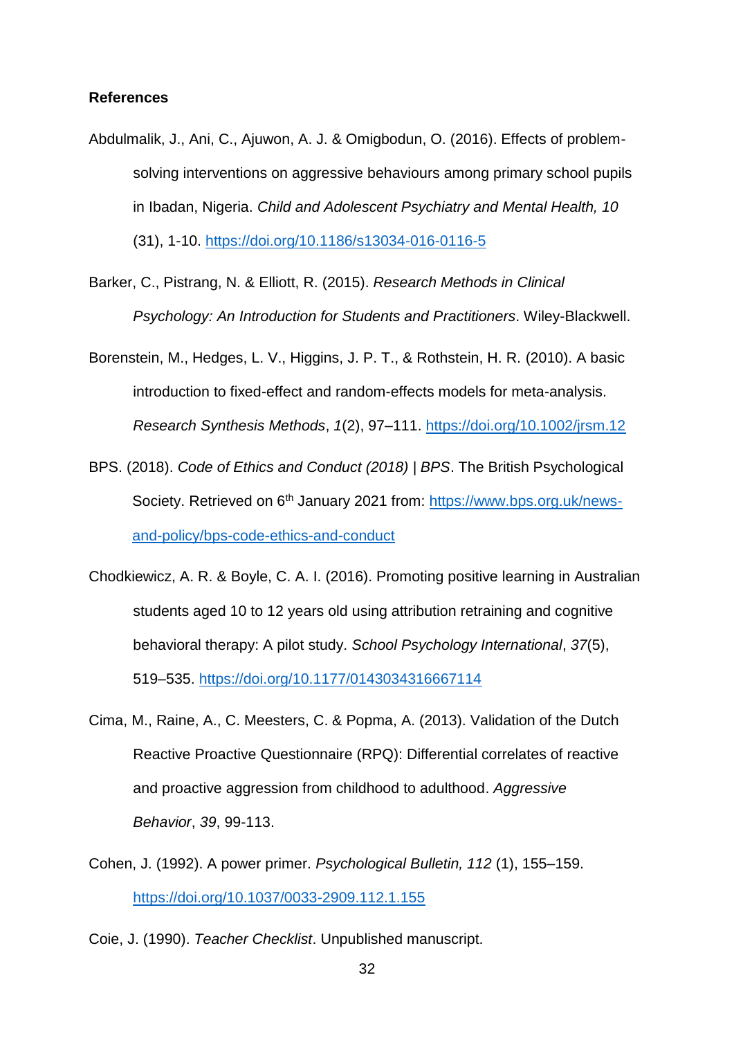**References**

Abdulmalik, J., Ani, C., Ajuwon, A. J. & Omigbodun, O. (2016). Effects of problem-solving interventions on aggressive behaviours among primary school pupils in Ibadan, Nigeria. *Child and Adolescent Psychiatry and Mental Health, 10* (31), 1-10. https://doi.org/10.1186/s13034-016-0116-5

Barker, C., Pistrang, N. & Elliott, R. (2015). *Research Methods in Clinical Psychology: An Introduction for Students and Practitioners*. Wiley-Blackwell.

Borenstein, M., Hedges, L. V., Higgins, J. P. T., & Rothstein, H. R. (2010). A basic introduction to fixed-effect and random-effects models for meta-analysis. *Research Synthesis Methods*, *1*(2), 97–111. https://doi.org/10.1002/jrsm.12

BPS. (2018). *Code of Ethics and Conduct (2018) | BPS*. The British Psychological Society. Retrieved on 6th January 2021 from: https://www.bps.org.uk/news-and-policy/bps-code-ethics-and-conduct

Chodkiewicz, A. R. & Boyle, C. A. I. (2016). Promoting positive learning in Australian students aged 10 to 12 years old using attribution retraining and cognitive behavioral therapy: A pilot study. *School Psychology International*, *37*(5), 519–535. https://doi.org/10.1177/0143034316667114

Cima, M., Raine, A., C. Meesters, C. & Popma, A. (2013). Validation of the Dutch Reactive Proactive Questionnaire (RPQ): Differential correlates of reactive and proactive aggression from childhood to adulthood. *Aggressive Behavior*, *39*, 99-113.

Cohen, J. (1992). A power primer. *Psychological Bulletin, 112* (1), 155–159. https://doi.org/10.1037/0033-2909.112.1.155

Coie, J. (1990). *Teacher Checklist*. Unpublished manuscript.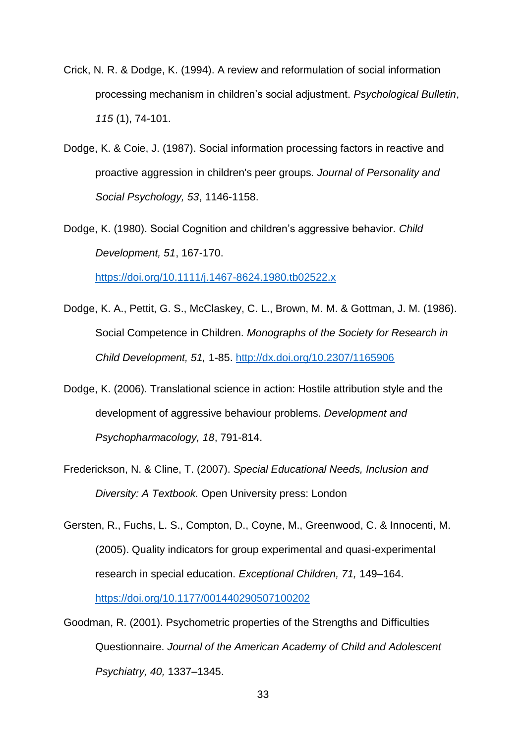Crick, N. R. & Dodge, K. (1994). A review and reformulation of social information processing mechanism in children's social adjustment. *Psychological Bulletin*, *115* (1), 74-101.

Dodge, K. & Coie, J. (1987). Social information processing factors in reactive and proactive aggression in children's peer groups. *Journal of Personality and Social Psychology, 53*, 1146-1158.

Dodge, K. (1980). Social Cognition and children's aggressive behavior. *Child Development, 51*, 167-170. https://doi.org/10.1111/j.1467-8624.1980.tb02522.x

Dodge, K. A., Pettit, G. S., McClaskey, C. L., Brown, M. M. & Gottman, J. M. (1986). Social Competence in Children. *Monographs of the Society for Research in Child Development, 51,* 1-85. http://dx.doi.org/10.2307/1165906

Dodge, K. (2006). Translational science in action: Hostile attribution style and the development of aggressive behaviour problems. *Development and Psychopharmacology, 18*, 791-814.

Frederickson, N. & Cline, T. (2007). *Special Educational Needs, Inclusion and Diversity: A Textbook.* Open University press: London

Gersten, R., Fuchs, L. S., Compton, D., Coyne, M., Greenwood, C. & Innocenti, M. (2005). Quality indicators for group experimental and quasi-experimental research in special education. *Exceptional Children, 71,* 149–164. https://doi.org/10.1177/001440290507100202

Goodman, R. (2001). Psychometric properties of the Strengths and Difficulties Questionnaire. *Journal of the American Academy of Child and Adolescent Psychiatry, 40,* 1337–1345.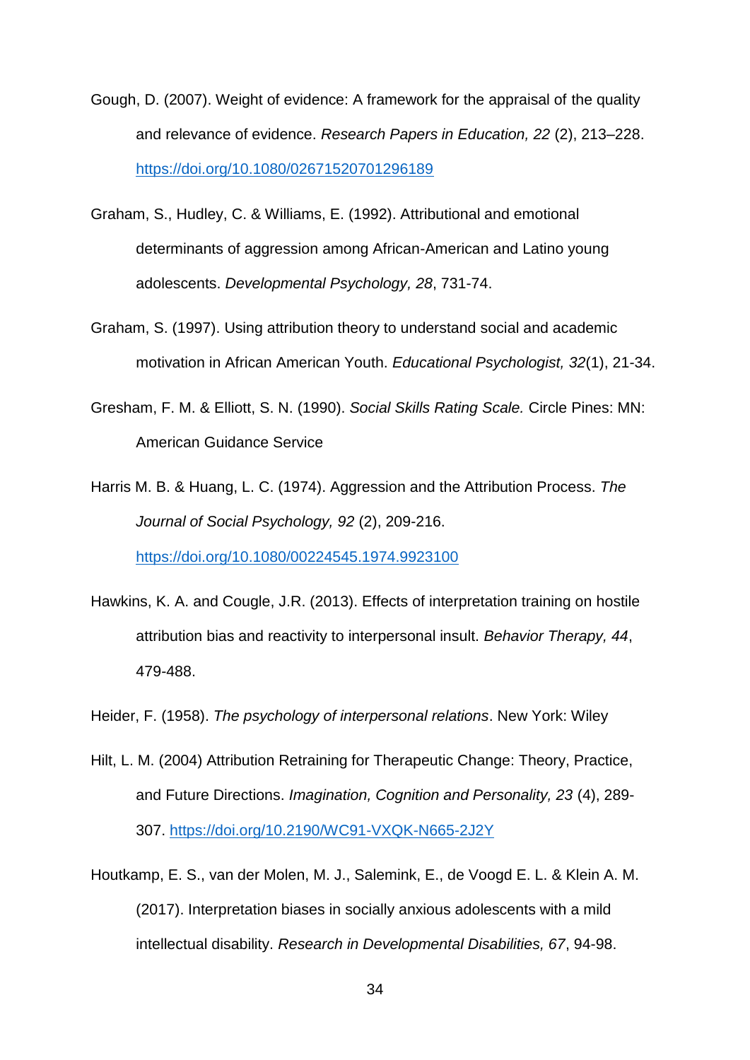Gough, D. (2007). Weight of evidence: A framework for the appraisal of the quality and relevance of evidence. *Research Papers in Education, 22* (2), 213–228. https://doi.org/10.1080/02671520701296189

Graham, S., Hudley, C. & Williams, E. (1992). Attributional and emotional determinants of aggression among African-American and Latino young adolescents. *Developmental Psychology, 28*, 731-74.

Graham, S. (1997). Using attribution theory to understand social and academic motivation in African American Youth. *Educational Psychologist, 32*(1), 21-34.

Gresham, F. M. & Elliott, S. N. (1990). *Social Skills Rating Scale.* Circle Pines: MN: American Guidance Service

Harris M. B. & Huang, L. C. (1974). Aggression and the Attribution Process. *The Journal of Social Psychology, 92* (2), 209-216. https://doi.org/10.1080/00224545.1974.9923100

Hawkins, K. A. and Cougle, J.R. (2013). Effects of interpretation training on hostile attribution bias and reactivity to interpersonal insult. *Behavior Therapy, 44*, 479-488.

Heider, F. (1958). *The psychology of interpersonal relations*. New York: Wiley

Hilt, L. M. (2004) Attribution Retraining for Therapeutic Change: Theory, Practice, and Future Directions. *Imagination, Cognition and Personality, 23* (4), 289-307. https://doi.org/10.2190/WC91-VXQK-N665-2J2Y

Houtkamp, E. S., van der Molen, M. J., Salemink, E., de Voogd E. L. & Klein A. M. (2017). Interpretation biases in socially anxious adolescents with a mild intellectual disability. *Research in Developmental Disabilities, 67*, 94-98.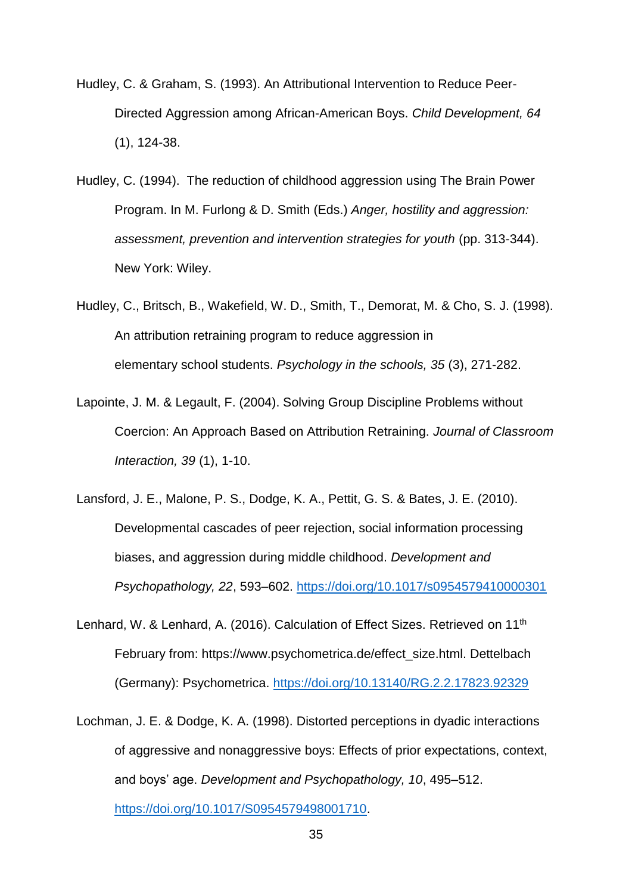Hudley, C. & Graham, S. (1993). An Attributional Intervention to Reduce Peer-Directed Aggression among African-American Boys. *Child Development, 64* (1), 124-38.

Hudley, C. (1994). The reduction of childhood aggression using The Brain Power Program. In M. Furlong & D. Smith (Eds.) *Anger, hostility and aggression: assessment, prevention and intervention strategies for youth* (pp. 313-344). New York: Wiley.

Hudley, C., Britsch, B., Wakefield, W. D., Smith, T., Demorat, M. & Cho, S. J. (1998). An attribution retraining program to reduce aggression in elementary school students. *Psychology in the schools, 35* (3), 271-282.

Lapointe, J. M. & Legault, F. (2004). Solving Group Discipline Problems without Coercion: An Approach Based on Attribution Retraining. *Journal of Classroom Interaction, 39* (1), 1-10.

Lansford, J. E., Malone, P. S., Dodge, K. A., Pettit, G. S. & Bates, J. E. (2010). Developmental cascades of peer rejection, social information processing biases, and aggression during middle childhood. *Development and Psychopathology, 22*, 593–602. https://doi.org/10.1017/s0954579410000301

Lenhard, W. & Lenhard, A. (2016). Calculation of Effect Sizes. Retrieved on 11th February from: https://www.psychometrica.de/effect_size.html. Dettelbach (Germany): Psychometrica. https://doi.org/10.13140/RG.2.2.17823.92329

Lochman, J. E. & Dodge, K. A. (1998). Distorted perceptions in dyadic interactions of aggressive and nonaggressive boys: Effects of prior expectations, context, and boys' age. *Development and Psychopathology, 10*, 495–512. https://doi.org/10.1017/S0954579498001710.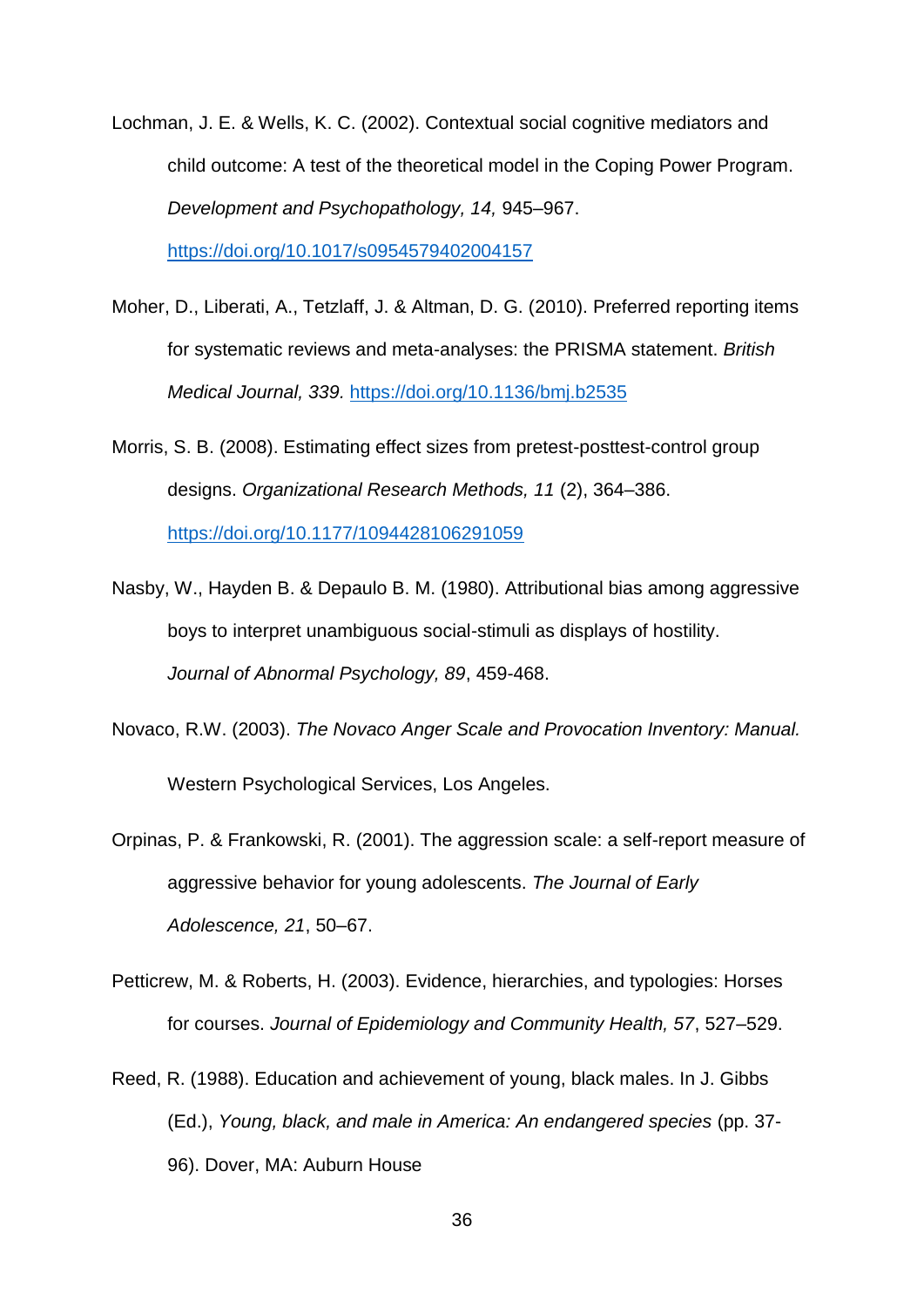Lochman, J. E. & Wells, K. C. (2002). Contextual social cognitive mediators and child outcome: A test of the theoretical model in the Coping Power Program. *Development and Psychopathology, 14,* 945–967. https://doi.org/10.1017/s0954579402004157

Moher, D., Liberati, A., Tetzlaff, J. & Altman, D. G. (2010). Preferred reporting items for systematic reviews and meta-analyses: the PRISMA statement. *British Medical Journal, 339.* https://doi.org/10.1136/bmj.b2535

Morris, S. B. (2008). Estimating effect sizes from pretest-posttest-control group designs. *Organizational Research Methods, 11* (2), 364–386. https://doi.org/10.1177/1094428106291059

Nasby, W., Hayden B. & Depaulo B. M. (1980). Attributional bias among aggressive boys to interpret unambiguous social-stimuli as displays of hostility. *Journal of Abnormal Psychology, 89*, 459-468.

Novaco, R.W. (2003). *The Novaco Anger Scale and Provocation Inventory: Manual.* Western Psychological Services, Los Angeles.

Orpinas, P. & Frankowski, R. (2001). The aggression scale: a self-report measure of aggressive behavior for young adolescents. *The Journal of Early Adolescence, 21*, 50–67.

Petticrew, M. & Roberts, H. (2003). Evidence, hierarchies, and typologies: Horses for courses. *Journal of Epidemiology and Community Health, 57*, 527–529.

Reed, R. (1988). Education and achievement of young, black males. In J. Gibbs (Ed.), *Young, black, and male in America: An endangered species* (pp. 37-96). Dover, MA: Auburn House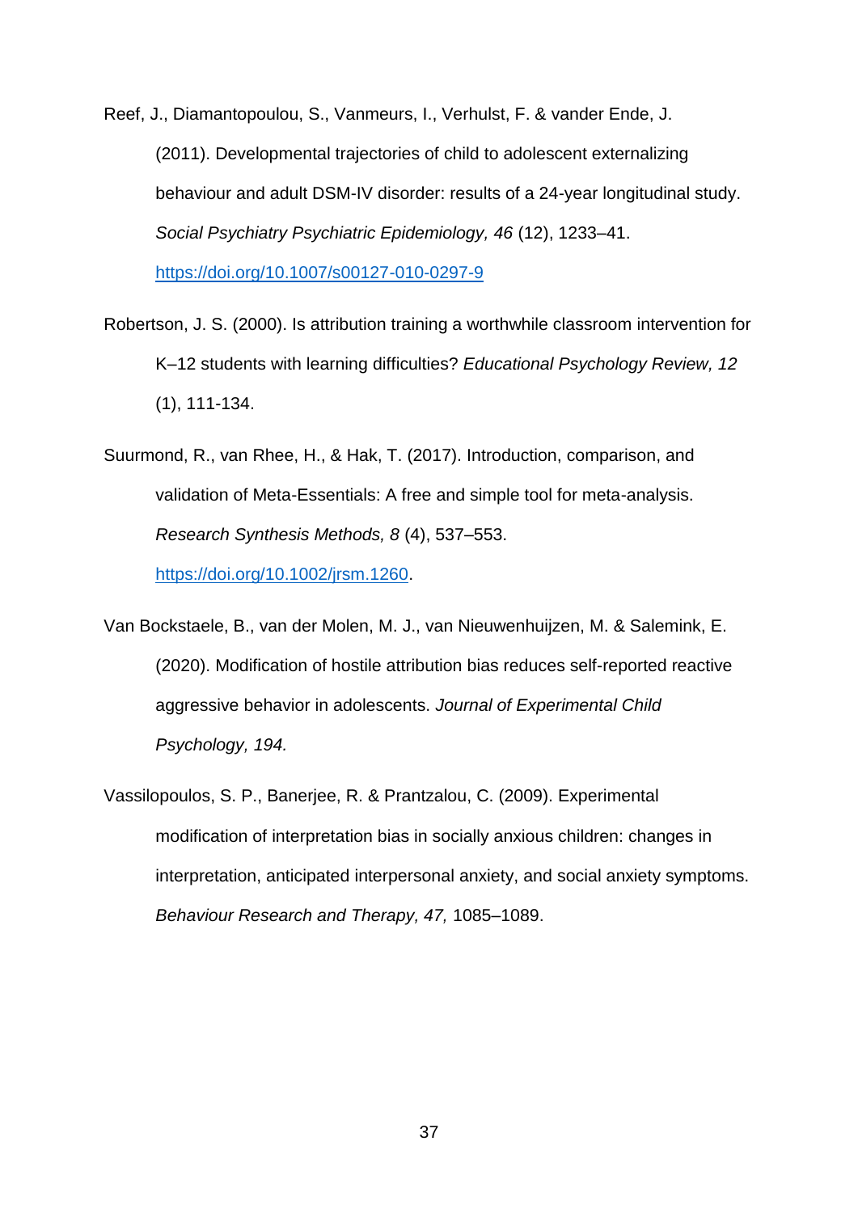Reef, J., Diamantopoulou, S., Vanmeurs, I., Verhulst, F. & vander Ende, J. (2011). Developmental trajectories of child to adolescent externalizing behaviour and adult DSM-IV disorder: results of a 24-year longitudinal study. *Social Psychiatry Psychiatric Epidemiology, 46* (12), 1233–41. https://doi.org/10.1007/s00127-010-0297-9

Robertson, J. S. (2000). Is attribution training a worthwhile classroom intervention for K–12 students with learning difficulties? *Educational Psychology Review, 12* (1), 111-134.

Suurmond, R., van Rhee, H., & Hak, T. (2017). Introduction, comparison, and validation of Meta-Essentials: A free and simple tool for meta-analysis. *Research Synthesis Methods, 8* (4), 537–553. https://doi.org/10.1002/jrsm.1260.

Van Bockstaele, B., van der Molen, M. J., van Nieuwenhuijzen, M. & Salemink, E. (2020). Modification of hostile attribution bias reduces self-reported reactive aggressive behavior in adolescents. *Journal of Experimental Child Psychology, 194.*

Vassilopoulos, S. P., Banerjee, R. & Prantzalou, C. (2009). Experimental modification of interpretation bias in socially anxious children: changes in interpretation, anticipated interpersonal anxiety, and social anxiety symptoms. *Behaviour Research and Therapy, 47,* 1085–1089.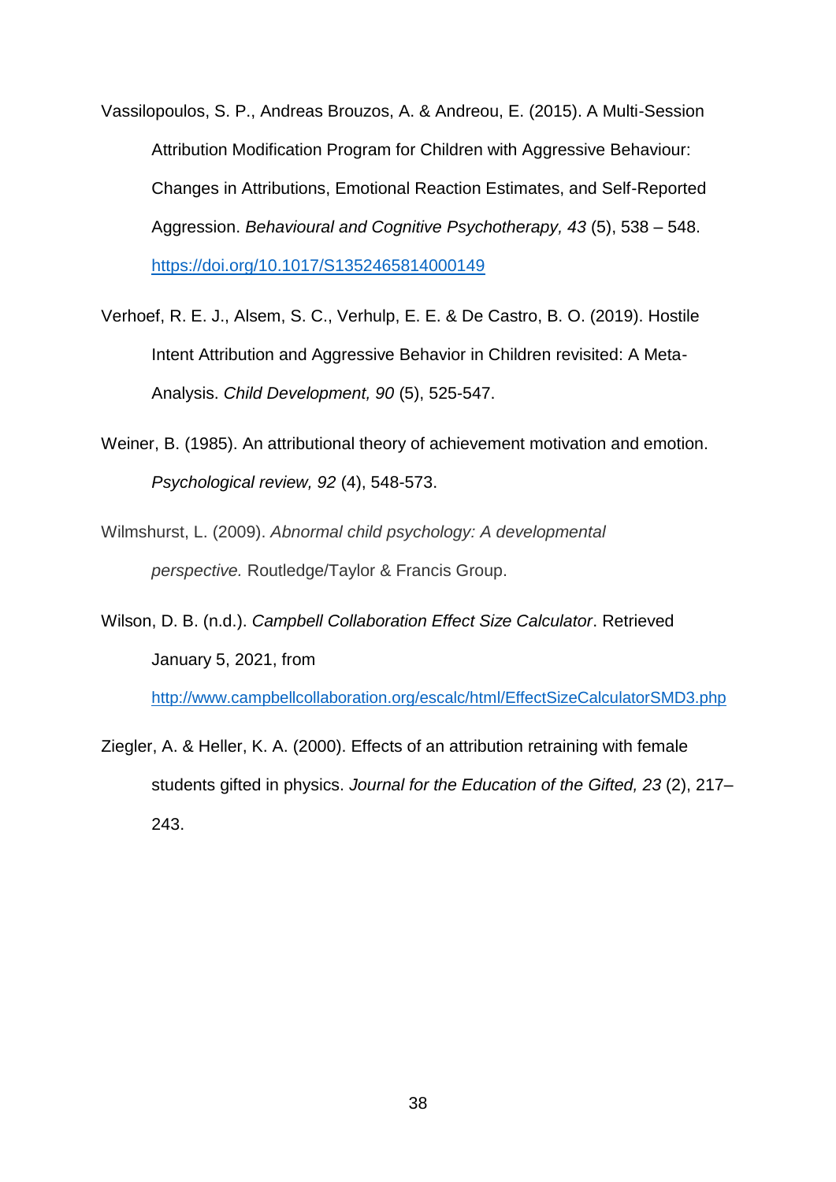Vassilopoulos, S. P., Andreas Brouzos, A. & Andreou, E. (2015). A Multi-Session Attribution Modification Program for Children with Aggressive Behaviour: Changes in Attributions, Emotional Reaction Estimates, and Self-Reported Aggression. *Behavioural and Cognitive Psychotherapy, 43* (5), 538 – 548. https://doi.org/10.1017/S1352465814000149

Verhoef, R. E. J., Alsem, S. C., Verhulp, E. E. & De Castro, B. O. (2019). Hostile Intent Attribution and Aggressive Behavior in Children revisited: A Meta-Analysis. *Child Development, 90* (5), 525-547.

Weiner, B. (1985). An attributional theory of achievement motivation and emotion. *Psychological review, 92* (4), 548-573.

Wilmshurst, L. (2009). *Abnormal child psychology: A developmental perspective.* Routledge/Taylor & Francis Group.

Wilson, D. B. (n.d.). *Campbell Collaboration Effect Size Calculator*. Retrieved January 5, 2021, from http://www.campbellcollaboration.org/escalc/html/EffectSizeCalculatorSMD3.php

Ziegler, A. & Heller, K. A. (2000). Effects of an attribution retraining with female students gifted in physics. *Journal for the Education of the Gifted, 23* (2), 217–243.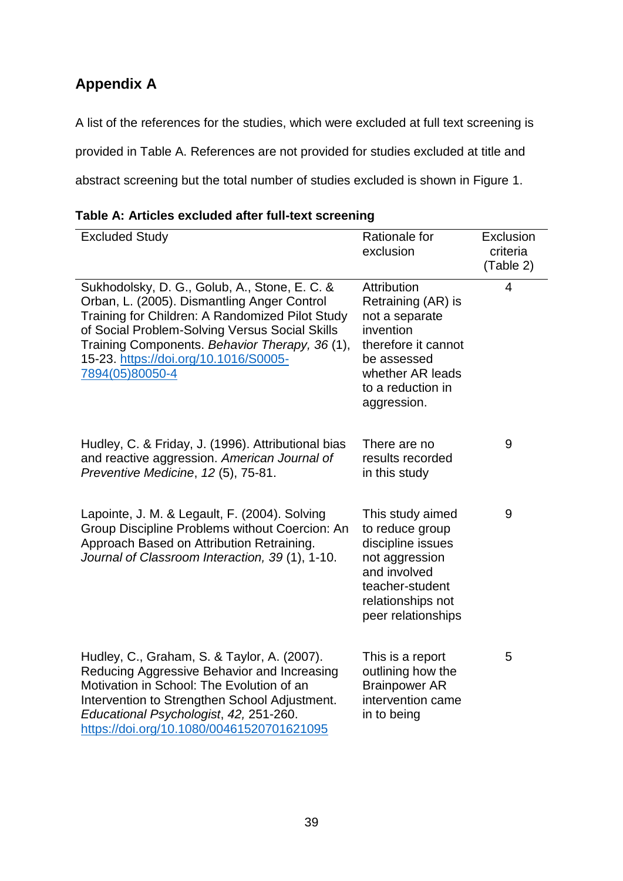## Appendix A

A list of the references for the studies, which were excluded at full text screening is provided in Table A. References are not provided for studies excluded at title and abstract screening but the total number of studies excluded is shown in Figure 1.

**Table A: Articles excluded after full-text screening**

| Excluded Study | Rationale for exclusion | Exclusion criteria (Table 2) |
|---|---|---|
| Sukhodolsky, D. G., Golub, A., Stone, E. C. & Orban, L. (2005). Dismantling Anger Control Training for Children: A Randomized Pilot Study of Social Problem-Solving Versus Social Skills Training Components. *Behavior Therapy, 36* (1), 15-23. https://doi.org/10.1016/S0005-7894(05)80050-4 | Attribution Retraining (AR) is not a separate invention therefore it cannot be assessed whether AR leads to a reduction in aggression. | 4 |
| Hudley, C. & Friday, J. (1996). Attributional bias and reactive aggression. *American Journal of Preventive Medicine*, *12* (5), 75-81. | There are no results recorded in this study | 9 |
| Lapointe, J. M. & Legault, F. (2004). Solving Group Discipline Problems without Coercion: An Approach Based on Attribution Retraining. *Journal of Classroom Interaction, 39* (1), 1-10. | This study aimed to reduce group discipline issues not aggression and involved teacher-student relationships not peer relationships | 9 |
| Hudley, C., Graham, S. & Taylor, A. (2007). Reducing Aggressive Behavior and Increasing Motivation in School: The Evolution of an Intervention to Strengthen School Adjustment. *Educational Psychologist*, *42,* 251-260. https://doi.org/10.1080/00461520701621095 | This is a report outlining how the Brainpower AR intervention came in to being | 5 |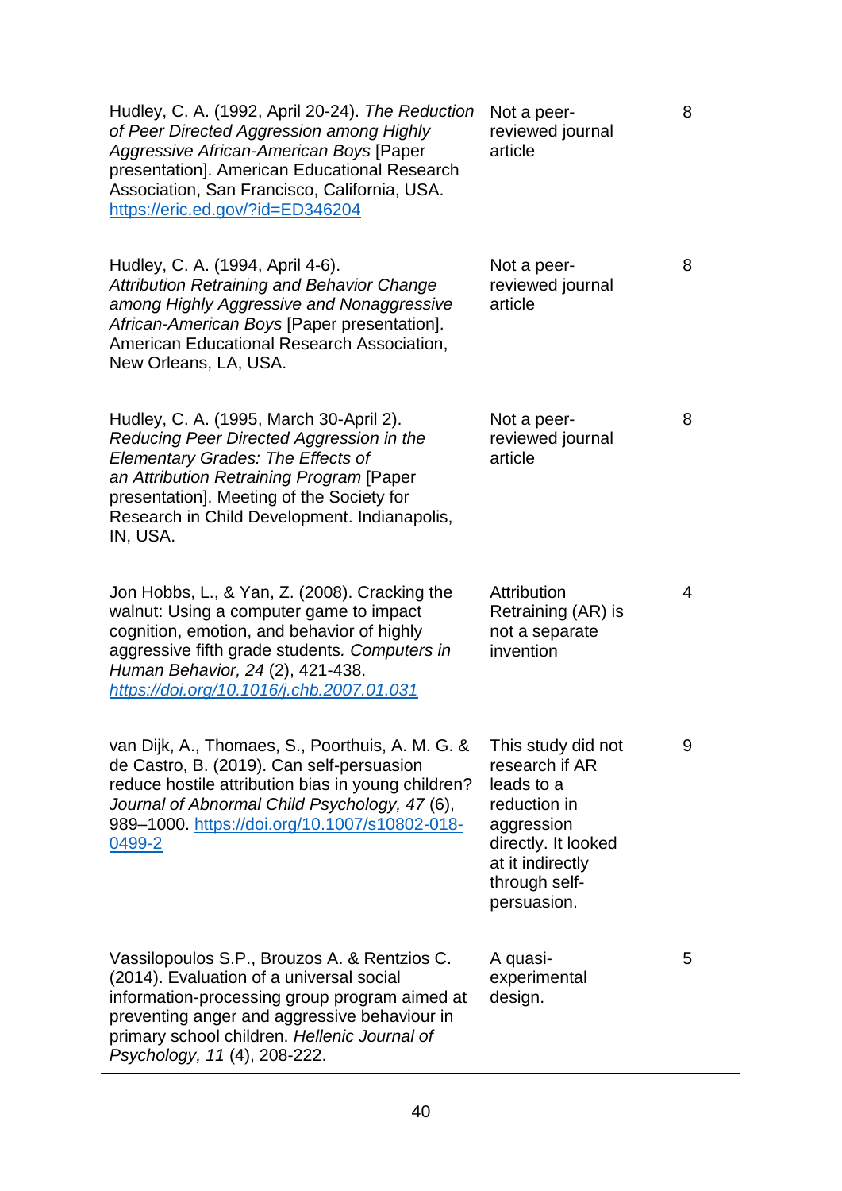| | | |
|---|---|---|
| Hudley, C. A. (1992, April 20-24). *The Reduction of Peer Directed Aggression among Highly Aggressive African-American Boys* [Paper presentation]. American Educational Research Association, San Francisco, California, USA. https://eric.ed.gov/?id=ED346204 | Not a peer-reviewed journal article | 8 |
| Hudley, C. A. (1994, April 4-6). *Attribution Retraining and Behavior Change among Highly Aggressive and Nonaggressive African-American Boys* [Paper presentation]. American Educational Research Association, New Orleans, LA, USA. | Not a peer-reviewed journal article | 8 |
| Hudley, C. A. (1995, March 30-April 2). *Reducing Peer Directed Aggression in the Elementary Grades: The Effects of an Attribution Retraining Program* [Paper presentation]. Meeting of the Society for Research in Child Development. Indianapolis, IN, USA. | Not a peer-reviewed journal article | 8 |
| Jon Hobbs, L., & Yan, Z. (2008). Cracking the walnut: Using a computer game to impact cognition, emotion, and behavior of highly aggressive fifth grade students. *Computers in Human Behavior, 24* (2), 421-438. *https://doi.org/10.1016/j.chb.2007.01.031* | Attribution Retraining (AR) is not a separate invention | 4 |
| van Dijk, A., Thomaes, S., Poorthuis, A. M. G. & de Castro, B. (2019). Can self-persuasion reduce hostile attribution bias in young children? *Journal of Abnormal Child Psychology, 47* (6), 989–1000. https://doi.org/10.1007/s10802-018-0499-2 | This study did not research if AR leads to a reduction in aggression directly. It looked at it indirectly through self-persuasion. | 9 |
| Vassilopoulos S.P., Brouzos A. & Rentzios C. (2014). Evaluation of a universal social information-processing group program aimed at preventing anger and aggressive behaviour in primary school children. *Hellenic Journal of Psychology, 11* (4), 208-222. | A quasi-experimental design. | 5 |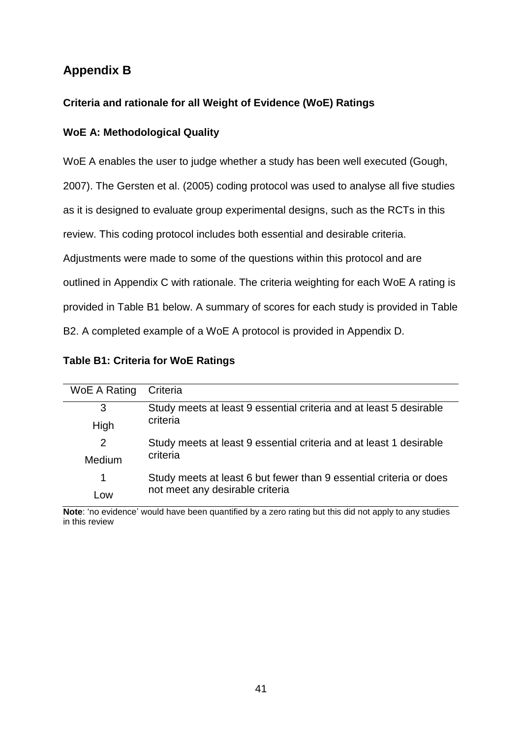## Appendix B

### Criteria and rationale for all Weight of Evidence (WoE) Ratings

#### WoE A: Methodological Quality

WoE A enables the user to judge whether a study has been well executed (Gough, 2007). The Gersten et al. (2005) coding protocol was used to analyse all five studies as it is designed to evaluate group experimental designs, such as the RCTs in this review. This coding protocol includes both essential and desirable criteria. Adjustments were made to some of the questions within this protocol and are outlined in Appendix C with rationale. The criteria weighting for each WoE A rating is provided in Table B1 below. A summary of scores for each study is provided in Table B2. A completed example of a WoE A protocol is provided in Appendix D.

**Table B1: Criteria for WoE Ratings**

| WoE A Rating | Criteria |
|---|---|
| 3<br>High | Study meets at least 9 essential criteria and at least 5 desirable criteria |
| 2<br>Medium | Study meets at least 9 essential criteria and at least 1 desirable criteria |
| 1<br>Low | Study meets at least 6 but fewer than 9 essential criteria or does not meet any desirable criteria |

**Note**: 'no evidence' would have been quantified by a zero rating but this did not apply to any studies in this review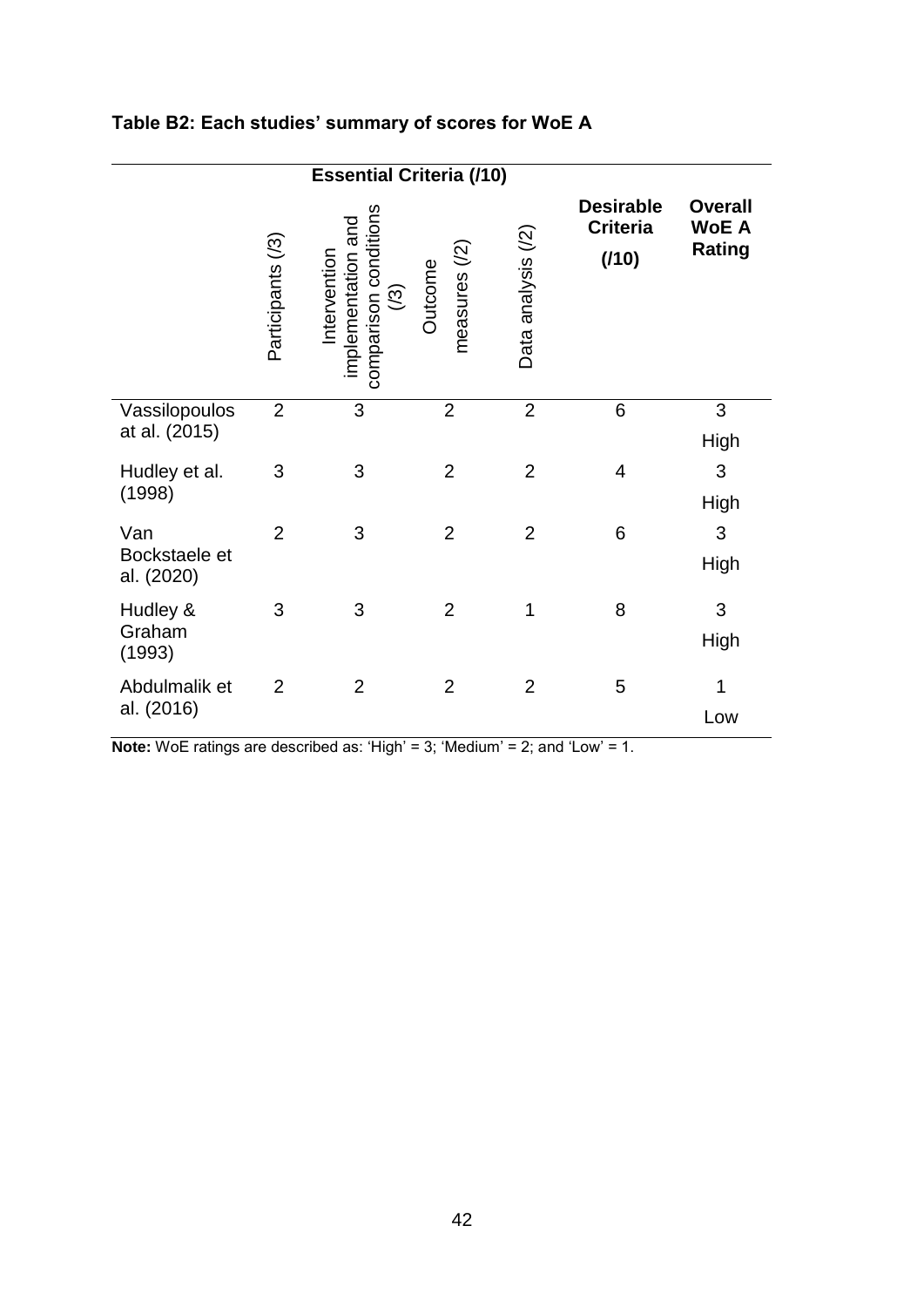**Table B2: Each studies' summary of scores for WoE A**

| | Essential Criteria (/10) | | | | Desirable Criteria (/10) | Overall WoE A Rating |
|---|---|---|---|---|---|---|
| | Participants (/3) | Intervention implementation and comparison conditions (/3) | Outcome measures (/2) | Data analysis (/2) | | |
| Vassilopoulos at al. (2015) | 2 | 3 | 2 | 2 | 6 | 3 High |
| Hudley et al. (1998) | 3 | 3 | 2 | 2 | 4 | 3 High |
| Van Bockstaele et al. (2020) | 2 | 3 | 2 | 2 | 6 | 3 High |
| Hudley & Graham (1993) | 3 | 3 | 2 | 1 | 8 | 3 High |
| Abdulmalik et al. (2016) | 2 | 2 | 2 | 2 | 5 | 1 Low |

**Note:** WoE ratings are described as: 'High' = 3; 'Medium' = 2; and 'Low' = 1.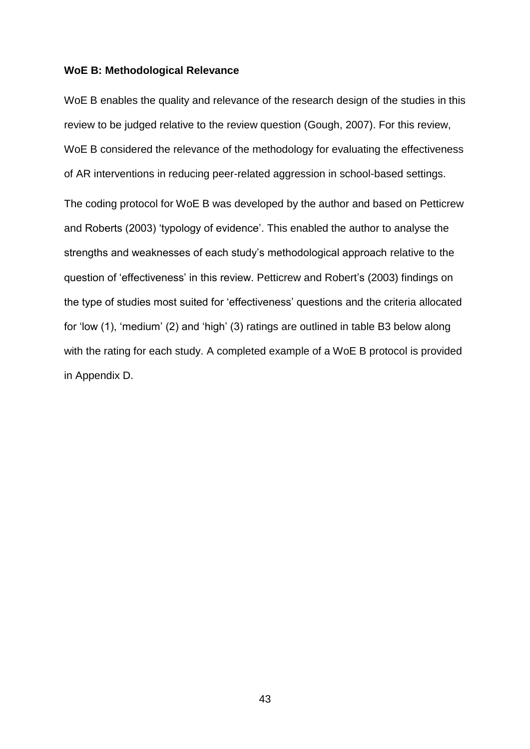**WoE B: Methodological Relevance**

WoE B enables the quality and relevance of the research design of the studies in this review to be judged relative to the review question (Gough, 2007). For this review, WoE B considered the relevance of the methodology for evaluating the effectiveness of AR interventions in reducing peer-related aggression in school-based settings.

The coding protocol for WoE B was developed by the author and based on Petticrew and Roberts (2003) 'typology of evidence'. This enabled the author to analyse the strengths and weaknesses of each study's methodological approach relative to the question of 'effectiveness' in this review. Petticrew and Robert's (2003) findings on the type of studies most suited for 'effectiveness' questions and the criteria allocated for 'low (1), 'medium' (2) and 'high' (3) ratings are outlined in table B3 below along with the rating for each study. A completed example of a WoE B protocol is provided in Appendix D.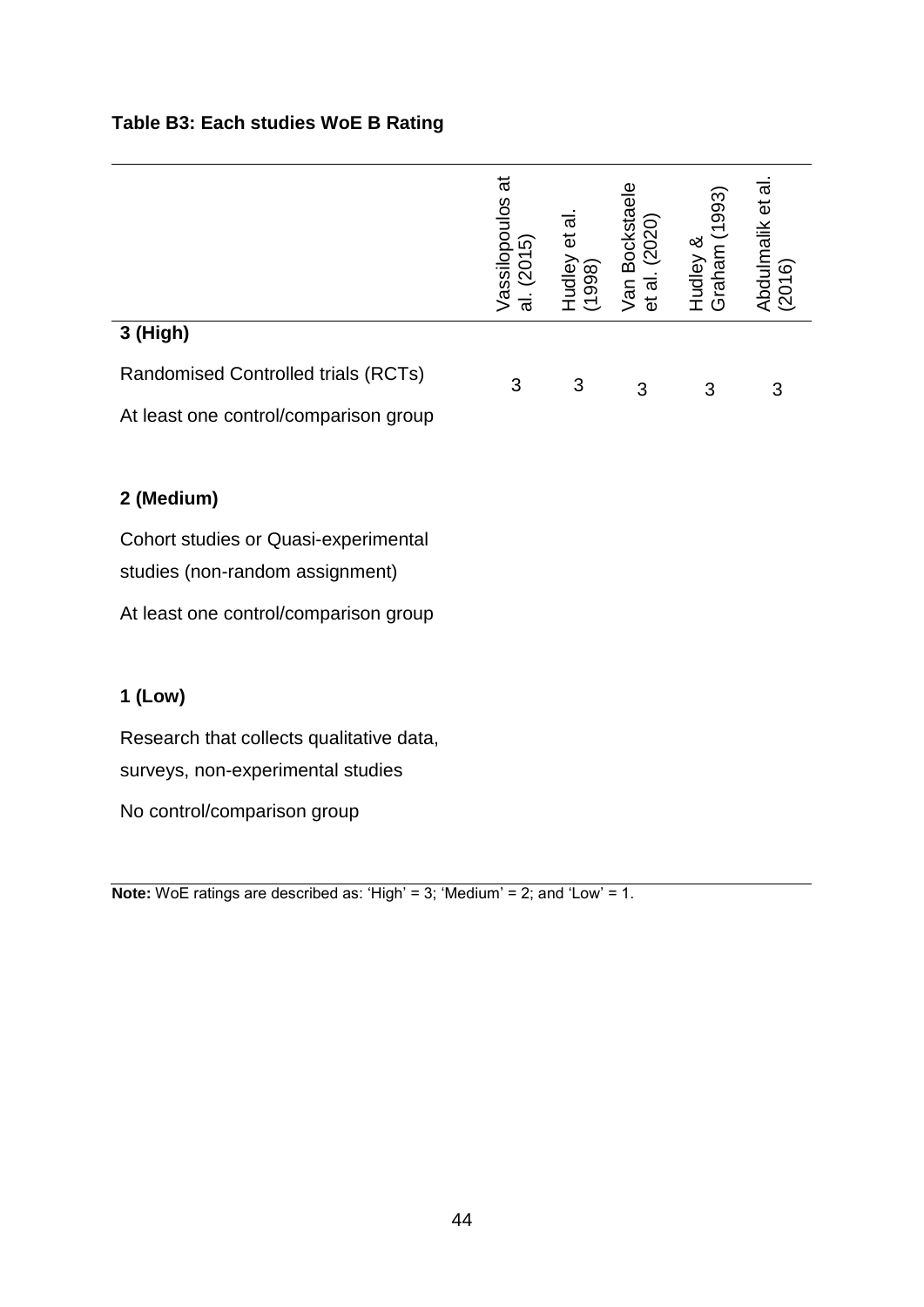**Table B3: Each studies WoE B Rating**

| | Vassilopoulos at al. (2015) | Hudley et al. (1998) | Van Bockstaele et al. (2020) | Hudley & Graham (1993) | Abdulmalik et al. (2016) |
|---|---|---|---|---|---|
| **3 (High)** | | | | | |
| Randomised Controlled trials (RCTs) | 3 | 3 | 3 | 3 | 3 |
| At least one control/comparison group | | | | | |
| **2 (Medium)** | | | | | |
| Cohort studies or Quasi-experimental studies (non-random assignment) | | | | | |
| At least one control/comparison group | | | | | |
| **1 (Low)** | | | | | |
| Research that collects qualitative data, surveys, non-experimental studies | | | | | |
| No control/comparison group | | | | | |

**Note:** WoE ratings are described as: 'High' = 3; 'Medium' = 2; and 'Low' = 1.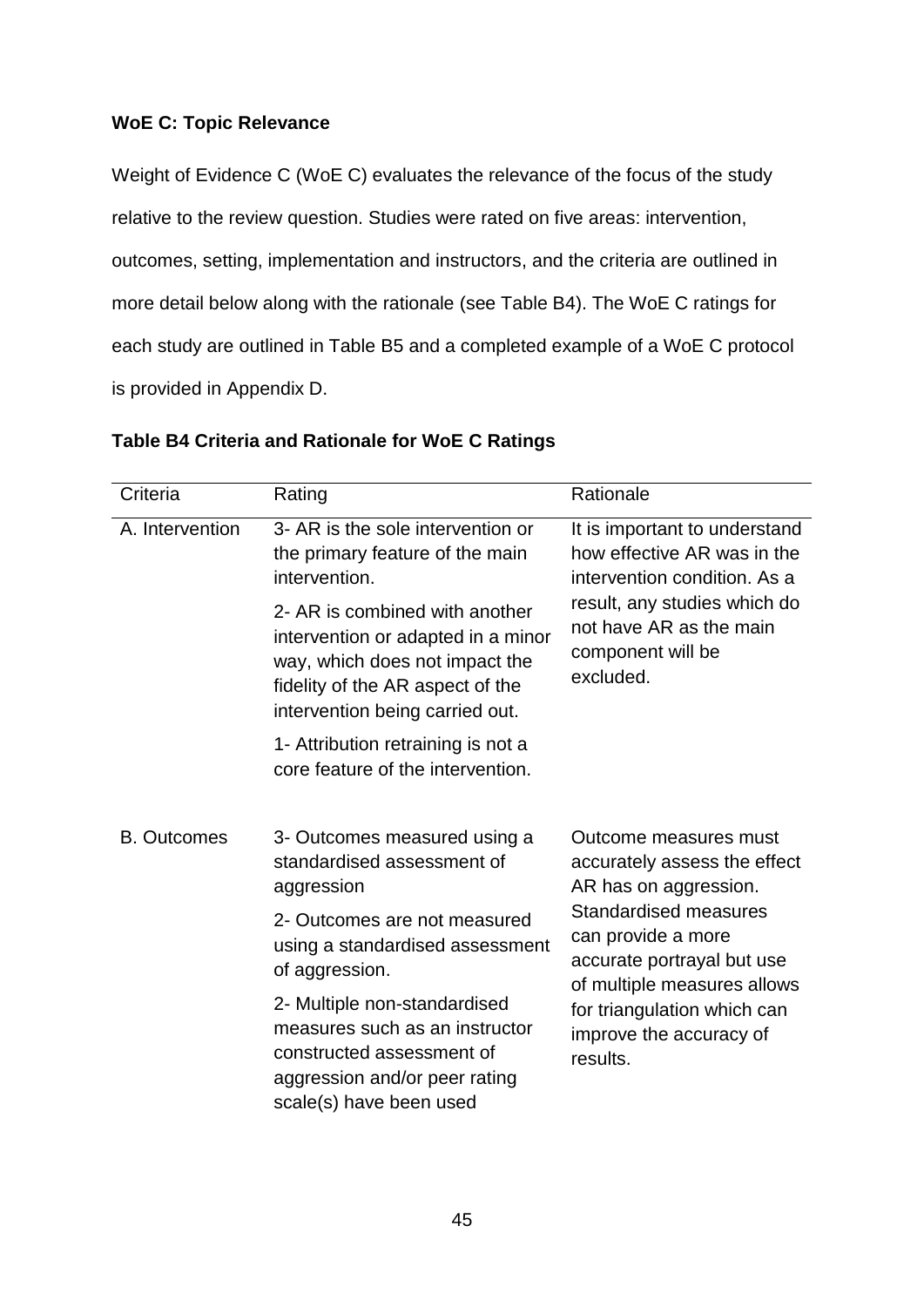**WoE C: Topic Relevance**

Weight of Evidence C (WoE C) evaluates the relevance of the focus of the study relative to the review question. Studies were rated on five areas: intervention, outcomes, setting, implementation and instructors, and the criteria are outlined in more detail below along with the rationale (see Table B4). The WoE C ratings for each study are outlined in Table B5 and a completed example of a WoE C protocol is provided in Appendix D.

**Table B4 Criteria and Rationale for WoE C Ratings**

| Criteria | Rating | Rationale |
|---|---|---|
| A. Intervention | 3- AR is the sole intervention or the primary feature of the main intervention.<br><br>2- AR is combined with another intervention or adapted in a minor way, which does not impact the fidelity of the AR aspect of the intervention being carried out.<br><br>1- Attribution retraining is not a core feature of the intervention. | It is important to understand how effective AR was in the intervention condition. As a result, any studies which do not have AR as the main component will be excluded. |
| B. Outcomes | 3- Outcomes measured using a standardised assessment of aggression<br><br>2- Outcomes are not measured using a standardised assessment of aggression.<br><br>2- Multiple non-standardised measures such as an instructor constructed assessment of aggression and/or peer rating scale(s) have been used | Outcome measures must accurately assess the effect AR has on aggression. Standardised measures can provide a more accurate portrayal but use of multiple measures allows for triangulation which can improve the accuracy of results. |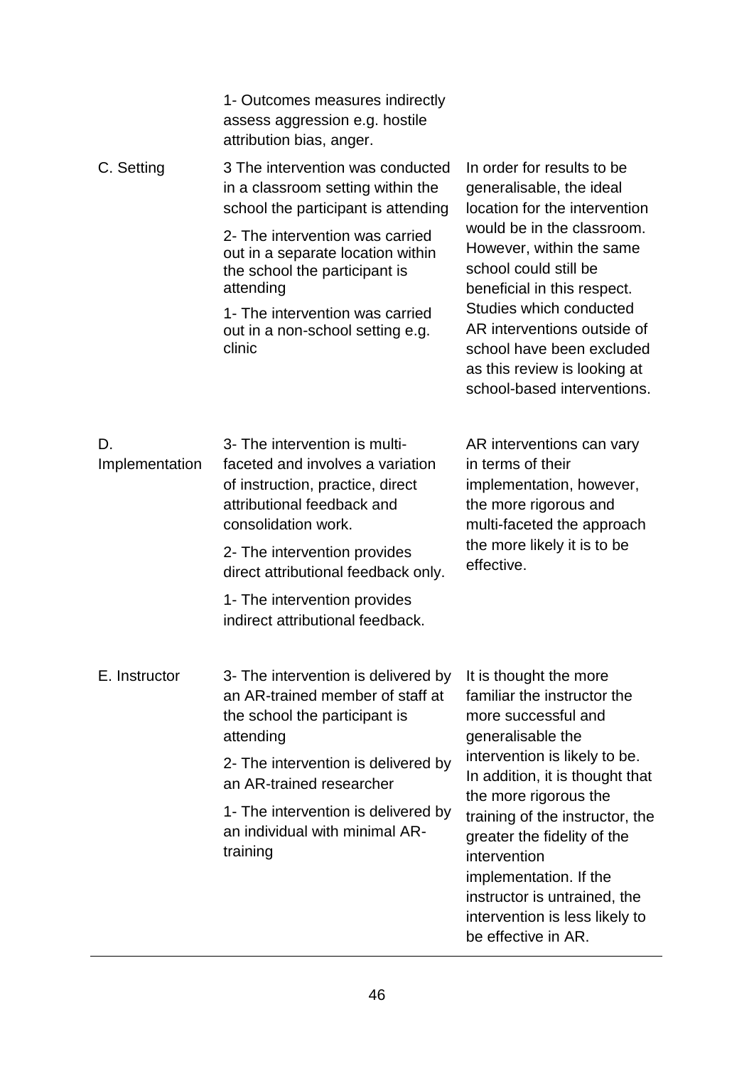| | | |
|---|---|---|
| | 1- Outcomes measures indirectly assess aggression e.g. hostile attribution bias, anger. | |
| C. Setting | 3 The intervention was conducted in a classroom setting within the school the participant is attending<br><br>2- The intervention was carried out in a separate location within the school the participant is attending<br><br>1- The intervention was carried out in a non-school setting e.g. clinic | In order for results to be generalisable, the ideal location for the intervention would be in the classroom. However, within the same school could still be beneficial in this respect. Studies which conducted AR interventions outside of school have been excluded as this review is looking at school-based interventions. |
| D. Implementation | 3- The intervention is multi-faceted and involves a variation of instruction, practice, direct attributional feedback and consolidation work.<br><br>2- The intervention provides direct attributional feedback only.<br><br>1- The intervention provides indirect attributional feedback. | AR interventions can vary in terms of their implementation, however, the more rigorous and multi-faceted the approach the more likely it is to be effective. |
| E. Instructor | 3- The intervention is delivered by an AR-trained member of staff at the school the participant is attending<br><br>2- The intervention is delivered by an AR-trained researcher<br><br>1- The intervention is delivered by an individual with minimal AR-training | It is thought the more familiar the instructor the more successful and generalisable the intervention is likely to be. In addition, it is thought that the more rigorous the training of the instructor, the greater the fidelity of the intervention implementation. If the instructor is untrained, the intervention is less likely to be effective in AR. |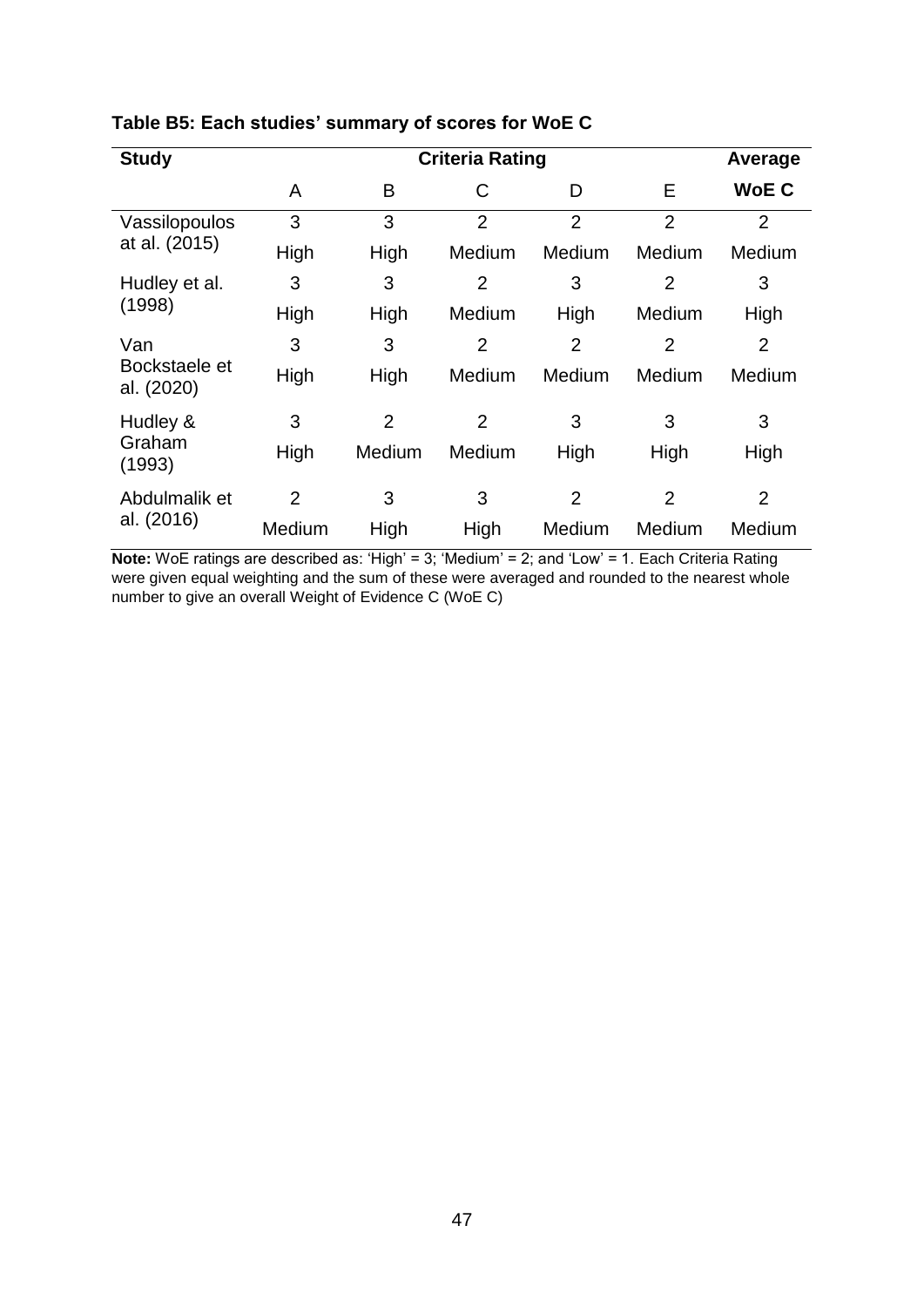**Table B5: Each studies' summary of scores for WoE C**

| Study | Criteria Rating | | | | | Average |
|---|---|---|---|---|---|---|
| | A | B | C | D | E | **WoE C** |
| Vassilopoulos at al. (2015) | 3<br>High | 3<br>High | 2<br>Medium | 2<br>Medium | 2<br>Medium | 2<br>Medium |
| Hudley et al. (1998) | 3<br>High | 3<br>High | 2<br>Medium | 3<br>High | 2<br>Medium | 3<br>High |
| Van Bockstaele et al. (2020) | 3<br>High | 3<br>High | 2<br>Medium | 2<br>Medium | 2<br>Medium | 2<br>Medium |
| Hudley & Graham (1993) | 3<br>High | 2<br>Medium | 2<br>Medium | 3<br>High | 3<br>High | 3<br>High |
| Abdulmalik et al. (2016) | 2<br>Medium | 3<br>High | 3<br>High | 2<br>Medium | 2<br>Medium | 2<br>Medium |

**Note:** WoE ratings are described as: 'High' = 3; 'Medium' = 2; and 'Low' = 1. Each Criteria Rating were given equal weighting and the sum of these were averaged and rounded to the nearest whole number to give an overall Weight of Evidence C (WoE C)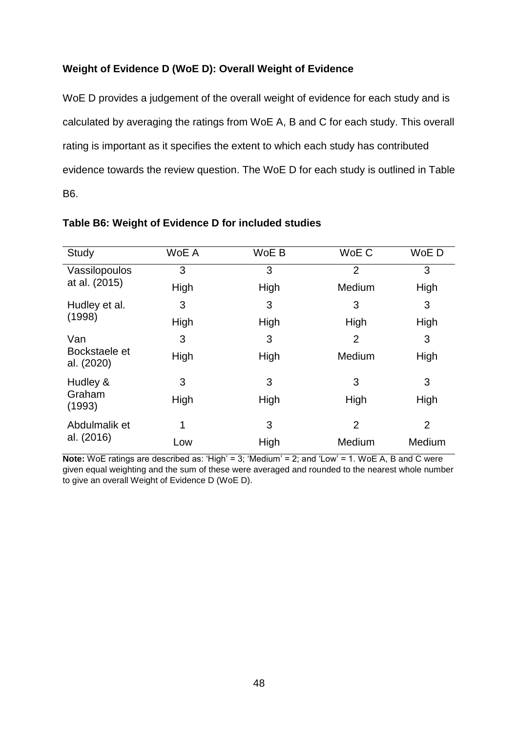**Weight of Evidence D (WoE D): Overall Weight of Evidence**

WoE D provides a judgement of the overall weight of evidence for each study and is calculated by averaging the ratings from WoE A, B and C for each study. This overall rating is important as it specifies the extent to which each study has contributed evidence towards the review question. The WoE D for each study is outlined in Table B6.

**Table B6: Weight of Evidence D for included studies**

| Study | WoE A | WoE B | WoE C | WoE D |
|---|---|---|---|---|
| Vassilopoulos at al. (2015) | 3 High | 3 High | 2 Medium | 3 High |
| Hudley et al. (1998) | 3 High | 3 High | 3 High | 3 High |
| Van Bockstaele et al. (2020) | 3 High | 3 High | 2 Medium | 3 High |
| Hudley & Graham (1993) | 3 High | 3 High | 3 High | 3 High |
| Abdulmalik et al. (2016) | 1 Low | 3 High | 2 Medium | 2 Medium |

**Note:** WoE ratings are described as: 'High' = 3; 'Medium' = 2; and 'Low' = 1. WoE A, B and C were given equal weighting and the sum of these were averaged and rounded to the nearest whole number to give an overall Weight of Evidence D (WoE D).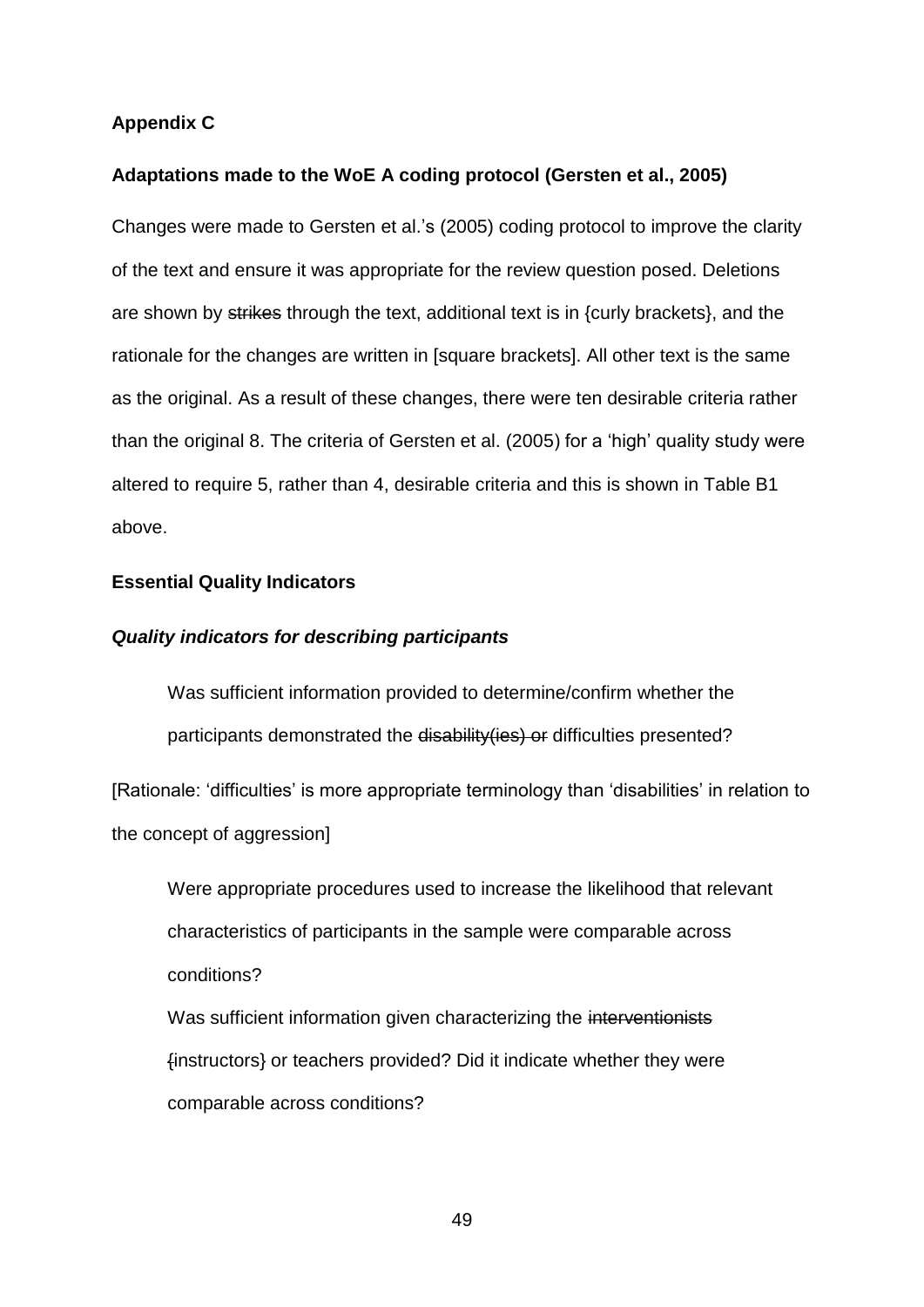**Appendix C**

**Adaptations made to the WoE A coding protocol (Gersten et al., 2005)**

Changes were made to Gersten et al.'s (2005) coding protocol to improve the clarity of the text and ensure it was appropriate for the review question posed. Deletions are shown by ~~strikes~~ through the text, additional text is in {curly brackets}, and the rationale for the changes are written in [square brackets]. All other text is the same as the original. As a result of these changes, there were ten desirable criteria rather than the original 8. The criteria of Gersten et al. (2005) for a 'high' quality study were altered to require 5, rather than 4, desirable criteria and this is shown in Table B1 above.

**Essential Quality Indicators**

***Quality indicators for describing participants***

> Was sufficient information provided to determine/confirm whether the participants demonstrated the ~~disability(ies) or~~ difficulties presented?

[Rationale: 'difficulties' is more appropriate terminology than 'disabilities' in relation to the concept of aggression]

> Were appropriate procedures used to increase the likelihood that relevant characteristics of participants in the sample were comparable across conditions?
>
> Was sufficient information given characterizing the ~~interventionists~~ {instructors} or teachers provided? Did it indicate whether they were comparable across conditions?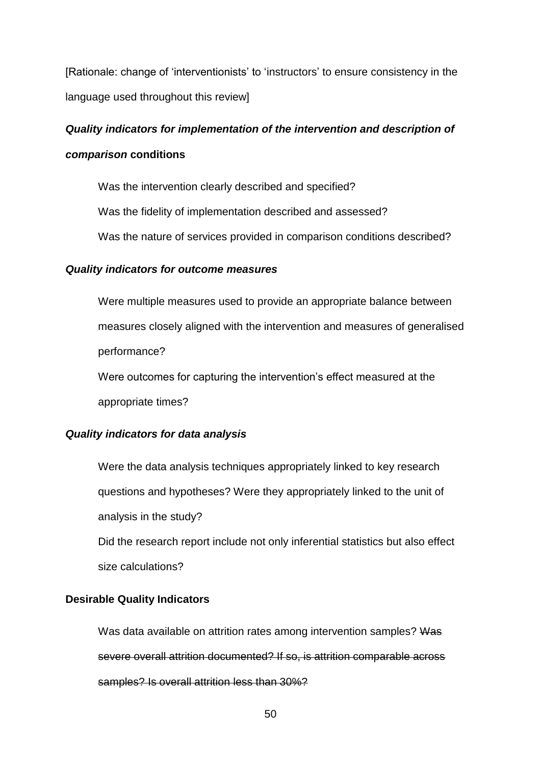[Rationale: change of 'interventionists' to 'instructors' to ensure consistency in the language used throughout this review]

***Quality indicators for implementation of the intervention and description of comparison* conditions**

Was the intervention clearly described and specified?

Was the fidelity of implementation described and assessed?

Was the nature of services provided in comparison conditions described?

***Quality indicators for outcome measures***

Were multiple measures used to provide an appropriate balance between measures closely aligned with the intervention and measures of generalised performance?

Were outcomes for capturing the intervention's effect measured at the appropriate times?

***Quality indicators for data analysis***

Were the data analysis techniques appropriately linked to key research questions and hypotheses? Were they appropriately linked to the unit of analysis in the study?

Did the research report include not only inferential statistics but also effect size calculations?

**Desirable Quality Indicators**

Was data available on attrition rates among intervention samples? ~~Was severe overall attrition documented? If so, is attrition comparable across samples? Is overall attrition less than 30%?~~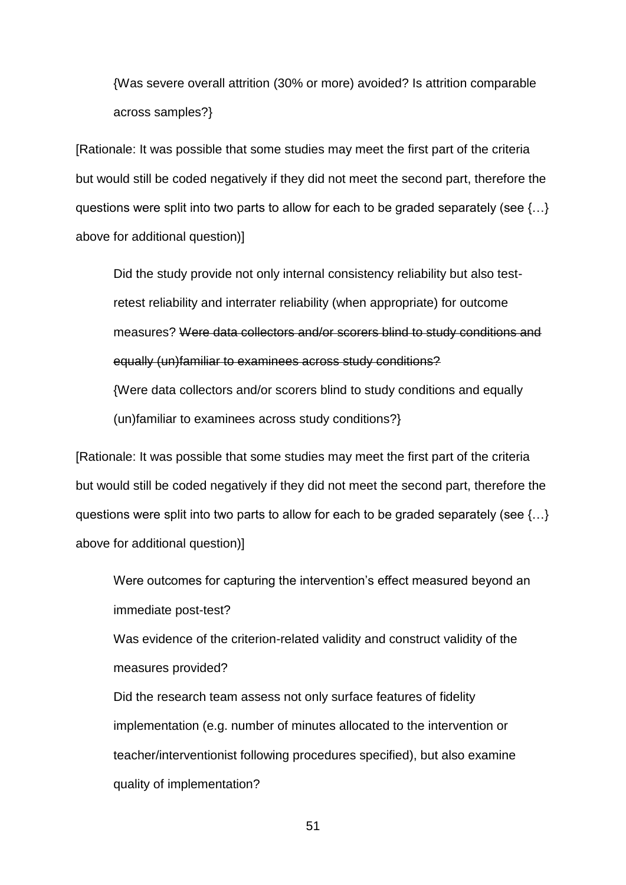{Was severe overall attrition (30% or more) avoided? Is attrition comparable across samples?}

[Rationale: It was possible that some studies may meet the first part of the criteria but would still be coded negatively if they did not meet the second part, therefore the questions were split into two parts to allow for each to be graded separately (see {…} above for additional question)]

Did the study provide not only internal consistency reliability but also test-retest reliability and interrater reliability (when appropriate) for outcome measures? ~~Were data collectors and/or scorers blind to study conditions and equally (un)familiar to examinees across study conditions?~~

{Were data collectors and/or scorers blind to study conditions and equally (un)familiar to examinees across study conditions?}

[Rationale: It was possible that some studies may meet the first part of the criteria but would still be coded negatively if they did not meet the second part, therefore the questions were split into two parts to allow for each to be graded separately (see {…} above for additional question)]

Were outcomes for capturing the intervention's effect measured beyond an immediate post-test?

Was evidence of the criterion-related validity and construct validity of the measures provided?

Did the research team assess not only surface features of fidelity implementation (e.g. number of minutes allocated to the intervention or teacher/interventionist following procedures specified), but also examine quality of implementation?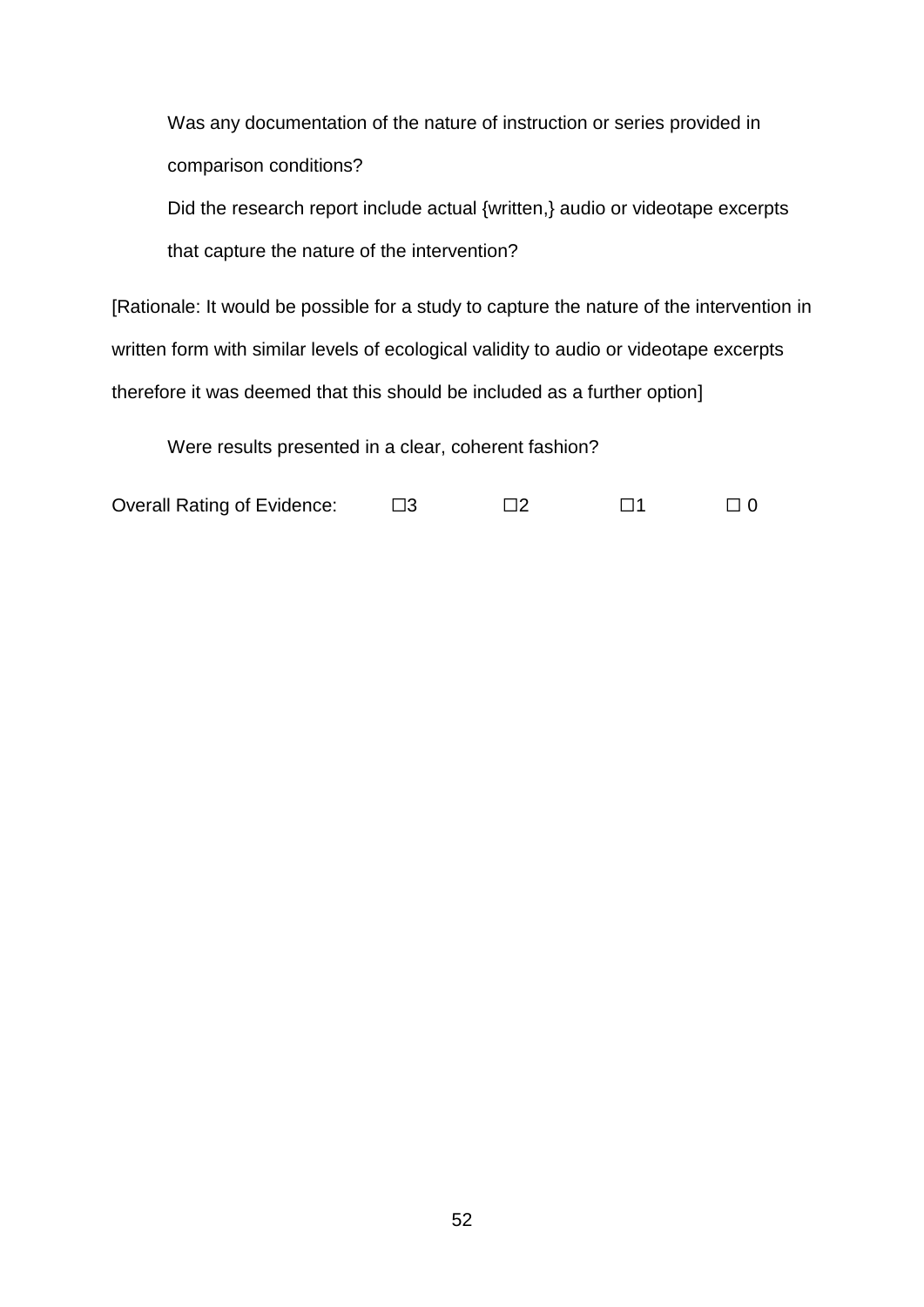Was any documentation of the nature of instruction or series provided in comparison conditions?

Did the research report include actual {written,} audio or videotape excerpts that capture the nature of the intervention?

[Rationale: It would be possible for a study to capture the nature of the intervention in written form with similar levels of ecological validity to audio or videotape excerpts therefore it was deemed that this should be included as a further option]

Were results presented in a clear, coherent fashion?

Overall Rating of Evidence: ☐3 ☐2 ☐1 ☐ 0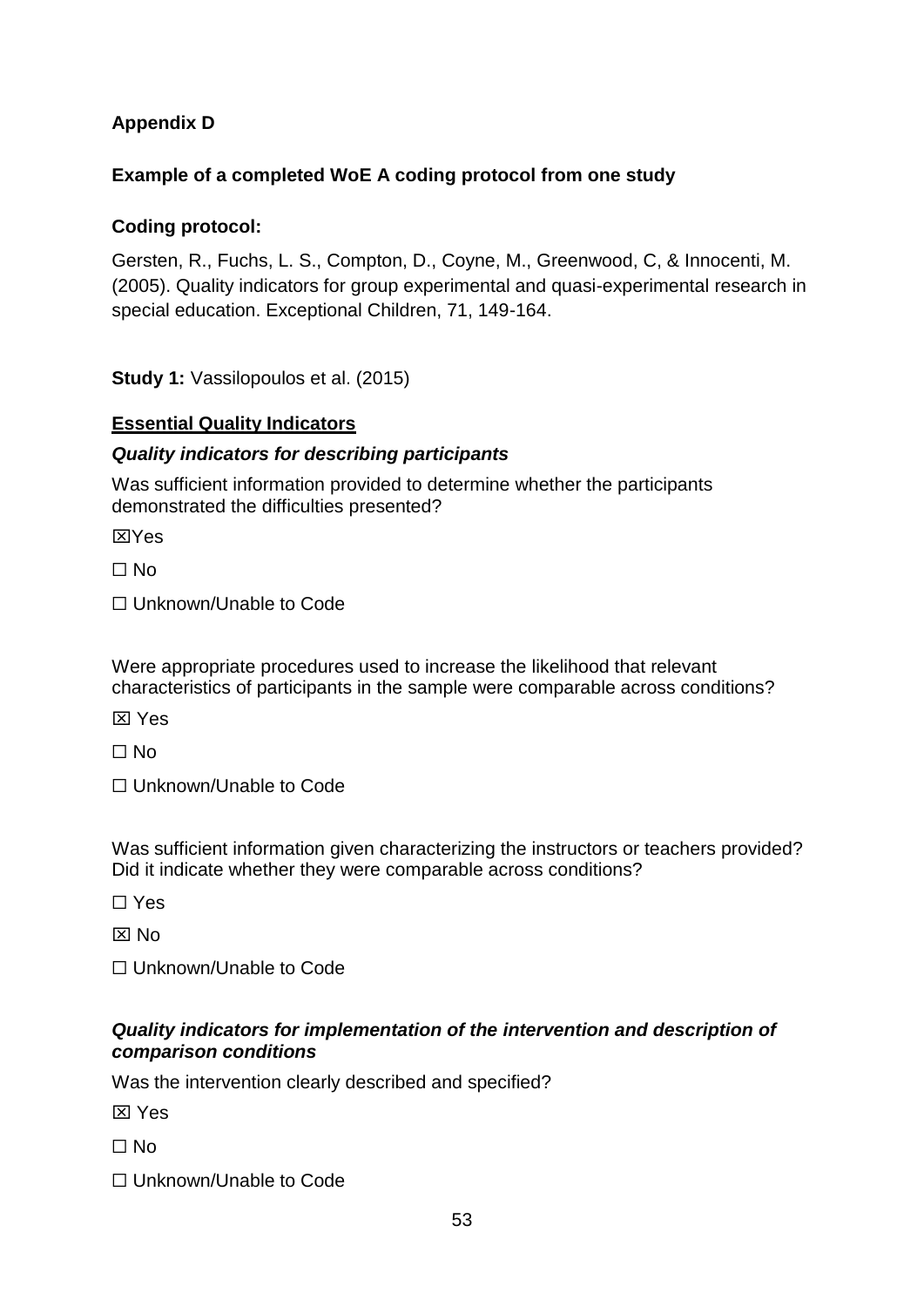**Appendix D**

**Example of a completed WoE A coding protocol from one study**

**Coding protocol:**

Gersten, R., Fuchs, L. S., Compton, D., Coyne, M., Greenwood, C, & Innocenti, M. (2005). Quality indicators for group experimental and quasi-experimental research in special education. Exceptional Children, 71, 149-164.

**Study 1:** Vassilopoulos et al. (2015)

**Essential Quality Indicators**

***Quality indicators for describing participants***

Was sufficient information provided to determine whether the participants demonstrated the difficulties presented?

☒Yes

☐ No

☐ Unknown/Unable to Code

Were appropriate procedures used to increase the likelihood that relevant characteristics of participants in the sample were comparable across conditions?

☒ Yes

☐ No

☐ Unknown/Unable to Code

Was sufficient information given characterizing the instructors or teachers provided? Did it indicate whether they were comparable across conditions?

☐ Yes

☒ No

☐ Unknown/Unable to Code

***Quality indicators for implementation of the intervention and description of comparison conditions***

Was the intervention clearly described and specified?

☒ Yes

☐ No

☐ Unknown/Unable to Code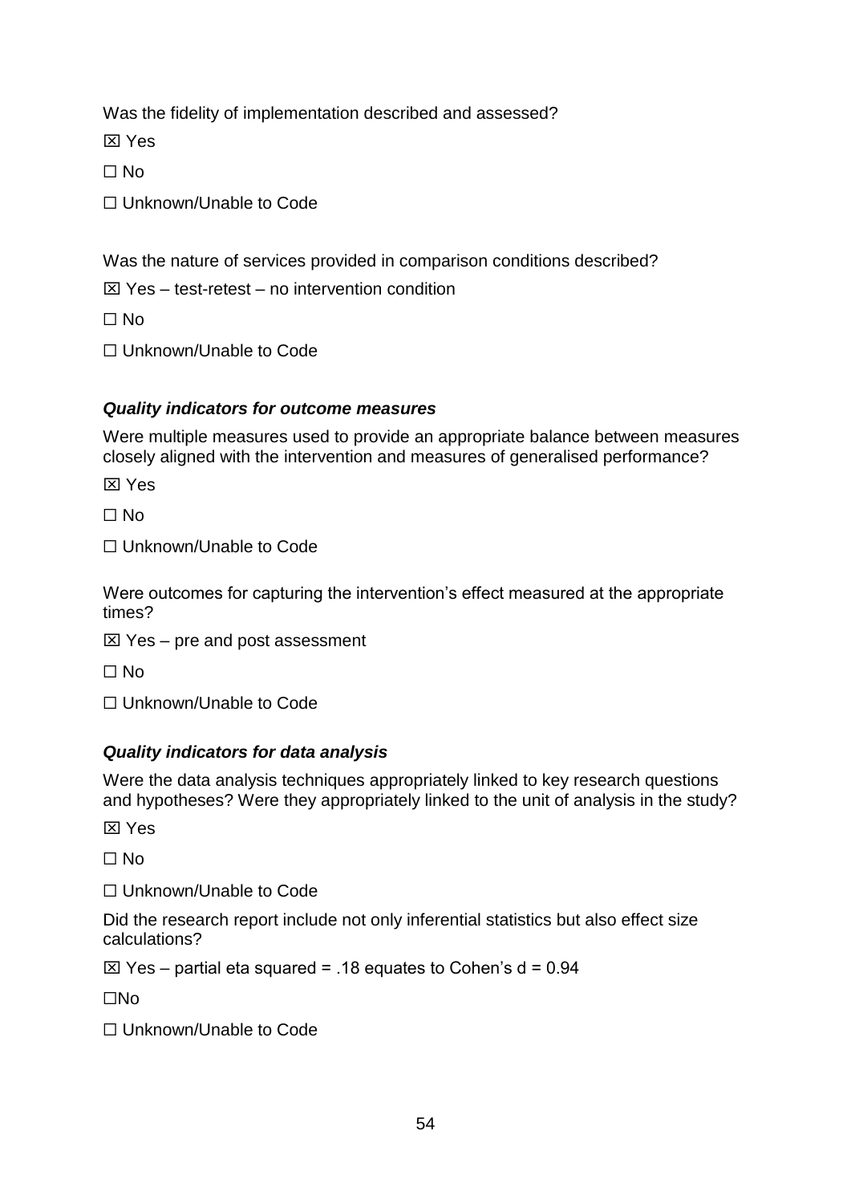Was the fidelity of implementation described and assessed?

☒ Yes

☐ No

☐ Unknown/Unable to Code

Was the nature of services provided in comparison conditions described?

☒ Yes – test-retest – no intervention condition

☐ No

☐ Unknown/Unable to Code

### *Quality indicators for outcome measures*

Were multiple measures used to provide an appropriate balance between measures closely aligned with the intervention and measures of generalised performance?

☒ Yes

☐ No

☐ Unknown/Unable to Code

Were outcomes for capturing the intervention's effect measured at the appropriate times?

☒ Yes – pre and post assessment

☐ No

☐ Unknown/Unable to Code

### *Quality indicators for data analysis*

Were the data analysis techniques appropriately linked to key research questions and hypotheses? Were they appropriately linked to the unit of analysis in the study?

☒ Yes

☐ No

☐ Unknown/Unable to Code

Did the research report include not only inferential statistics but also effect size calculations?

☒ Yes – partial eta squared = .18 equates to Cohen's d = 0.94

☐No

☐ Unknown/Unable to Code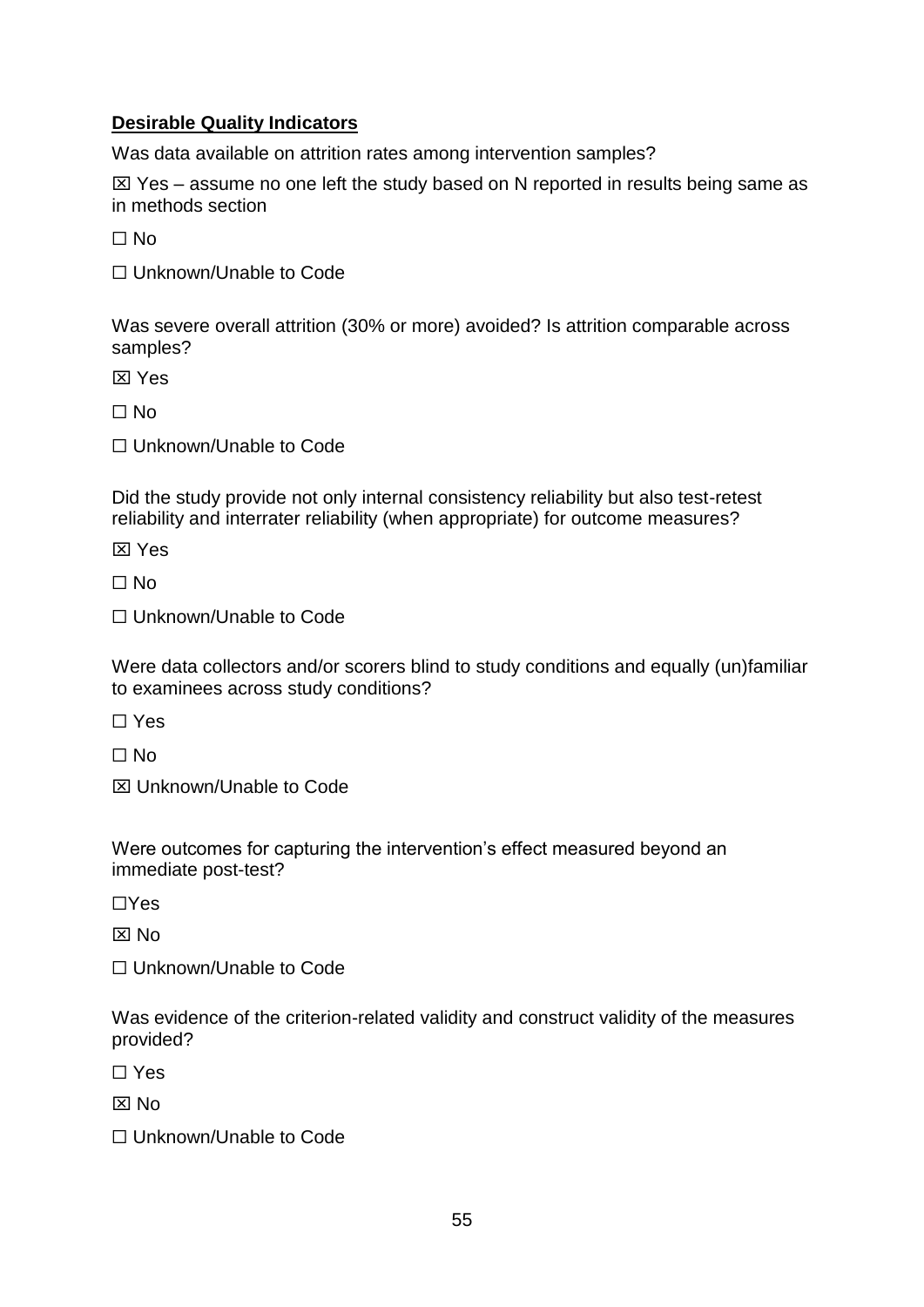**Desirable Quality Indicators**

Was data available on attrition rates among intervention samples?

☒ Yes – assume no one left the study based on N reported in results being same as in methods section

☐ No

☐ Unknown/Unable to Code

Was severe overall attrition (30% or more) avoided? Is attrition comparable across samples?

☒ Yes

☐ No

☐ Unknown/Unable to Code

Did the study provide not only internal consistency reliability but also test-retest reliability and interrater reliability (when appropriate) for outcome measures?

☒ Yes

☐ No

☐ Unknown/Unable to Code

Were data collectors and/or scorers blind to study conditions and equally (un)familiar to examinees across study conditions?

☐ Yes

☐ No

☒ Unknown/Unable to Code

Were outcomes for capturing the intervention's effect measured beyond an immediate post-test?

☐Yes

☒ No

☐ Unknown/Unable to Code

Was evidence of the criterion-related validity and construct validity of the measures provided?

☐ Yes

☒ No

☐ Unknown/Unable to Code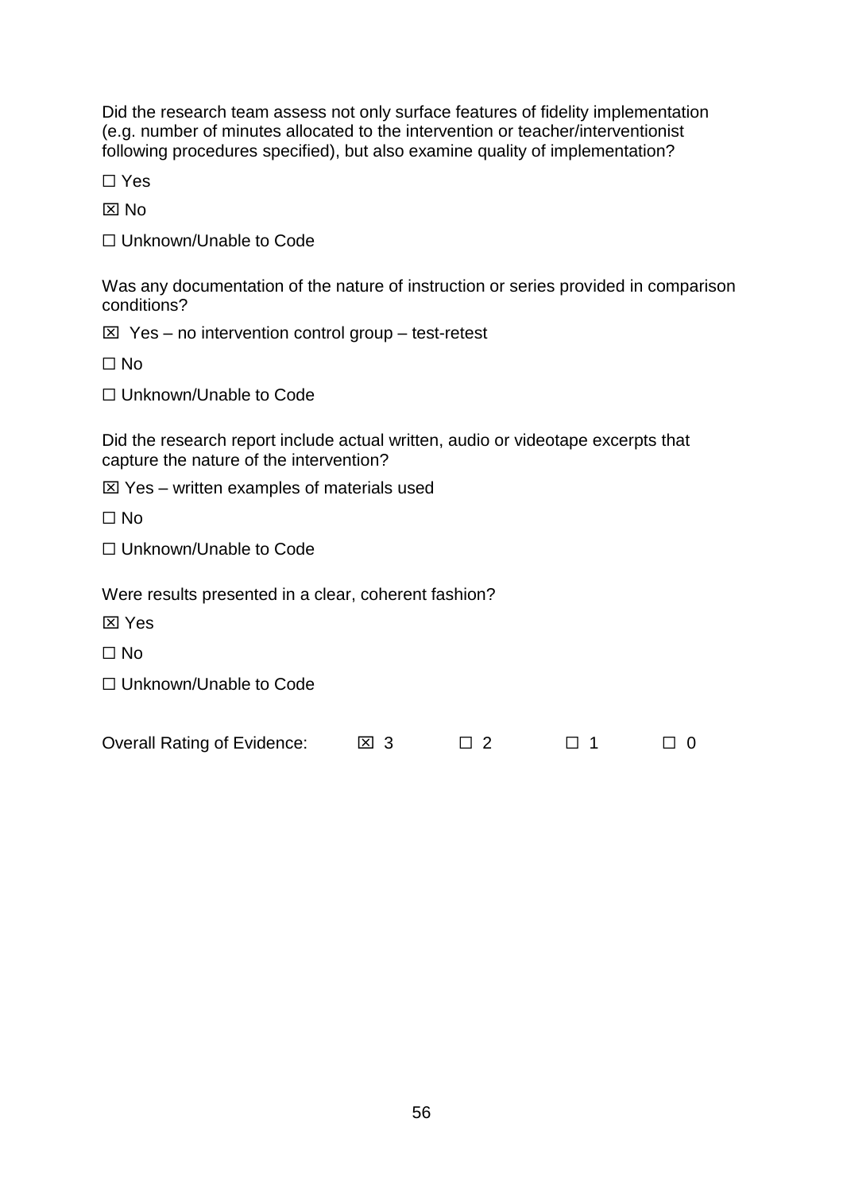Did the research team assess not only surface features of fidelity implementation (e.g. number of minutes allocated to the intervention or teacher/interventionist following procedures specified), but also examine quality of implementation?

☐ Yes

☒ No

☐ Unknown/Unable to Code

Was any documentation of the nature of instruction or series provided in comparison conditions?

☒ Yes – no intervention control group – test-retest

☐ No

☐ Unknown/Unable to Code

Did the research report include actual written, audio or videotape excerpts that capture the nature of the intervention?

☒ Yes – written examples of materials used

☐ No

☐ Unknown/Unable to Code

Were results presented in a clear, coherent fashion?

☒ Yes

☐ No

☐ Unknown/Unable to Code

Overall Rating of Evidence: ☒ 3 ☐ 2 ☐ 1 ☐ 0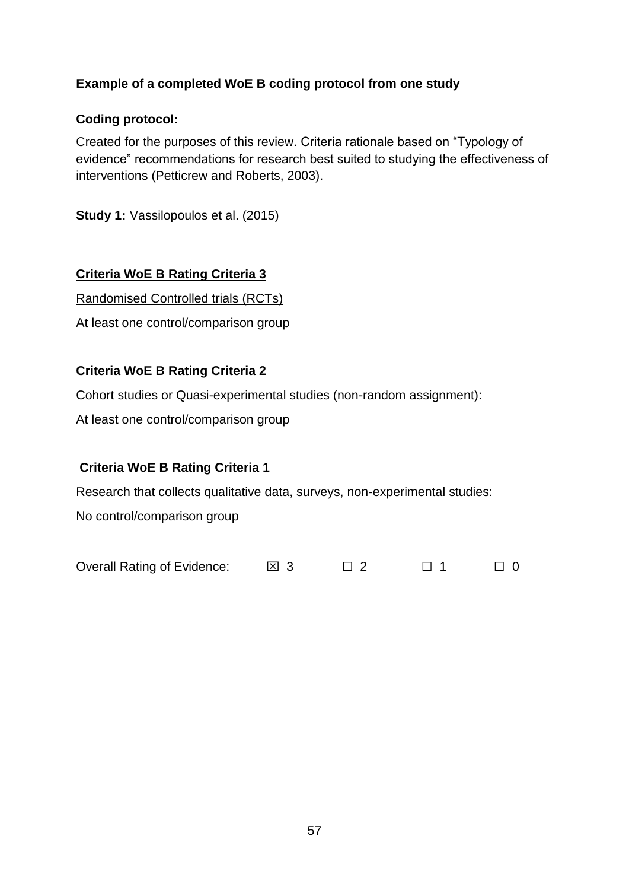**Example of a completed WoE B coding protocol from one study**

**Coding protocol:**

Created for the purposes of this review. Criteria rationale based on “Typology of evidence” recommendations for research best suited to studying the effectiveness of interventions (Petticrew and Roberts, 2003).

**Study 1:** Vassilopoulos et al. (2015)

**<u>Criteria WoE B Rating Criteria 3</u>**

<u>Randomised Controlled trials (RCTs)</u>

<u>At least one control/comparison group</u>

**Criteria WoE B Rating Criteria 2**

Cohort studies or Quasi-experimental studies (non-random assignment):

At least one control/comparison group

**Criteria WoE B Rating Criteria 1**

Research that collects qualitative data, surveys, non-experimental studies:

No control/comparison group

Overall Rating of Evidence: ☒ 3 ☐ 2 ☐ 1 ☐ 0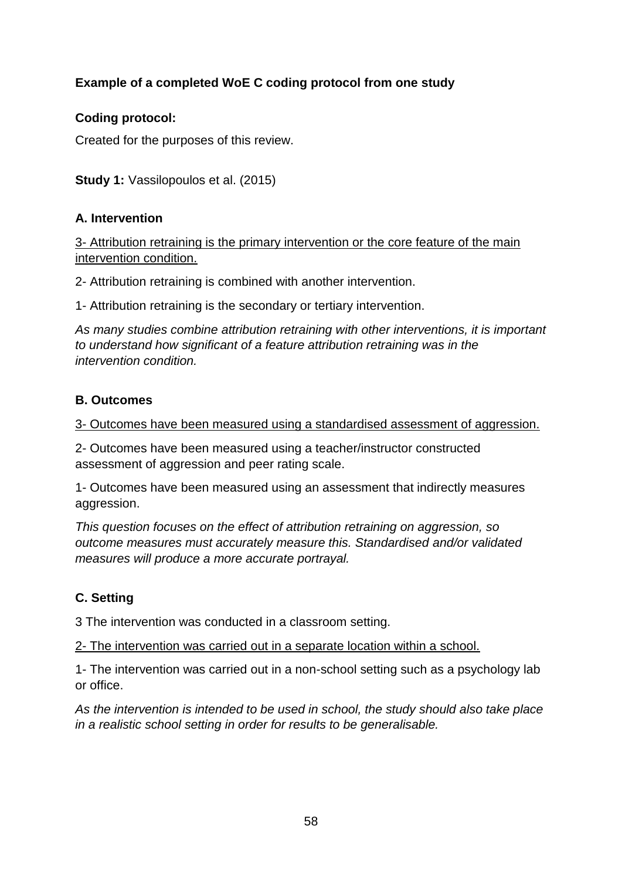**Example of a completed WoE C coding protocol from one study**

**Coding protocol:**

Created for the purposes of this review.

**Study 1:** Vassilopoulos et al. (2015)

**A. Intervention**

<u>3- Attribution retraining is the primary intervention or the core feature of the main intervention condition.</u>

2- Attribution retraining is combined with another intervention.

1- Attribution retraining is the secondary or tertiary intervention.

*As many studies combine attribution retraining with other interventions, it is important to understand how significant of a feature attribution retraining was in the intervention condition.*

**B. Outcomes**

<u>3- Outcomes have been measured using a standardised assessment of aggression.</u>

2- Outcomes have been measured using a teacher/instructor constructed assessment of aggression and peer rating scale.

1- Outcomes have been measured using an assessment that indirectly measures aggression.

*This question focuses on the effect of attribution retraining on aggression, so outcome measures must accurately measure this. Standardised and/or validated measures will produce a more accurate portrayal.*

**C. Setting**

3 The intervention was conducted in a classroom setting.

<u>2- The intervention was carried out in a separate location within a school.</u>

1- The intervention was carried out in a non-school setting such as a psychology lab or office.

*As the intervention is intended to be used in school, the study should also take place in a realistic school setting in order for results to be generalisable.*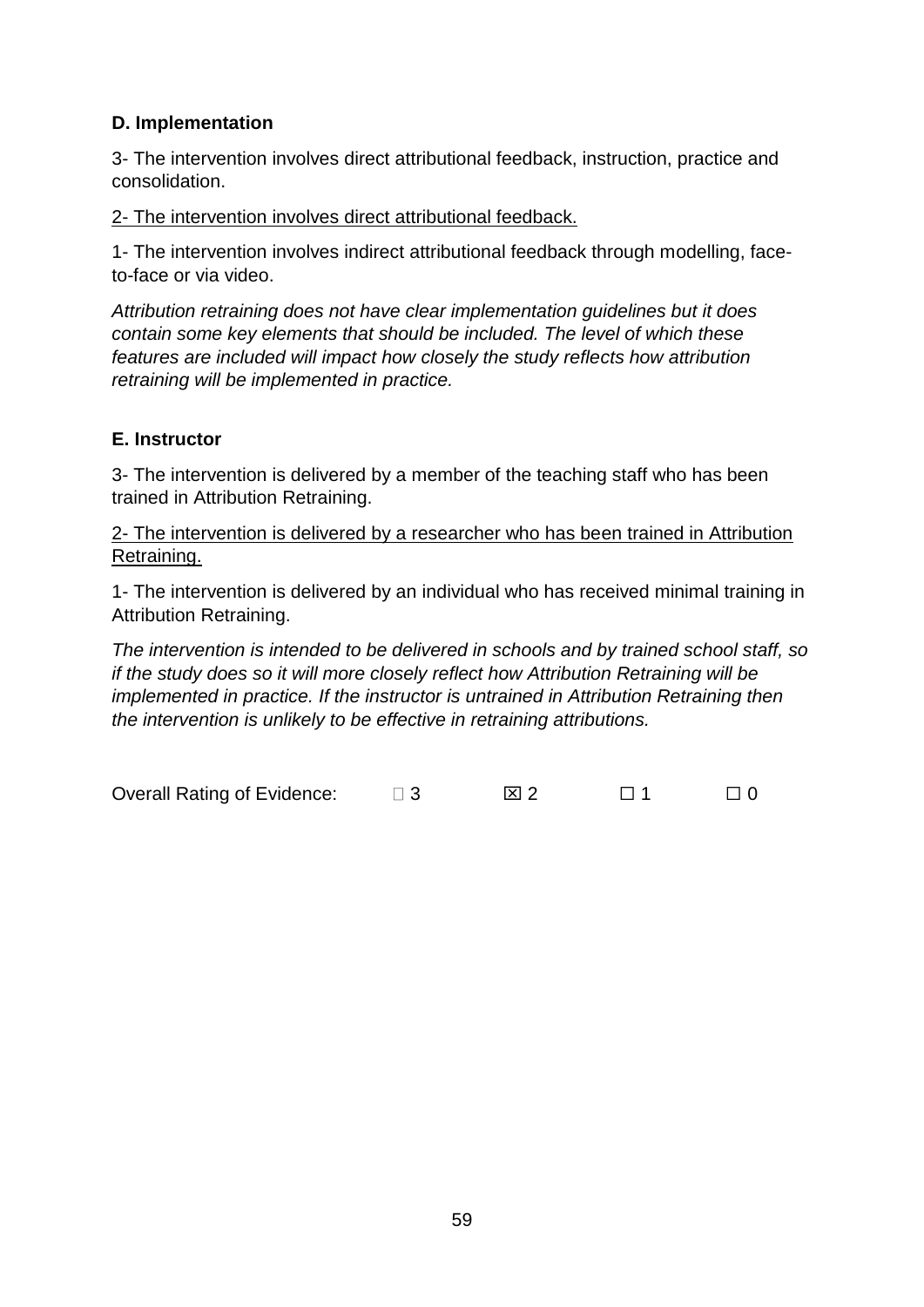**D. Implementation**

3- The intervention involves direct attributional feedback, instruction, practice and consolidation.

<u>2- The intervention involves direct attributional feedback.</u>

1- The intervention involves indirect attributional feedback through modelling, face-to-face or via video.

*Attribution retraining does not have clear implementation guidelines but it does contain some key elements that should be included. The level of which these features are included will impact how closely the study reflects how attribution retraining will be implemented in practice.*

**E. Instructor**

3- The intervention is delivered by a member of the teaching staff who has been trained in Attribution Retraining.

<u>2- The intervention is delivered by a researcher who has been trained in Attribution Retraining.</u>

1- The intervention is delivered by an individual who has received minimal training in Attribution Retraining.

*The intervention is intended to be delivered in schools and by trained school staff, so if the study does so it will more closely reflect how Attribution Retraining will be implemented in practice. If the instructor is untrained in Attribution Retraining then the intervention is unlikely to be effective in retraining attributions.*

Overall Rating of Evidence: ☐ 3 ☒ 2 ☐ 1 ☐ 0